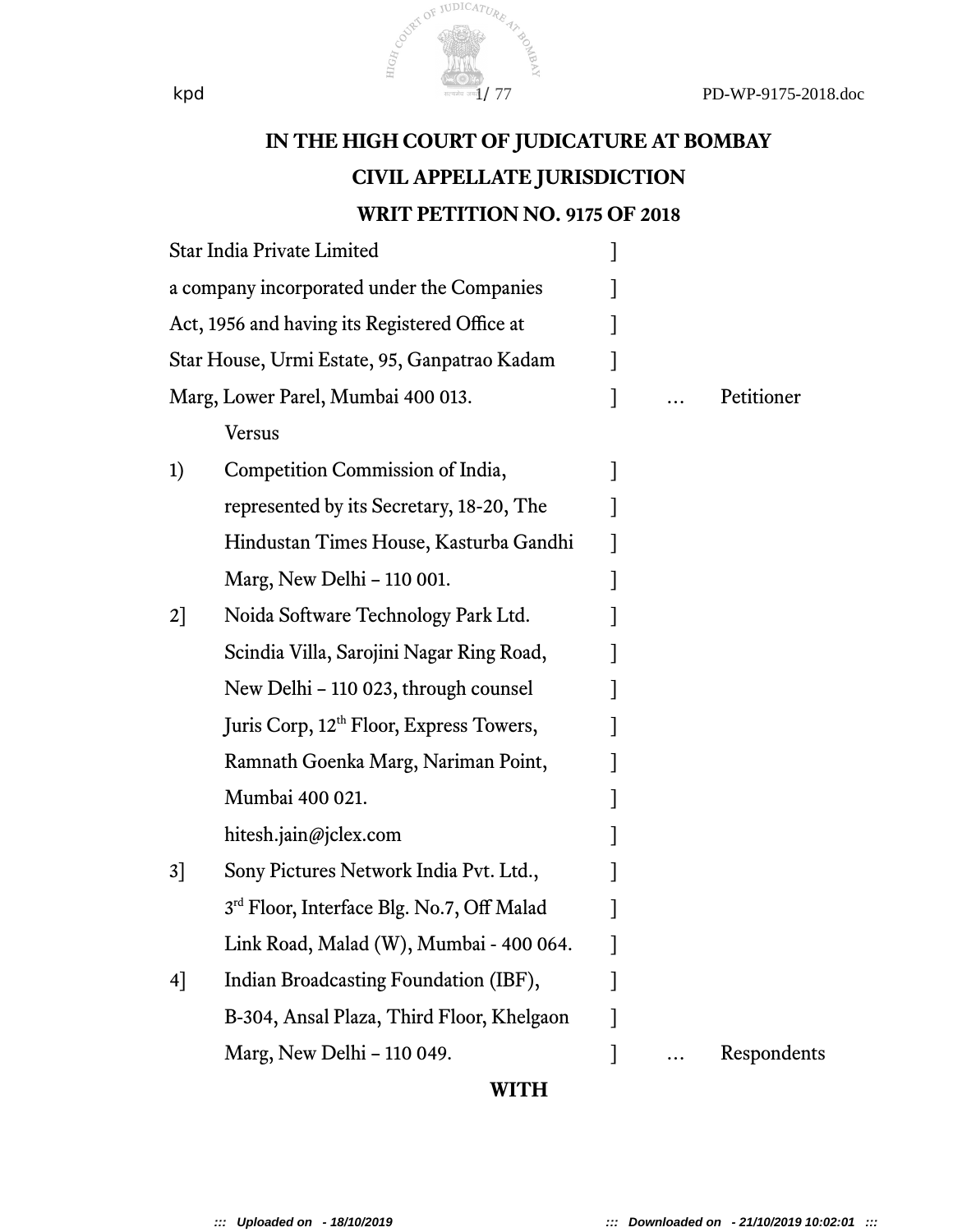# IN THE HIGH COURT OF JUDICATURE AT BOMBAY

## CIVIL APPELLATE JURISDICTION

## WRIT PETITION NO. 9175 OF 2018

Star India Private Limited ]
a company incorporated under the Companies ]
Act, 1956 and having its Registered Office at ]
Star House, Urmi Estate, 95, Ganpatrao Kadam ]
Marg, Lower Parel, Mumbai 400 013. ] ... Petitioner

Versus

1) Competition Commission of India, ]
represented by its Secretary, 18-20, The ]
Hindustan Times House, Kasturba Gandhi ]
Marg, New Delhi – 110 001. ]

2] Noida Software Technology Park Ltd. ]
Scindia Villa, Sarojini Nagar Ring Road, ]
New Delhi – 110 023, through counsel ]
Juris Corp, 12th Floor, Express Towers, ]
Ramnath Goenka Marg, Nariman Point, ]
Mumbai 400 021. ]
hitesh.jain@jclex.com ]

3] Sony Pictures Network India Pvt. Ltd., ]
3rd Floor, Interface Blg. No.7, Off Malad ]
Link Road, Malad (W), Mumbai - 400 064. ]

4] Indian Broadcasting Foundation (IBF), ]
B-304, Ansal Plaza, Third Floor, Khelgaon ]
Marg, New Delhi – 110 049. ] ... Respondents

**WITH**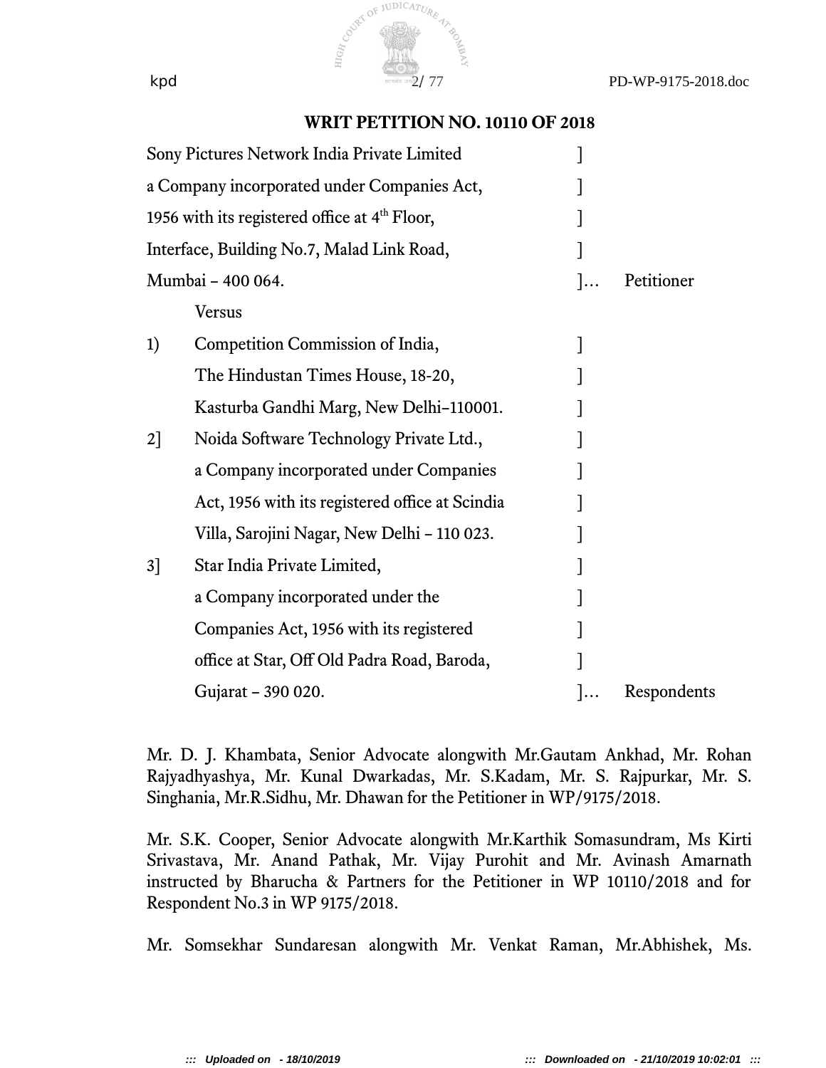**WRIT PETITION NO. 10110 OF 2018**

Sony Pictures Network India Private Limited ]
a Company incorporated under Companies Act, ]
1956 with its registered office at 4th Floor, ]
Interface, Building No.7, Malad Link Road, ]
Mumbai – 400 064. ]... Petitioner

Versus

1) Competition Commission of India, ]
The Hindustan Times House, 18-20, ]
Kasturba Gandhi Marg, New Delhi–110001. ]

2] Noida Software Technology Private Ltd., ]
a Company incorporated under Companies ]
Act, 1956 with its registered office at Scindia ]
Villa, Sarojini Nagar, New Delhi – 110 023. ]

3] Star India Private Limited, ]
a Company incorporated under the ]
Companies Act, 1956 with its registered ]
office at Star, Off Old Padra Road, Baroda, ]
Gujarat – 390 020. ]... Respondents

Mr. D. J. Khambata, Senior Advocate alongwith Mr.Gautam Ankhad, Mr. Rohan Rajyadhyashya, Mr. Kunal Dwarkadas, Mr. S.Kadam, Mr. S. Rajpurkar, Mr. S. Singhania, Mr.R.Sidhu, Mr. Dhawan for the Petitioner in WP/9175/2018.

Mr. S.K. Cooper, Senior Advocate alongwith Mr.Karthik Somasundram, Ms Kirti Srivastava, Mr. Anand Pathak, Mr. Vijay Purohit and Mr. Avinash Amarnath instructed by Bharucha & Partners for the Petitioner in WP 10110/2018 and for Respondent No.3 in WP 9175/2018.

Mr. Somsekhar Sundaresan alongwith Mr. Venkat Raman, Mr.Abhishek, Ms.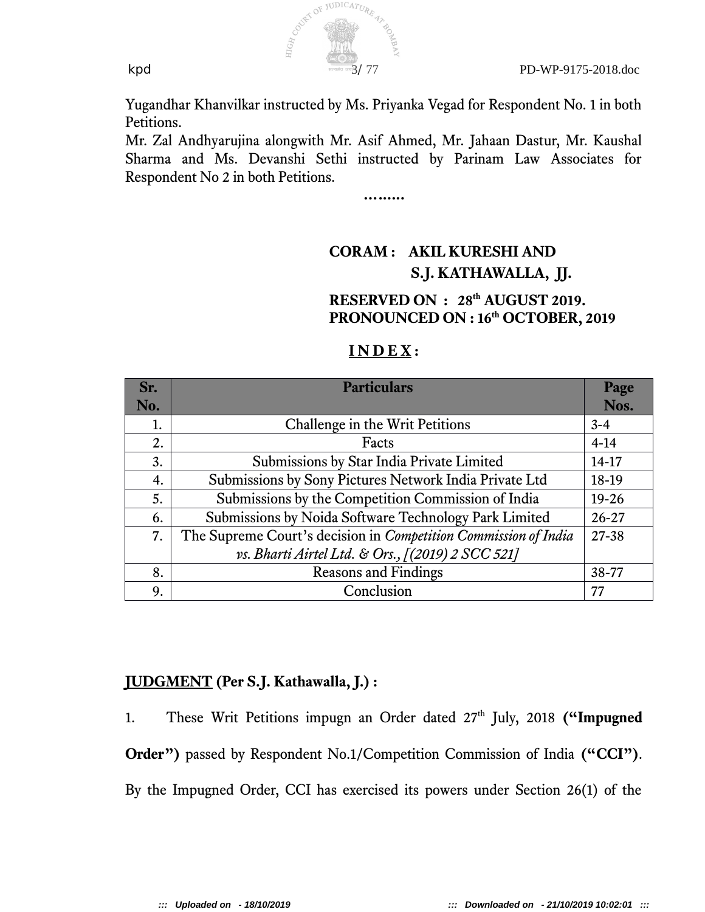Yugandhar Khanvilkar instructed by Ms. Priyanka Vegad for Respondent No. 1 in both Petitions.

Mr. Zal Andhyarujina alongwith Mr. Asif Ahmed, Mr. Jahaan Dastur, Mr. Kaushal Sharma and Ms. Devanshi Sethi instructed by Parinam Law Associates for Respondent No 2 in both Petitions.

………

**CORAM : AKIL KURESHI AND**
**S.J. KATHAWALLA, JJ.**

**RESERVED ON : 28th AUGUST 2019.**
**PRONOUNCED ON : 16th OCTOBER, 2019**

**INDEX :**

| Sr. No. | Particulars | Page Nos. |
|---|---|---|
| 1. | Challenge in the Writ Petitions | 3-4 |
| 2. | Facts | 4-14 |
| 3. | Submissions by Star India Private Limited | 14-17 |
| 4. | Submissions by Sony Pictures Network India Private Ltd | 18-19 |
| 5. | Submissions by the Competition Commission of India | 19-26 |
| 6. | Submissions by Noida Software Technology Park Limited | 26-27 |
| 7. | The Supreme Court's decision in *Competition Commission of India vs. Bharti Airtel Ltd. & Ors., [(2019) 2 SCC 521]* | 27-38 |
| 8. | Reasons and Findings | 38-77 |
| 9. | Conclusion | 77 |

**JUDGMENT (Per S.J. Kathawalla, J.) :**

1. These Writ Petitions impugn an Order dated 27th July, 2018 **("Impugned Order")** passed by Respondent No.1/Competition Commission of India **("CCI")**. By the Impugned Order, CCI has exercised its powers under Section 26(1) of the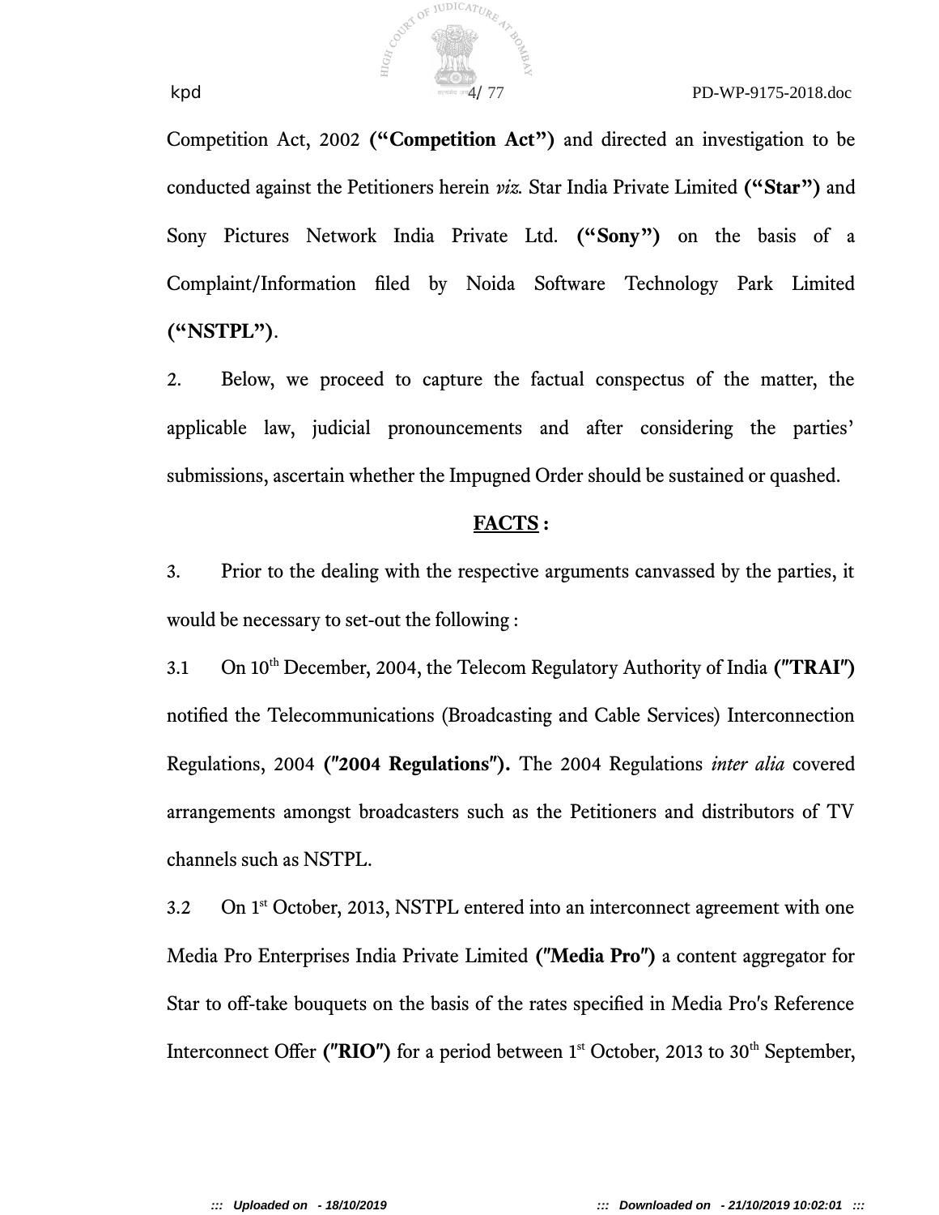Competition Act, 2002 **("Competition Act")** and directed an investigation to be conducted against the Petitioners herein *viz.* Star India Private Limited **("Star")** and Sony Pictures Network India Private Ltd. **("Sony")** on the basis of a Complaint/Information filed by Noida Software Technology Park Limited **("NSTPL")**.

2. Below, we proceed to capture the factual conspectus of the matter, the applicable law, judicial pronouncements and after considering the parties' submissions, ascertain whether the Impugned Order should be sustained or quashed.

## **FACTS :**

3. Prior to the dealing with the respective arguments canvassed by the parties, it would be necessary to set-out the following :

3.1 On 10th December, 2004, the Telecom Regulatory Authority of India **("TRAI")** notified the Telecommunications (Broadcasting and Cable Services) Interconnection Regulations, 2004 **("2004 Regulations").** The 2004 Regulations *inter alia* covered arrangements amongst broadcasters such as the Petitioners and distributors of TV channels such as NSTPL.

3.2 On 1st October, 2013, NSTPL entered into an interconnect agreement with one Media Pro Enterprises India Private Limited **("Media Pro")** a content aggregator for Star to off-take bouquets on the basis of the rates specified in Media Pro's Reference Interconnect Offer **("RIO")** for a period between 1st October, 2013 to 30th September,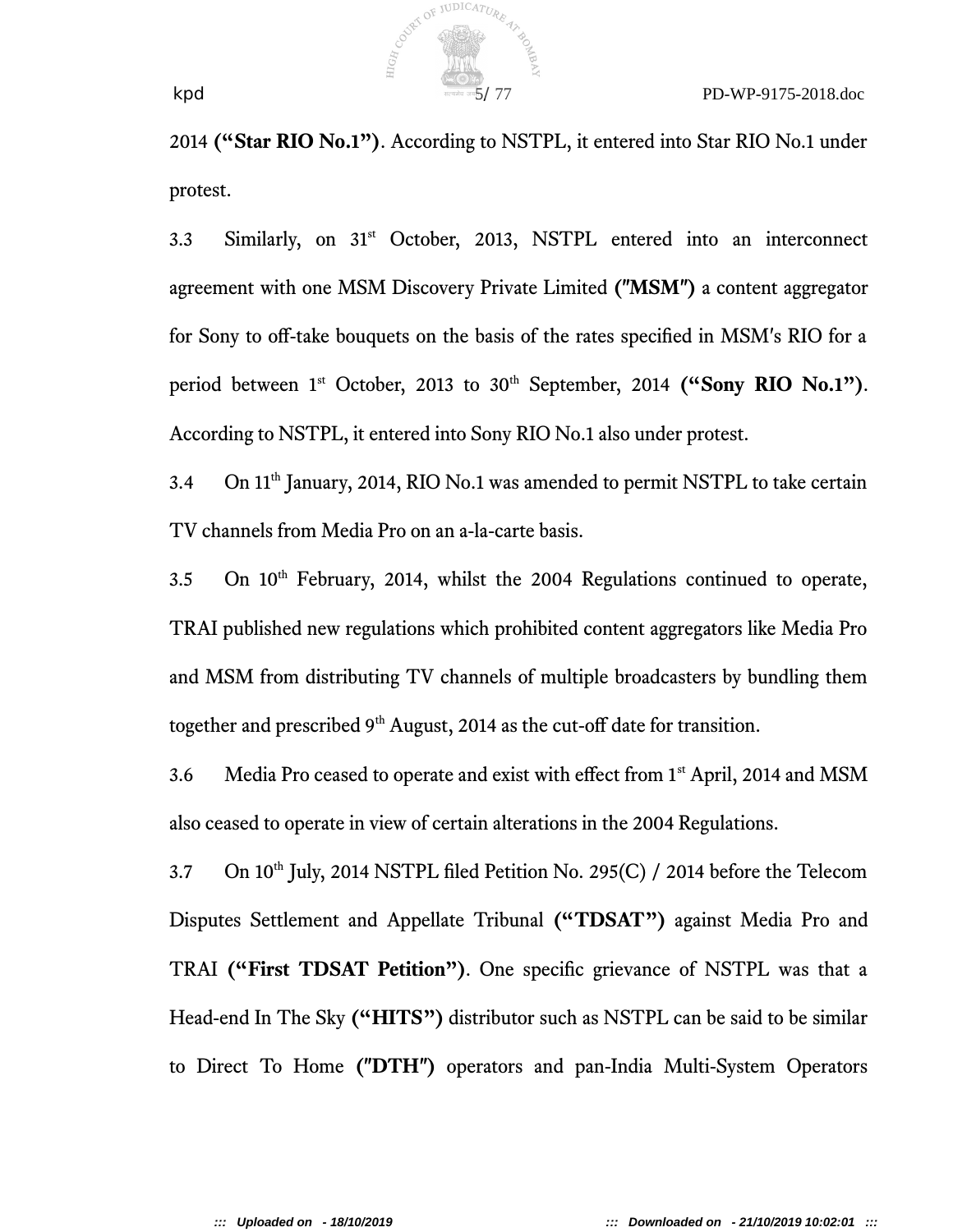2014 **("Star RIO No.1")**. According to NSTPL, it entered into Star RIO No.1 under protest.

3.3 Similarly, on 31st October, 2013, NSTPL entered into an interconnect agreement with one MSM Discovery Private Limited **("MSM")** a content aggregator for Sony to off-take bouquets on the basis of the rates specified in MSM's RIO for a period between 1st October, 2013 to 30th September, 2014 **("Sony RIO No.1")**. According to NSTPL, it entered into Sony RIO No.1 also under protest.

3.4 On 11th January, 2014, RIO No.1 was amended to permit NSTPL to take certain TV channels from Media Pro on an a-la-carte basis.

3.5 On 10th February, 2014, whilst the 2004 Regulations continued to operate, TRAI published new regulations which prohibited content aggregators like Media Pro and MSM from distributing TV channels of multiple broadcasters by bundling them together and prescribed 9th August, 2014 as the cut-off date for transition.

3.6 Media Pro ceased to operate and exist with effect from 1st April, 2014 and MSM also ceased to operate in view of certain alterations in the 2004 Regulations.

3.7 On 10th July, 2014 NSTPL filed Petition No. 295(C) / 2014 before the Telecom Disputes Settlement and Appellate Tribunal **("TDSAT")** against Media Pro and TRAI **("First TDSAT Petition")**. One specific grievance of NSTPL was that a Head-end In The Sky **("HITS")** distributor such as NSTPL can be said to be similar to Direct To Home **("DTH")** operators and pan-India Multi-System Operators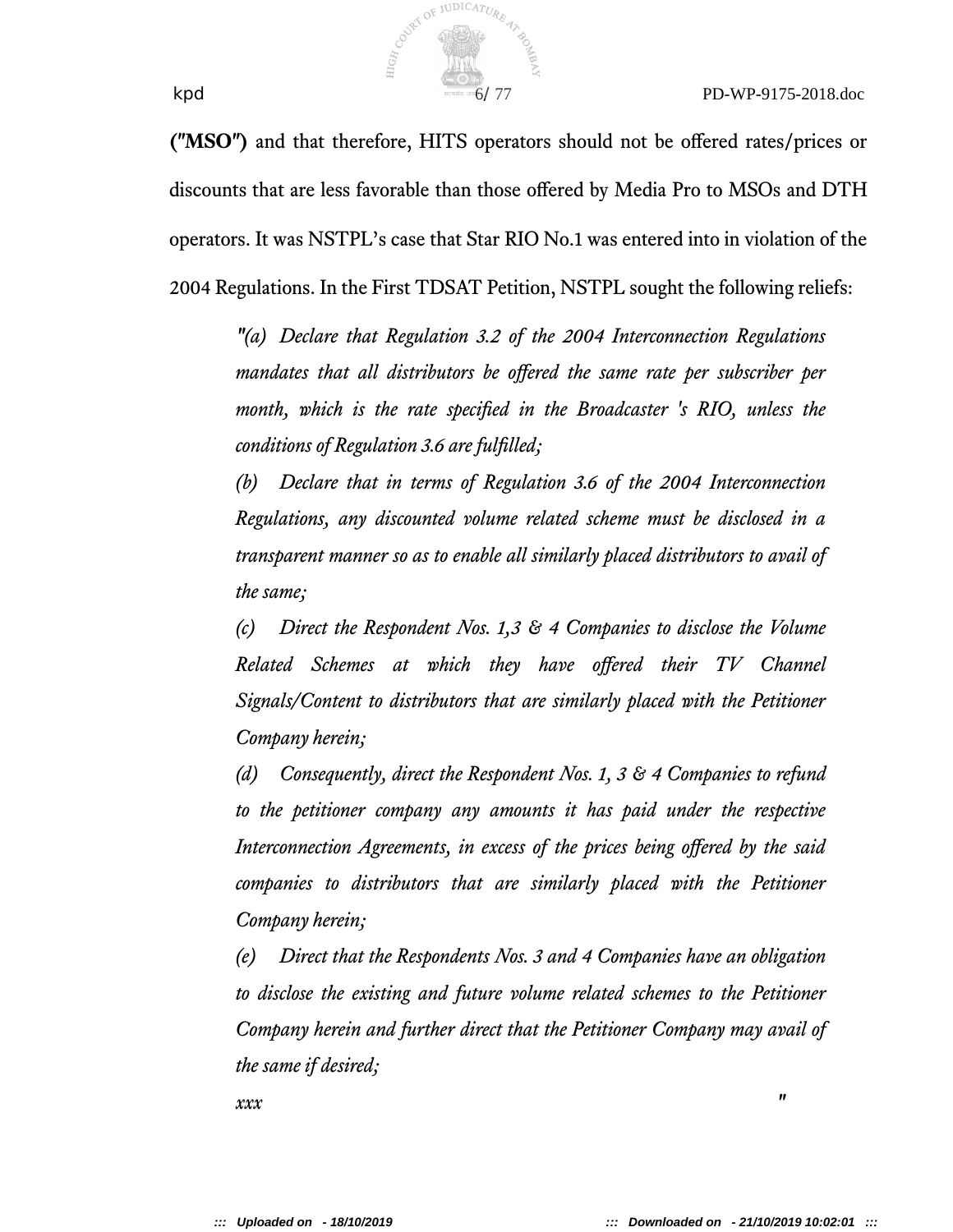**("MSO")** and that therefore, HITS operators should not be offered rates/prices or discounts that are less favorable than those offered by Media Pro to MSOs and DTH operators. It was NSTPL's case that Star RIO No.1 was entered into in violation of the 2004 Regulations. In the First TDSAT Petition, NSTPL sought the following reliefs:

> *"(a) Declare that Regulation 3.2 of the 2004 Interconnection Regulations mandates that all distributors be offered the same rate per subscriber per month, which is the rate specified in the Broadcaster 's RIO, unless the conditions of Regulation 3.6 are fulfilled;*
>
> *(b) Declare that in terms of Regulation 3.6 of the 2004 Interconnection Regulations, any discounted volume related scheme must be disclosed in a transparent manner so as to enable all similarly placed distributors to avail of the same;*
>
> *(c) Direct the Respondent Nos. 1,3 & 4 Companies to disclose the Volume Related Schemes at which they have offered their TV Channel Signals/Content to distributors that are similarly placed with the Petitioner Company herein;*
>
> *(d) Consequently, direct the Respondent Nos. 1, 3 & 4 Companies to refund to the petitioner company any amounts it has paid under the respective Interconnection Agreements, in excess of the prices being offered by the said companies to distributors that are similarly placed with the Petitioner Company herein;*
>
> *(e) Direct that the Respondents Nos. 3 and 4 Companies have an obligation to disclose the existing and future volume related schemes to the Petitioner Company herein and further direct that the Petitioner Company may avail of the same if desired;*
>
> *xxx "*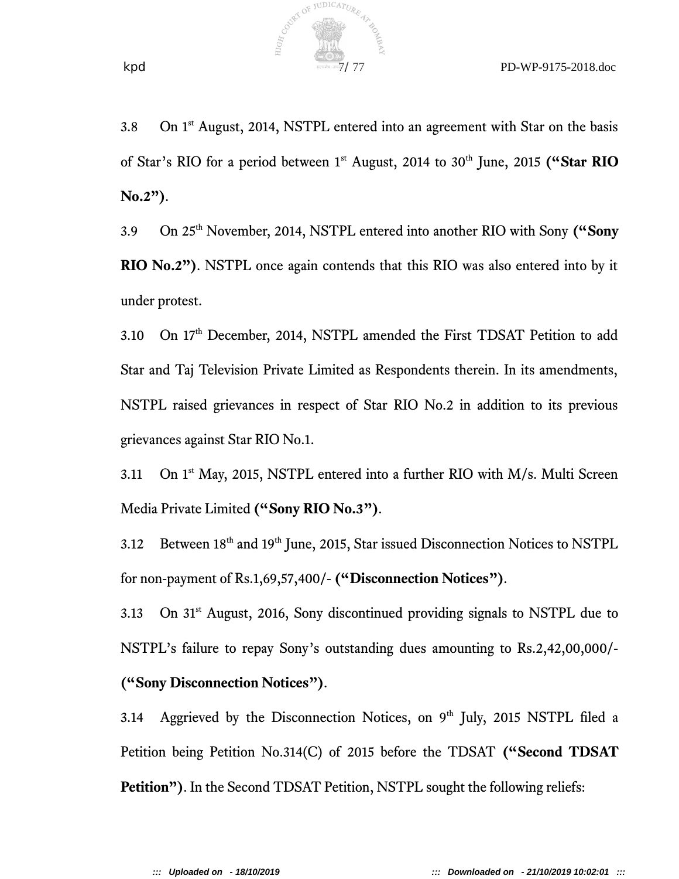3.8 On 1st August, 2014, NSTPL entered into an agreement with Star on the basis of Star's RIO for a period between 1st August, 2014 to 30th June, 2015 **("Star RIO No.2")**.

3.9 On 25th November, 2014, NSTPL entered into another RIO with Sony **("Sony RIO No.2")**. NSTPL once again contends that this RIO was also entered into by it under protest.

3.10 On 17th December, 2014, NSTPL amended the First TDSAT Petition to add Star and Taj Television Private Limited as Respondents therein. In its amendments, NSTPL raised grievances in respect of Star RIO No.2 in addition to its previous grievances against Star RIO No.1.

3.11 On 1st May, 2015, NSTPL entered into a further RIO with M/s. Multi Screen Media Private Limited **("Sony RIO No.3")**.

3.12 Between 18th and 19th June, 2015, Star issued Disconnection Notices to NSTPL for non-payment of Rs.1,69,57,400/- **("Disconnection Notices")**.

3.13 On 31st August, 2016, Sony discontinued providing signals to NSTPL due to NSTPL's failure to repay Sony's outstanding dues amounting to Rs.2,42,00,000/- **("Sony Disconnection Notices")**.

3.14 Aggrieved by the Disconnection Notices, on 9th July, 2015 NSTPL filed a Petition being Petition No.314(C) of 2015 before the TDSAT **("Second TDSAT Petition")**. In the Second TDSAT Petition, NSTPL sought the following reliefs: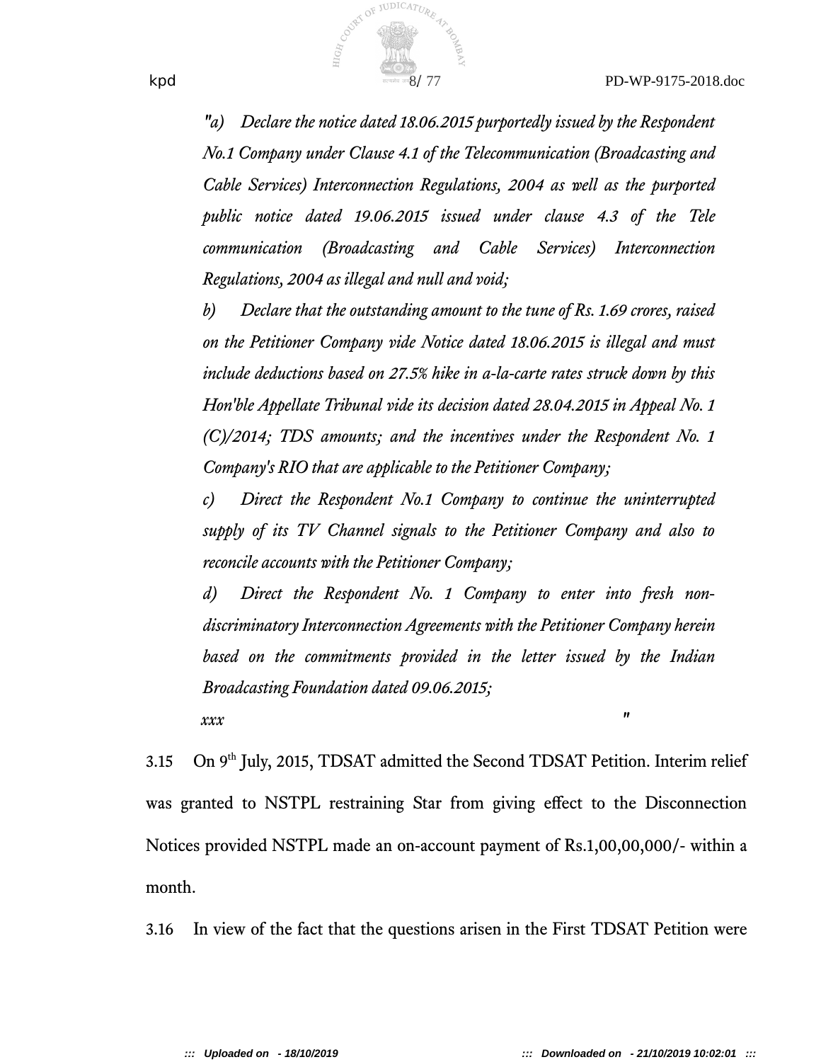*"a) Declare the notice dated 18.06.2015 purportedly issued by the Respondent No.1 Company under Clause 4.1 of the Telecommunication (Broadcasting and Cable Services) Interconnection Regulations, 2004 as well as the purported public notice dated 19.06.2015 issued under clause 4.3 of the Tele communication (Broadcasting and Cable Services) Interconnection Regulations, 2004 as illegal and null and void;*

*b) Declare that the outstanding amount to the tune of Rs. 1.69 crores, raised on the Petitioner Company vide Notice dated 18.06.2015 is illegal and must include deductions based on 27.5% hike in a-la-carte rates struck down by this Hon'ble Appellate Tribunal vide its decision dated 28.04.2015 in Appeal No. 1 (C)/2014; TDS amounts; and the incentives under the Respondent No. 1 Company's RIO that are applicable to the Petitioner Company;*

*c) Direct the Respondent No.1 Company to continue the uninterrupted supply of its TV Channel signals to the Petitioner Company and also to reconcile accounts with the Petitioner Company;*

*d) Direct the Respondent No. 1 Company to enter into fresh non-discriminatory Interconnection Agreements with the Petitioner Company herein based on the commitments provided in the letter issued by the Indian Broadcasting Foundation dated 09.06.2015;*

*xxx "*

3.15 On 9th July, 2015, TDSAT admitted the Second TDSAT Petition. Interim relief was granted to NSTPL restraining Star from giving effect to the Disconnection Notices provided NSTPL made an on-account payment of Rs.1,00,00,000/- within a month.

3.16 In view of the fact that the questions arisen in the First TDSAT Petition were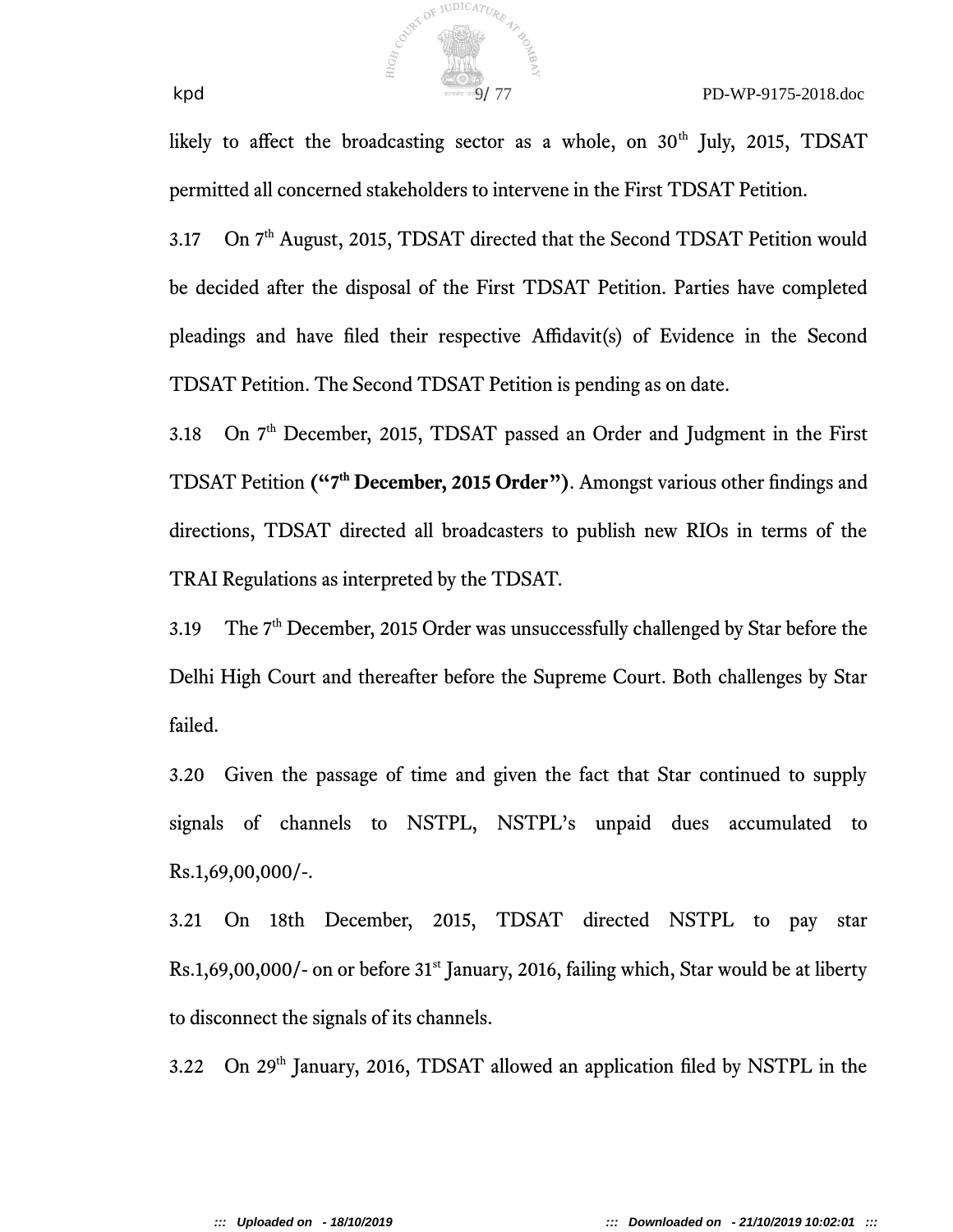likely to affect the broadcasting sector as a whole, on 30th July, 2015, TDSAT permitted all concerned stakeholders to intervene in the First TDSAT Petition.

3.17 On 7th August, 2015, TDSAT directed that the Second TDSAT Petition would be decided after the disposal of the First TDSAT Petition. Parties have completed pleadings and have filed their respective Affidavit(s) of Evidence in the Second TDSAT Petition. The Second TDSAT Petition is pending as on date.

3.18 On 7th December, 2015, TDSAT passed an Order and Judgment in the First TDSAT Petition **("7th December, 2015 Order")**. Amongst various other findings and directions, TDSAT directed all broadcasters to publish new RIOs in terms of the TRAI Regulations as interpreted by the TDSAT.

3.19 The 7th December, 2015 Order was unsuccessfully challenged by Star before the Delhi High Court and thereafter before the Supreme Court. Both challenges by Star failed.

3.20 Given the passage of time and given the fact that Star continued to supply signals of channels to NSTPL, NSTPL's unpaid dues accumulated to Rs.1,69,00,000/-.

3.21 On 18th December, 2015, TDSAT directed NSTPL to pay star Rs.1,69,00,000/- on or before 31st January, 2016, failing which, Star would be at liberty to disconnect the signals of its channels.

3.22 On 29th January, 2016, TDSAT allowed an application filed by NSTPL in the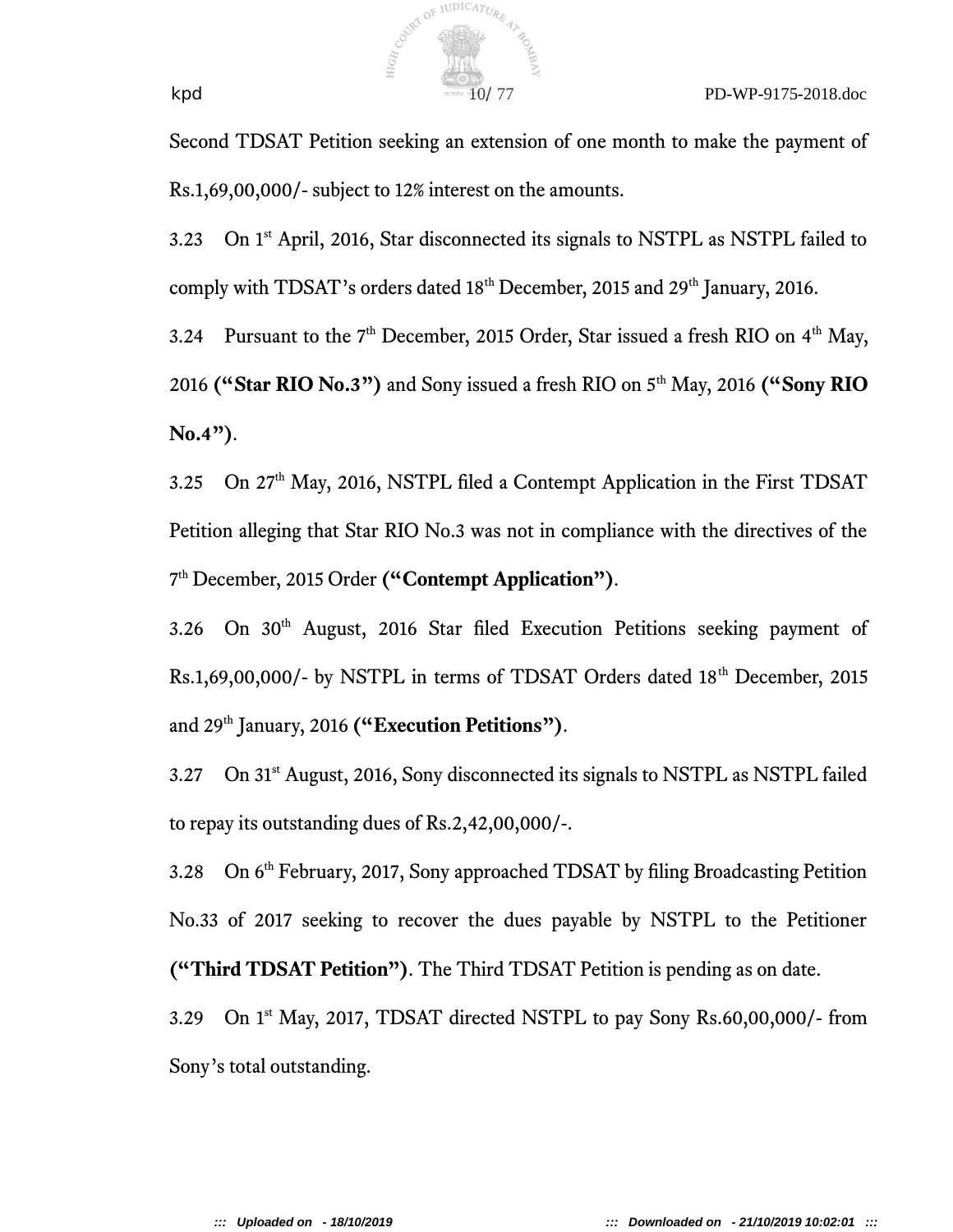Second TDSAT Petition seeking an extension of one month to make the payment of Rs.1,69,00,000/- subject to 12% interest on the amounts.

3.23 On 1st April, 2016, Star disconnected its signals to NSTPL as NSTPL failed to comply with TDSAT's orders dated 18th December, 2015 and 29th January, 2016.

3.24 Pursuant to the 7th December, 2015 Order, Star issued a fresh RIO on 4th May, 2016 **("Star RIO No.3")** and Sony issued a fresh RIO on 5th May, 2016 **("Sony RIO No.4")**.

3.25 On 27th May, 2016, NSTPL filed a Contempt Application in the First TDSAT Petition alleging that Star RIO No.3 was not in compliance with the directives of the 7th December, 2015 Order **("Contempt Application")**.

3.26 On 30th August, 2016 Star filed Execution Petitions seeking payment of Rs.1,69,00,000/- by NSTPL in terms of TDSAT Orders dated 18th December, 2015 and 29th January, 2016 **("Execution Petitions")**.

3.27 On 31st August, 2016, Sony disconnected its signals to NSTPL as NSTPL failed to repay its outstanding dues of Rs.2,42,00,000/-.

3.28 On 6th February, 2017, Sony approached TDSAT by filing Broadcasting Petition No.33 of 2017 seeking to recover the dues payable by NSTPL to the Petitioner **("Third TDSAT Petition")**. The Third TDSAT Petition is pending as on date.

3.29 On 1st May, 2017, TDSAT directed NSTPL to pay Sony Rs.60,00,000/- from Sony's total outstanding.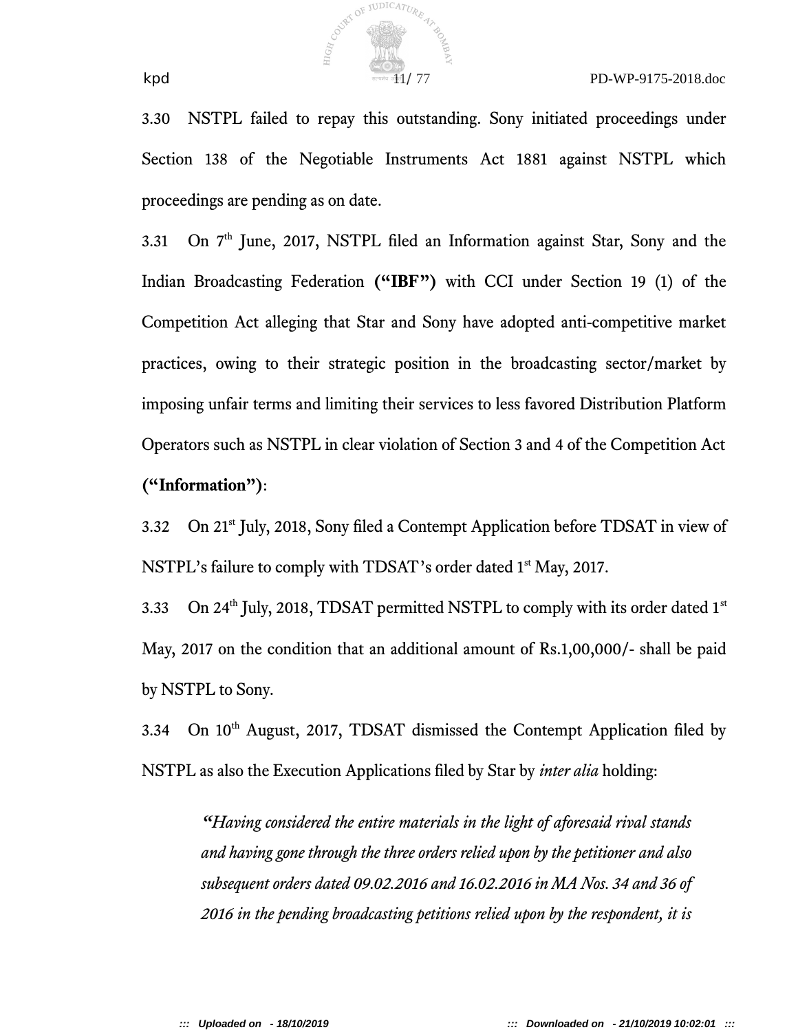3.30 NSTPL failed to repay this outstanding. Sony initiated proceedings under Section 138 of the Negotiable Instruments Act 1881 against NSTPL which proceedings are pending as on date.

3.31 On 7th June, 2017, NSTPL filed an Information against Star, Sony and the Indian Broadcasting Federation **("IBF")** with CCI under Section 19 (1) of the Competition Act alleging that Star and Sony have adopted anti-competitive market practices, owing to their strategic position in the broadcasting sector/market by imposing unfair terms and limiting their services to less favored Distribution Platform Operators such as NSTPL in clear violation of Section 3 and 4 of the Competition Act **("Information")**:

3.32 On 21st July, 2018, Sony filed a Contempt Application before TDSAT in view of NSTPL's failure to comply with TDSAT's order dated 1st May, 2017.

3.33 On 24th July, 2018, TDSAT permitted NSTPL to comply with its order dated 1st May, 2017 on the condition that an additional amount of Rs.1,00,000/- shall be paid by NSTPL to Sony.

3.34 On 10th August, 2017, TDSAT dismissed the Contempt Application filed by NSTPL as also the Execution Applications filed by Star by *inter alia* holding:

> *"Having considered the entire materials in the light of aforesaid rival stands and having gone through the three orders relied upon by the petitioner and also subsequent orders dated 09.02.2016 and 16.02.2016 in MA Nos. 34 and 36 of 2016 in the pending broadcasting petitions relied upon by the respondent, it is*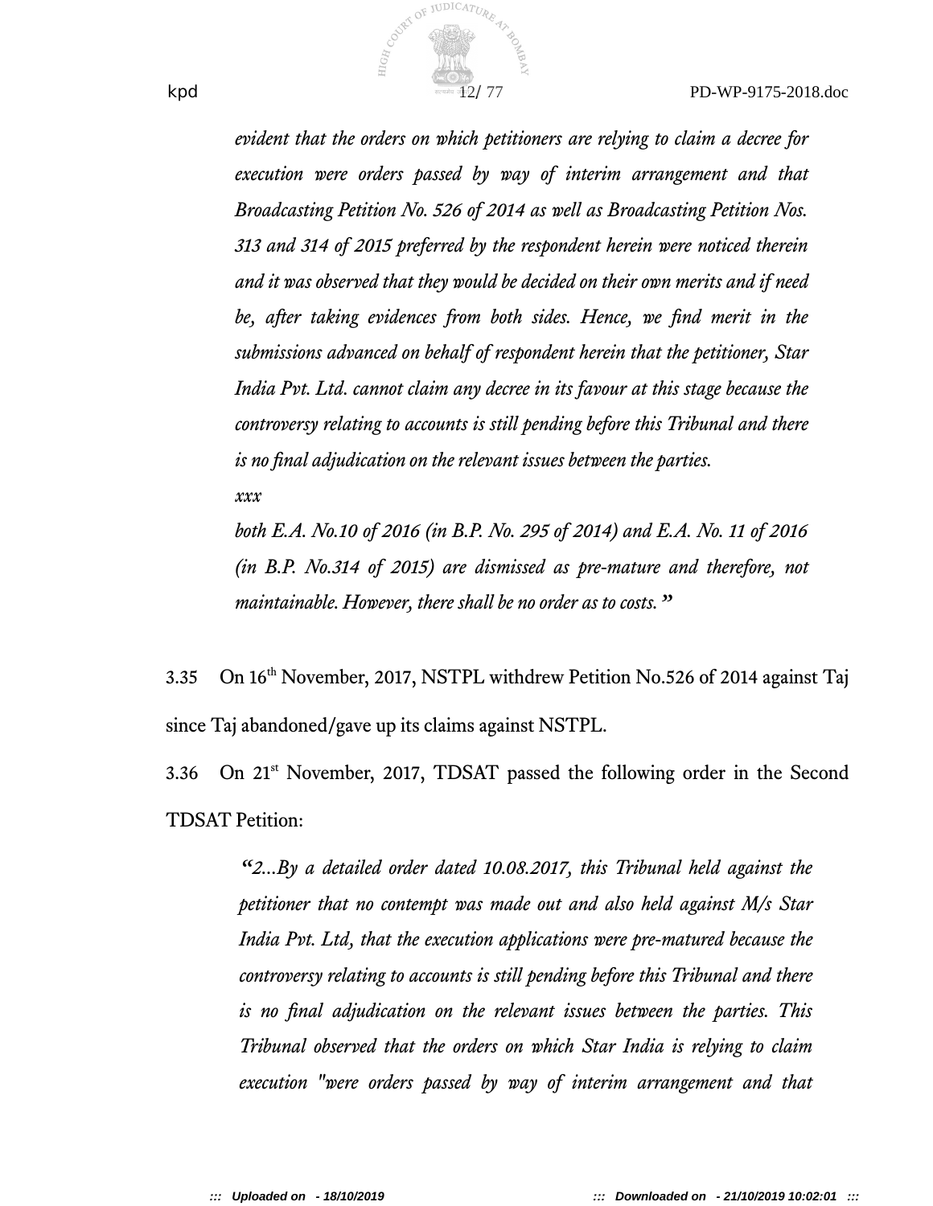*evident that the orders on which petitioners are relying to claim a decree for execution were orders passed by way of interim arrangement and that Broadcasting Petition No. 526 of 2014 as well as Broadcasting Petition Nos. 313 and 314 of 2015 preferred by the respondent herein were noticed therein and it was observed that they would be decided on their own merits and if need be, after taking evidences from both sides. Hence, we find merit in the submissions advanced on behalf of respondent herein that the petitioner, Star India Pvt. Ltd. cannot claim any decree in its favour at this stage because the controversy relating to accounts is still pending before this Tribunal and there is no final adjudication on the relevant issues between the parties.*

*xxx*

*both E.A. No.10 of 2016 (in B.P. No. 295 of 2014) and E.A. No. 11 of 2016 (in B.P. No.314 of 2015) are dismissed as pre-mature and therefore, not maintainable. However, there shall be no order as to costs.*"

3.35 On 16th November, 2017, NSTPL withdrew Petition No.526 of 2014 against Taj since Taj abandoned/gave up its claims against NSTPL.

3.36 On 21st November, 2017, TDSAT passed the following order in the Second TDSAT Petition:

> "*2...By a detailed order dated 10.08.2017, this Tribunal held against the petitioner that no contempt was made out and also held against M/s Star India Pvt. Ltd, that the execution applications were pre-matured because the controversy relating to accounts is still pending before this Tribunal and there is no final adjudication on the relevant issues between the parties. This Tribunal observed that the orders on which Star India is relying to claim execution "were orders passed by way of interim arrangement and that*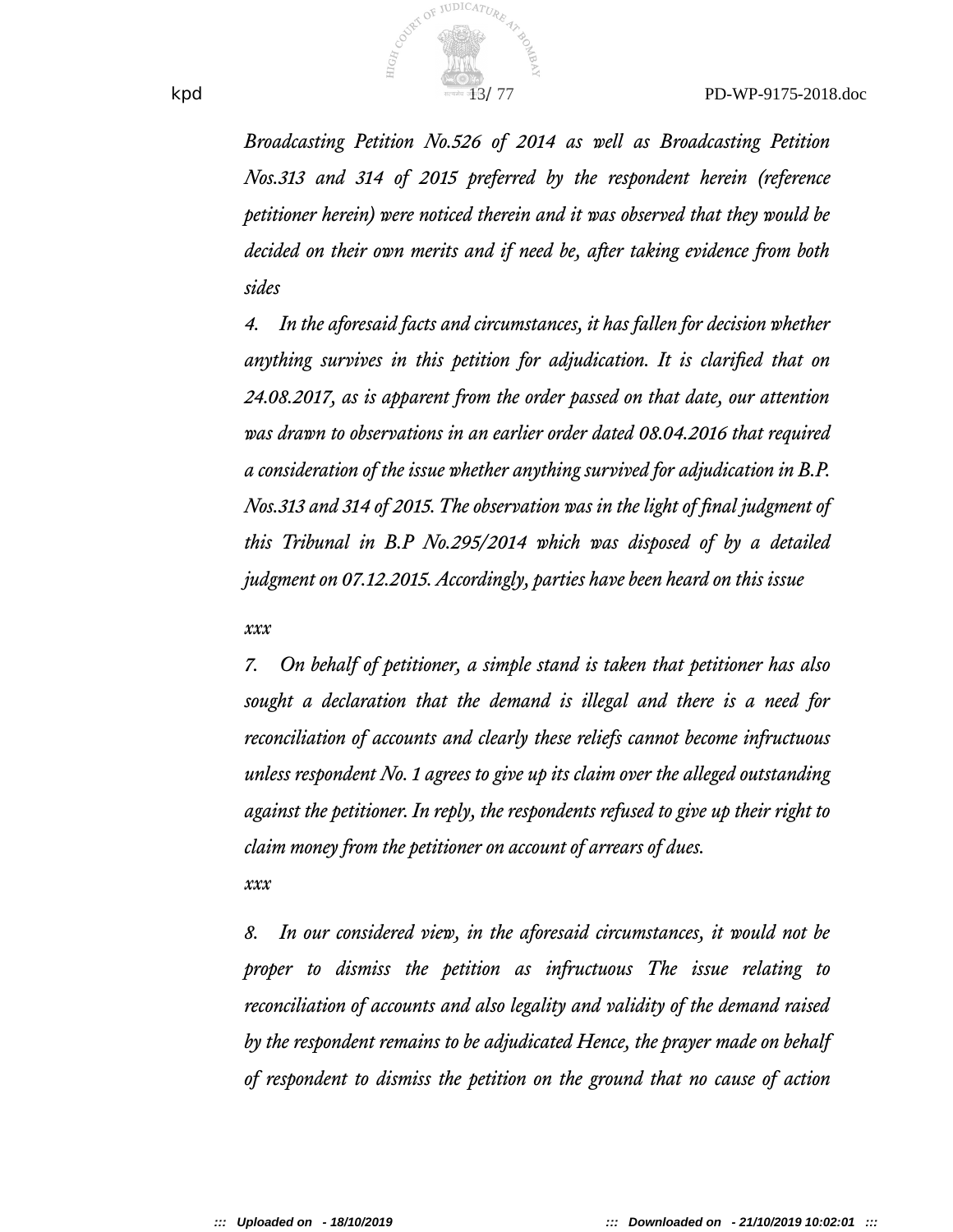*Broadcasting Petition No.526 of 2014 as well as Broadcasting Petition Nos.313 and 314 of 2015 preferred by the respondent herein (reference petitioner herein) were noticed therein and it was observed that they would be decided on their own merits and if need be, after taking evidence from both sides*

*4. In the aforesaid facts and circumstances, it has fallen for decision whether anything survives in this petition for adjudication. It is clarified that on 24.08.2017, as is apparent from the order passed on that date, our attention was drawn to observations in an earlier order dated 08.04.2016 that required a consideration of the issue whether anything survived for adjudication in B.P. Nos.313 and 314 of 2015. The observation was in the light of final judgment of this Tribunal in B.P No.295/2014 which was disposed of by a detailed judgment on 07.12.2015. Accordingly, parties have been heard on this issue*

*xxx*

*7. On behalf of petitioner, a simple stand is taken that petitioner has also sought a declaration that the demand is illegal and there is a need for reconciliation of accounts and clearly these reliefs cannot become infructuous unless respondent No. 1 agrees to give up its claim over the alleged outstanding against the petitioner. In reply, the respondents refused to give up their right to claim money from the petitioner on account of arrears of dues.*

*xxx*

*8. In our considered view, in the aforesaid circumstances, it would not be proper to dismiss the petition as infructuous The issue relating to reconciliation of accounts and also legality and validity of the demand raised by the respondent remains to be adjudicated Hence, the prayer made on behalf of respondent to dismiss the petition on the ground that no cause of action*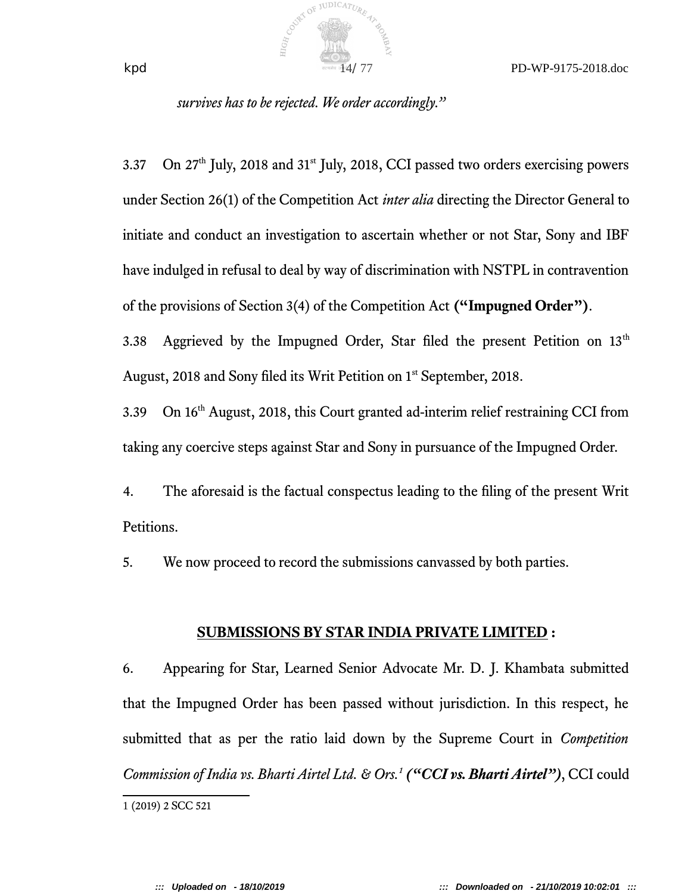*survives has to be rejected. We order accordingly."*

3.37 On 27th July, 2018 and 31st July, 2018, CCI passed two orders exercising powers under Section 26(1) of the Competition Act *inter alia* directing the Director General to initiate and conduct an investigation to ascertain whether or not Star, Sony and IBF have indulged in refusal to deal by way of discrimination with NSTPL in contravention of the provisions of Section 3(4) of the Competition Act **("Impugned Order")**.

3.38 Aggrieved by the Impugned Order, Star filed the present Petition on 13th August, 2018 and Sony filed its Writ Petition on 1st September, 2018.

3.39 On 16th August, 2018, this Court granted ad-interim relief restraining CCI from taking any coercive steps against Star and Sony in pursuance of the Impugned Order.

4. The aforesaid is the factual conspectus leading to the filing of the present Writ Petitions.

5. We now proceed to record the submissions canvassed by both parties.

## <u>SUBMISSIONS BY STAR INDIA PRIVATE LIMITED</u> :

6. Appearing for Star, Learned Senior Advocate Mr. D. J. Khambata submitted that the Impugned Order has been passed without jurisdiction. In this respect, he submitted that as per the ratio laid down by the Supreme Court in *Competition Commission of India vs. Bharti Airtel Ltd. & Ors.*[1] ***("CCI vs. Bharti Airtel")***, CCI could

---

1 (2019) 2 SCC 521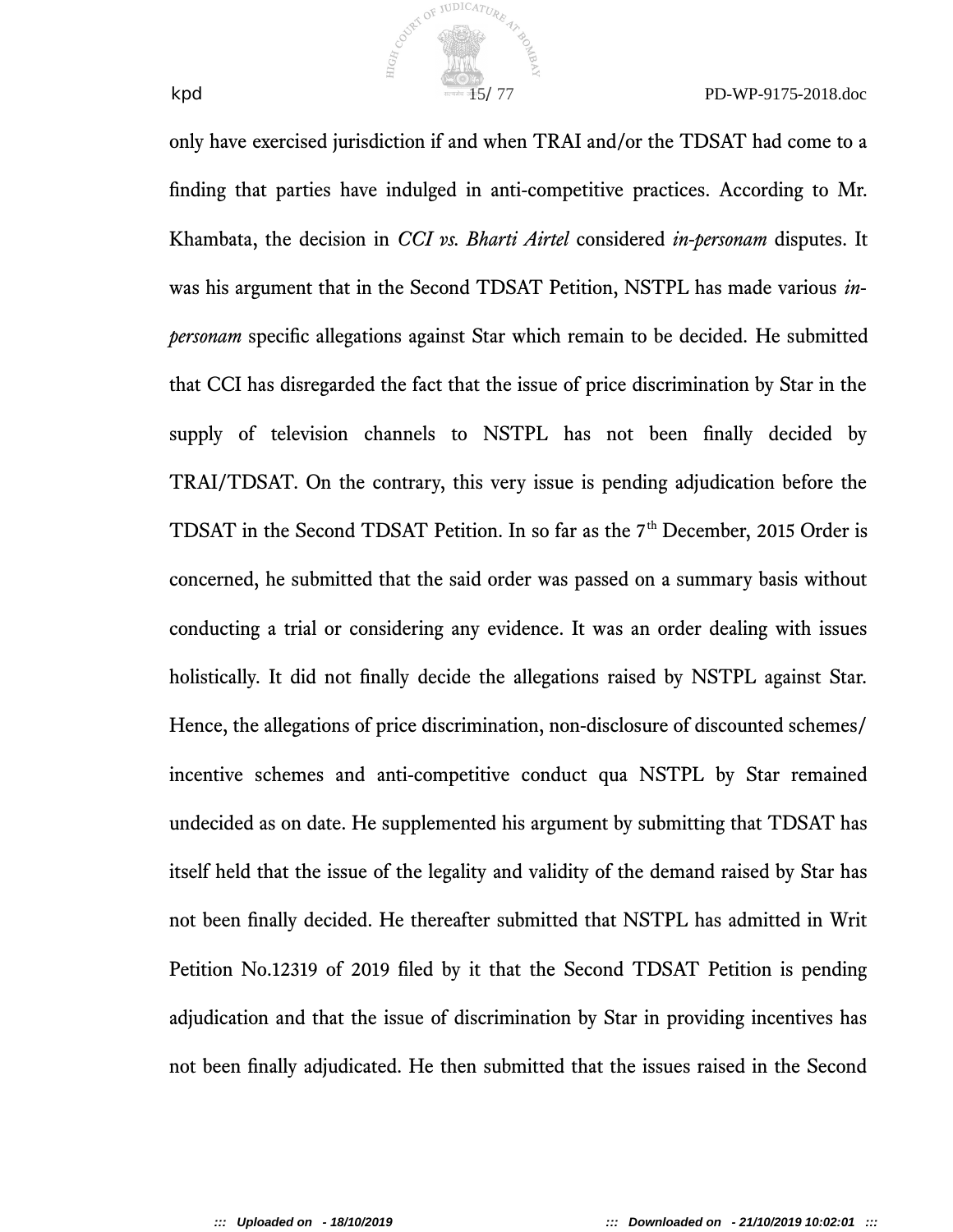only have exercised jurisdiction if and when TRAI and/or the TDSAT had come to a finding that parties have indulged in anti-competitive practices. According to Mr. Khambata, the decision in *CCI vs. Bharti Airtel* considered *in-personam* disputes. It was his argument that in the Second TDSAT Petition, NSTPL has made various *in-personam* specific allegations against Star which remain to be decided. He submitted that CCI has disregarded the fact that the issue of price discrimination by Star in the supply of television channels to NSTPL has not been finally decided by TRAI/TDSAT. On the contrary, this very issue is pending adjudication before the TDSAT in the Second TDSAT Petition. In so far as the 7th December, 2015 Order is concerned, he submitted that the said order was passed on a summary basis without conducting a trial or considering any evidence. It was an order dealing with issues holistically. It did not finally decide the allegations raised by NSTPL against Star. Hence, the allegations of price discrimination, non-disclosure of discounted schemes/ incentive schemes and anti-competitive conduct qua NSTPL by Star remained undecided as on date. He supplemented his argument by submitting that TDSAT has itself held that the issue of the legality and validity of the demand raised by Star has not been finally decided. He thereafter submitted that NSTPL has admitted in Writ Petition No.12319 of 2019 filed by it that the Second TDSAT Petition is pending adjudication and that the issue of discrimination by Star in providing incentives has not been finally adjudicated. He then submitted that the issues raised in the Second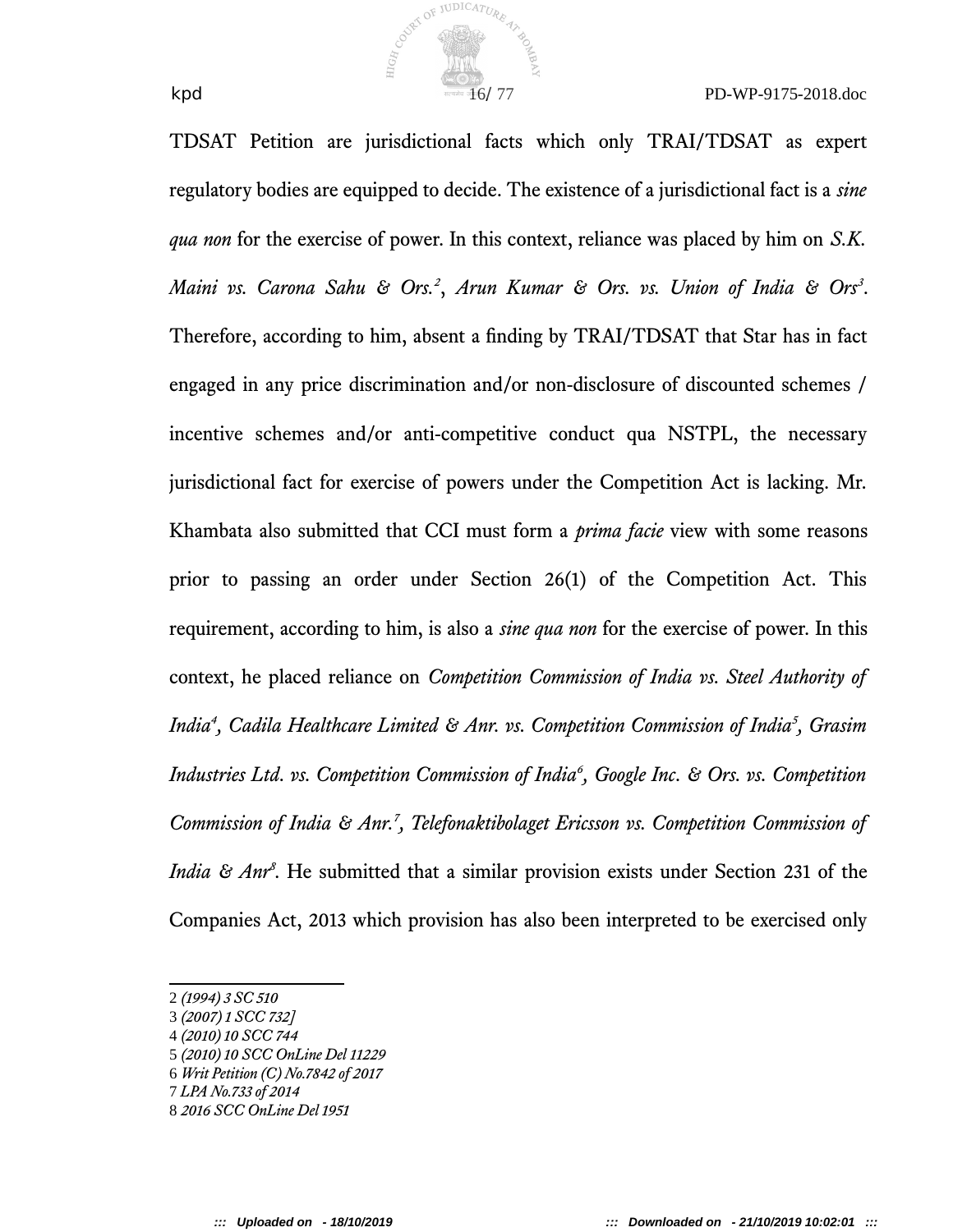TDSAT Petition are jurisdictional facts which only TRAI/TDSAT as expert regulatory bodies are equipped to decide. The existence of a jurisdictional fact is a *sine qua non* for the exercise of power. In this context, reliance was placed by him on *S.K. Maini vs. Carona Sahu & Ors.*[2], *Arun Kumar & Ors. vs. Union of India & Ors*[3]. Therefore, according to him, absent a finding by TRAI/TDSAT that Star has in fact engaged in any price discrimination and/or non-disclosure of discounted schemes / incentive schemes and/or anti-competitive conduct qua NSTPL, the necessary jurisdictional fact for exercise of powers under the Competition Act is lacking. Mr. Khambata also submitted that CCI must form a *prima facie* view with some reasons prior to passing an order under Section 26(1) of the Competition Act. This requirement, according to him, is also a *sine qua non* for the exercise of power. In this context, he placed reliance on *Competition Commission of India vs. Steel Authority of India*[4], *Cadila Healthcare Limited & Anr. vs. Competition Commission of India*[5], *Grasim Industries Ltd. vs. Competition Commission of India*[6], *Google Inc. & Ors. vs. Competition Commission of India & Anr.*[7], *Telefonaktibolaget Ericsson vs. Competition Commission of India & Anr*[8]. He submitted that a similar provision exists under Section 231 of the Companies Act, 2013 which provision has also been interpreted to be exercised only

---

2 *(1994) 3 SC 510*
3 *(2007) 1 SCC 732]*
4 *(2010) 10 SCC 744*
5 *(2010) 10 SCC OnLine Del 11229*
6 *Writ Petition (C) No.7842 of 2017*
7 *LPA No.733 of 2014*
8 *2016 SCC OnLine Del 1951*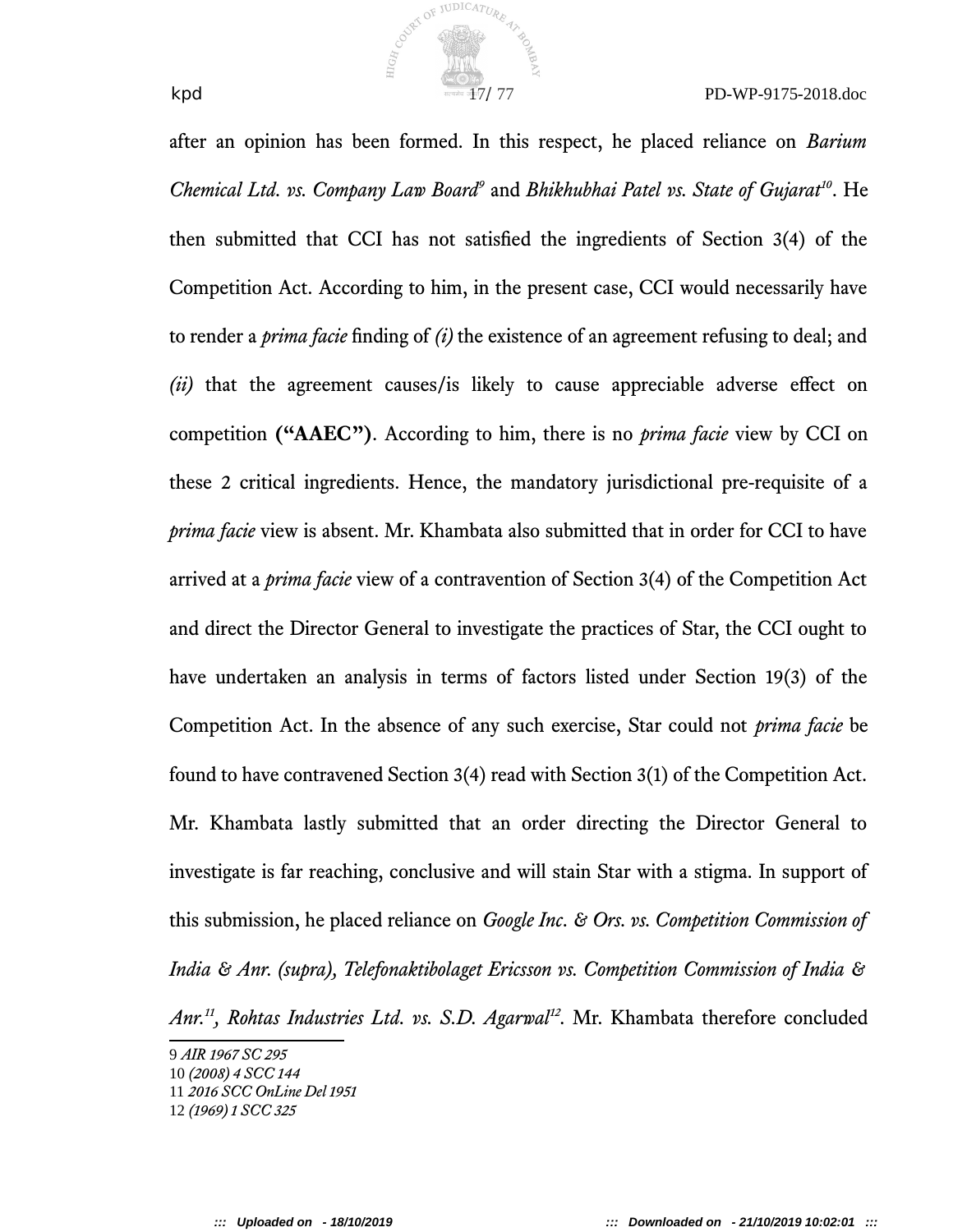after an opinion has been formed. In this respect, he placed reliance on *Barium Chemical Ltd. vs. Company Law Board*[9] and *Bhikhubhai Patel vs. State of Gujarat*[10]. He then submitted that CCI has not satisfied the ingredients of Section 3(4) of the Competition Act. According to him, in the present case, CCI would necessarily have to render a *prima facie* finding of *(i)* the existence of an agreement refusing to deal; and *(ii)* that the agreement causes/is likely to cause appreciable adverse effect on competition **("AAEC")**. According to him, there is no *prima facie* view by CCI on these 2 critical ingredients. Hence, the mandatory jurisdictional pre-requisite of a *prima facie* view is absent. Mr. Khambata also submitted that in order for CCI to have arrived at a *prima facie* view of a contravention of Section 3(4) of the Competition Act and direct the Director General to investigate the practices of Star, the CCI ought to have undertaken an analysis in terms of factors listed under Section 19(3) of the Competition Act. In the absence of any such exercise, Star could not *prima facie* be found to have contravened Section 3(4) read with Section 3(1) of the Competition Act. Mr. Khambata lastly submitted that an order directing the Director General to investigate is far reaching, conclusive and will stain Star with a stigma. In support of this submission, he placed reliance on *Google Inc. & Ors. vs. Competition Commission of India & Anr. (supra), Telefonaktibolaget Ericsson vs. Competition Commission of India & Anr.*[11]*, Rohtas Industries Ltd. vs. S.D. Agarwal*[12]. Mr. Khambata therefore concluded

---

9 *AIR 1967 SC 295*
10 *(2008) 4 SCC 144*
11 *2016 SCC OnLine Del 1951*
12 *(1969) 1 SCC 325*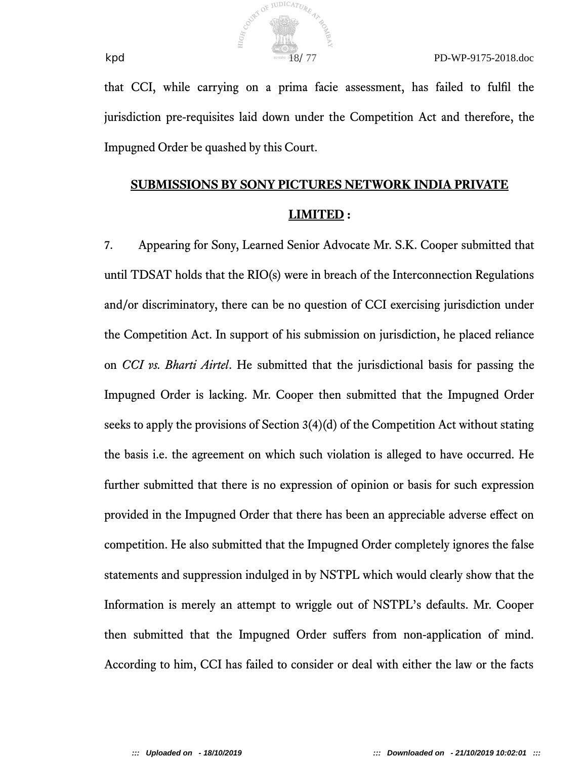that CCI, while carrying on a prima facie assessment, has failed to fulfil the jurisdiction pre-requisites laid down under the Competition Act and therefore, the Impugned Order be quashed by this Court.

**SUBMISSIONS BY SONY PICTURES NETWORK INDIA PRIVATE LIMITED :**

7. Appearing for Sony, Learned Senior Advocate Mr. S.K. Cooper submitted that until TDSAT holds that the RIO(s) were in breach of the Interconnection Regulations and/or discriminatory, there can be no question of CCI exercising jurisdiction under the Competition Act. In support of his submission on jurisdiction, he placed reliance on *CCI vs. Bharti Airtel*. He submitted that the jurisdictional basis for passing the Impugned Order is lacking. Mr. Cooper then submitted that the Impugned Order seeks to apply the provisions of Section 3(4)(d) of the Competition Act without stating the basis i.e. the agreement on which such violation is alleged to have occurred. He further submitted that there is no expression of opinion or basis for such expression provided in the Impugned Order that there has been an appreciable adverse effect on competition. He also submitted that the Impugned Order completely ignores the false statements and suppression indulged in by NSTPL which would clearly show that the Information is merely an attempt to wriggle out of NSTPL's defaults. Mr. Cooper then submitted that the Impugned Order suffers from non-application of mind. According to him, CCI has failed to consider or deal with either the law or the facts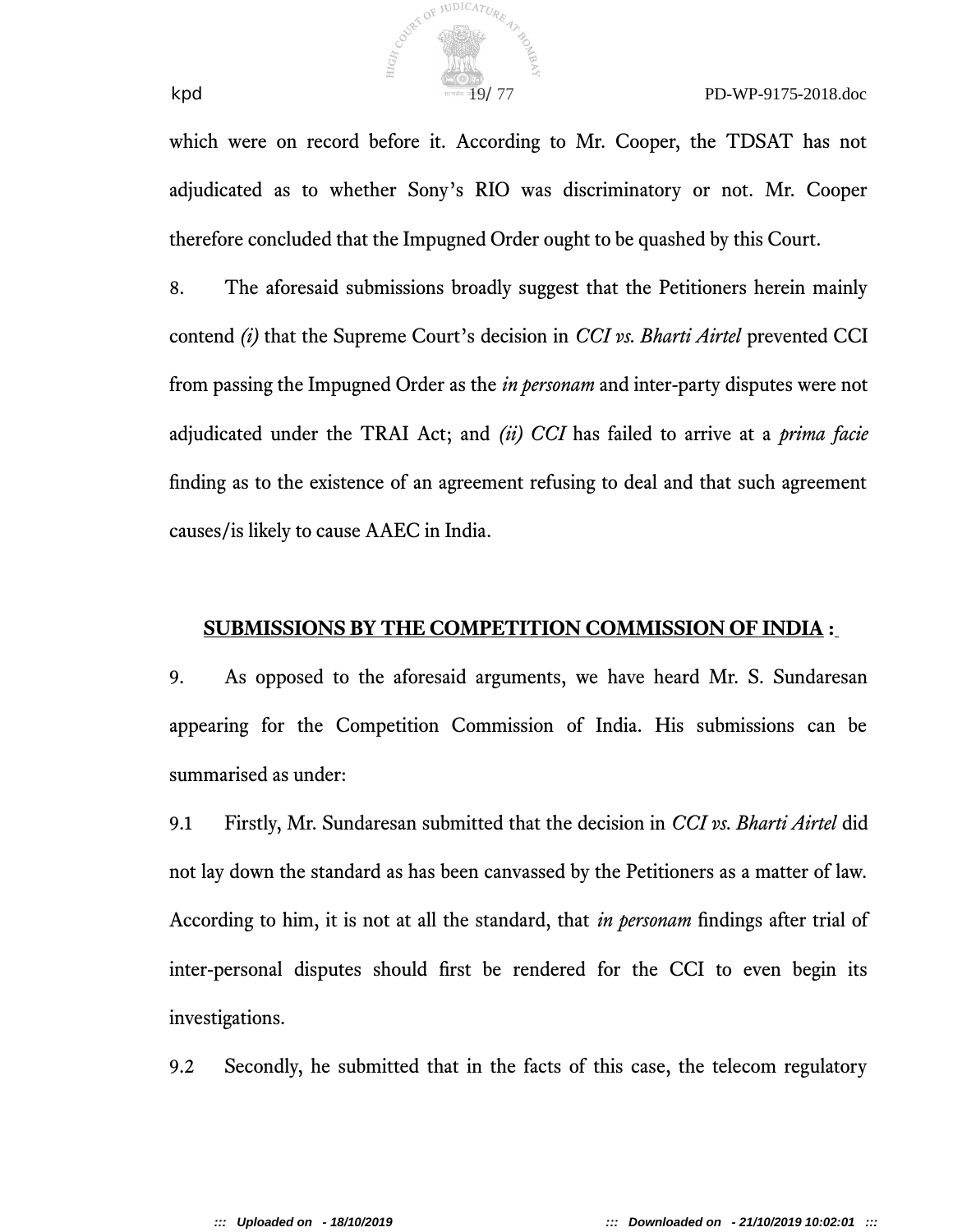which were on record before it. According to Mr. Cooper, the TDSAT has not adjudicated as to whether Sony's RIO was discriminatory or not. Mr. Cooper therefore concluded that the Impugned Order ought to be quashed by this Court.

8. The aforesaid submissions broadly suggest that the Petitioners herein mainly contend *(i)* that the Supreme Court's decision in *CCI vs. Bharti Airtel* prevented CCI from passing the Impugned Order as the *in personam* and inter-party disputes were not adjudicated under the TRAI Act; and *(ii) CCI* has failed to arrive at a *prima facie* finding as to the existence of an agreement refusing to deal and that such agreement causes/is likely to cause AAEC in India.

**SUBMISSIONS BY THE COMPETITION COMMISSION OF INDIA :**

9. As opposed to the aforesaid arguments, we have heard Mr. S. Sundaresan appearing for the Competition Commission of India. His submissions can be summarised as under:

9.1 Firstly, Mr. Sundaresan submitted that the decision in *CCI vs. Bharti Airtel* did not lay down the standard as has been canvassed by the Petitioners as a matter of law. According to him, it is not at all the standard, that *in personam* findings after trial of inter-personal disputes should first be rendered for the CCI to even begin its investigations.

9.2 Secondly, he submitted that in the facts of this case, the telecom regulatory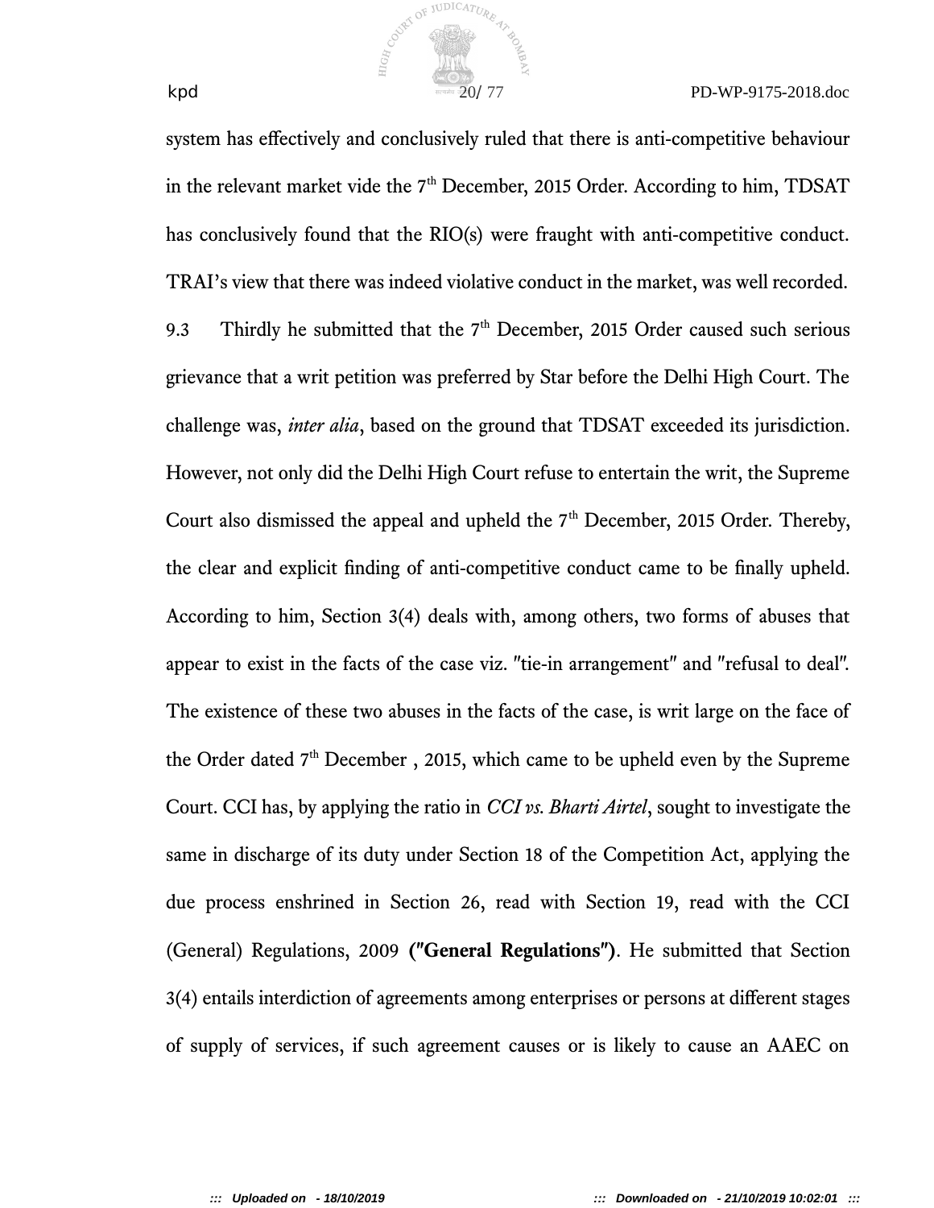system has effectively and conclusively ruled that there is anti-competitive behaviour in the relevant market vide the 7th December, 2015 Order. According to him, TDSAT has conclusively found that the RIO(s) were fraught with anti-competitive conduct. TRAI's view that there was indeed violative conduct in the market, was well recorded.

9.3 Thirdly he submitted that the 7th December, 2015 Order caused such serious grievance that a writ petition was preferred by Star before the Delhi High Court. The challenge was, *inter alia*, based on the ground that TDSAT exceeded its jurisdiction. However, not only did the Delhi High Court refuse to entertain the writ, the Supreme Court also dismissed the appeal and upheld the 7th December, 2015 Order. Thereby, the clear and explicit finding of anti-competitive conduct came to be finally upheld. According to him, Section 3(4) deals with, among others, two forms of abuses that appear to exist in the facts of the case viz. "tie-in arrangement" and "refusal to deal". The existence of these two abuses in the facts of the case, is writ large on the face of the Order dated 7th December , 2015, which came to be upheld even by the Supreme Court. CCI has, by applying the ratio in *CCI vs. Bharti Airtel*, sought to investigate the same in discharge of its duty under Section 18 of the Competition Act, applying the due process enshrined in Section 26, read with Section 19, read with the CCI (General) Regulations, 2009 **("General Regulations")**. He submitted that Section 3(4) entails interdiction of agreements among enterprises or persons at different stages of supply of services, if such agreement causes or is likely to cause an AAEC on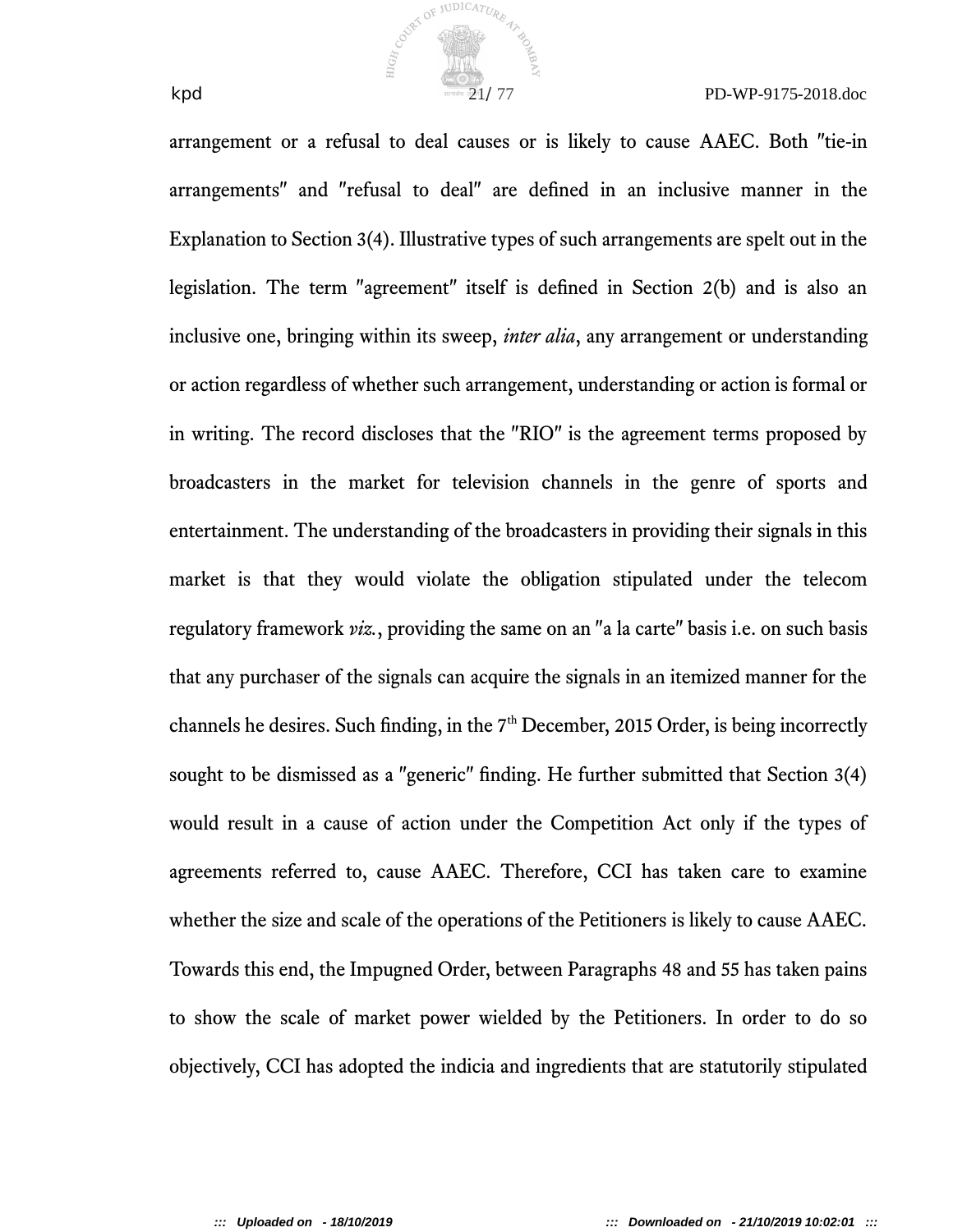arrangement or a refusal to deal causes or is likely to cause AAEC. Both "tie-in arrangements" and "refusal to deal" are defined in an inclusive manner in the Explanation to Section 3(4). Illustrative types of such arrangements are spelt out in the legislation. The term "agreement" itself is defined in Section 2(b) and is also an inclusive one, bringing within its sweep, *inter alia*, any arrangement or understanding or action regardless of whether such arrangement, understanding or action is formal or in writing. The record discloses that the "RIO" is the agreement terms proposed by broadcasters in the market for television channels in the genre of sports and entertainment. The understanding of the broadcasters in providing their signals in this market is that they would violate the obligation stipulated under the telecom regulatory framework *viz.*, providing the same on an "a la carte" basis i.e. on such basis that any purchaser of the signals can acquire the signals in an itemized manner for the channels he desires. Such finding, in the 7th December, 2015 Order, is being incorrectly sought to be dismissed as a "generic" finding. He further submitted that Section 3(4) would result in a cause of action under the Competition Act only if the types of agreements referred to, cause AAEC. Therefore, CCI has taken care to examine whether the size and scale of the operations of the Petitioners is likely to cause AAEC. Towards this end, the Impugned Order, between Paragraphs 48 and 55 has taken pains to show the scale of market power wielded by the Petitioners. In order to do so objectively, CCI has adopted the indicia and ingredients that are statutorily stipulated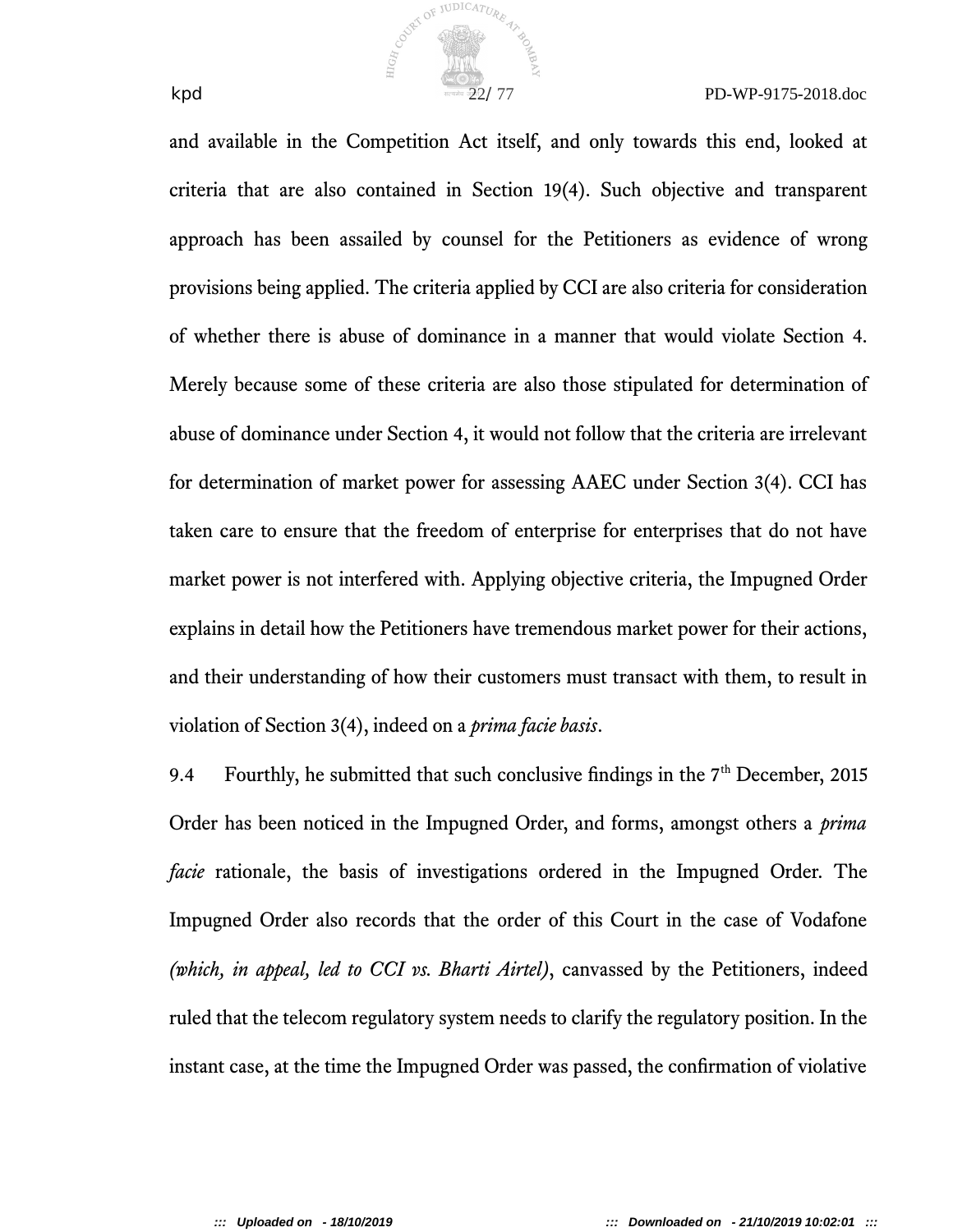and available in the Competition Act itself, and only towards this end, looked at criteria that are also contained in Section 19(4). Such objective and transparent approach has been assailed by counsel for the Petitioners as evidence of wrong provisions being applied. The criteria applied by CCI are also criteria for consideration of whether there is abuse of dominance in a manner that would violate Section 4. Merely because some of these criteria are also those stipulated for determination of abuse of dominance under Section 4, it would not follow that the criteria are irrelevant for determination of market power for assessing AAEC under Section 3(4). CCI has taken care to ensure that the freedom of enterprise for enterprises that do not have market power is not interfered with. Applying objective criteria, the Impugned Order explains in detail how the Petitioners have tremendous market power for their actions, and their understanding of how their customers must transact with them, to result in violation of Section 3(4), indeed on a *prima facie basis*.

9.4 Fourthly, he submitted that such conclusive findings in the 7th December, 2015 Order has been noticed in the Impugned Order, and forms, amongst others a *prima facie* rationale, the basis of investigations ordered in the Impugned Order. The Impugned Order also records that the order of this Court in the case of Vodafone *(which, in appeal, led to CCI vs. Bharti Airtel)*, canvassed by the Petitioners, indeed ruled that the telecom regulatory system needs to clarify the regulatory position. In the instant case, at the time the Impugned Order was passed, the confirmation of violative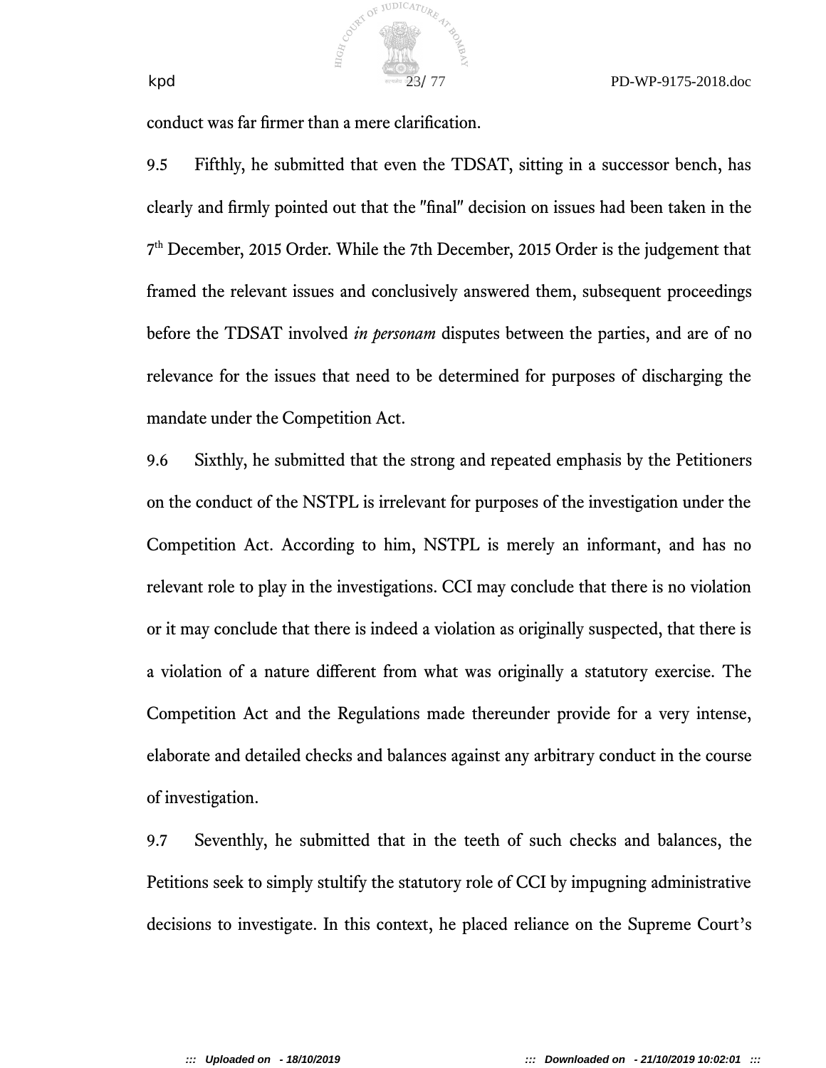conduct was far firmer than a mere clarification.

9.5 Fifthly, he submitted that even the TDSAT, sitting in a successor bench, has clearly and firmly pointed out that the "final" decision on issues had been taken in the 7th December, 2015 Order. While the 7th December, 2015 Order is the judgement that framed the relevant issues and conclusively answered them, subsequent proceedings before the TDSAT involved *in personam* disputes between the parties, and are of no relevance for the issues that need to be determined for purposes of discharging the mandate under the Competition Act.

9.6 Sixthly, he submitted that the strong and repeated emphasis by the Petitioners on the conduct of the NSTPL is irrelevant for purposes of the investigation under the Competition Act. According to him, NSTPL is merely an informant, and has no relevant role to play in the investigations. CCI may conclude that there is no violation or it may conclude that there is indeed a violation as originally suspected, that there is a violation of a nature different from what was originally a statutory exercise. The Competition Act and the Regulations made thereunder provide for a very intense, elaborate and detailed checks and balances against any arbitrary conduct in the course of investigation.

9.7 Seventhly, he submitted that in the teeth of such checks and balances, the Petitions seek to simply stultify the statutory role of CCI by impugning administrative decisions to investigate. In this context, he placed reliance on the Supreme Court's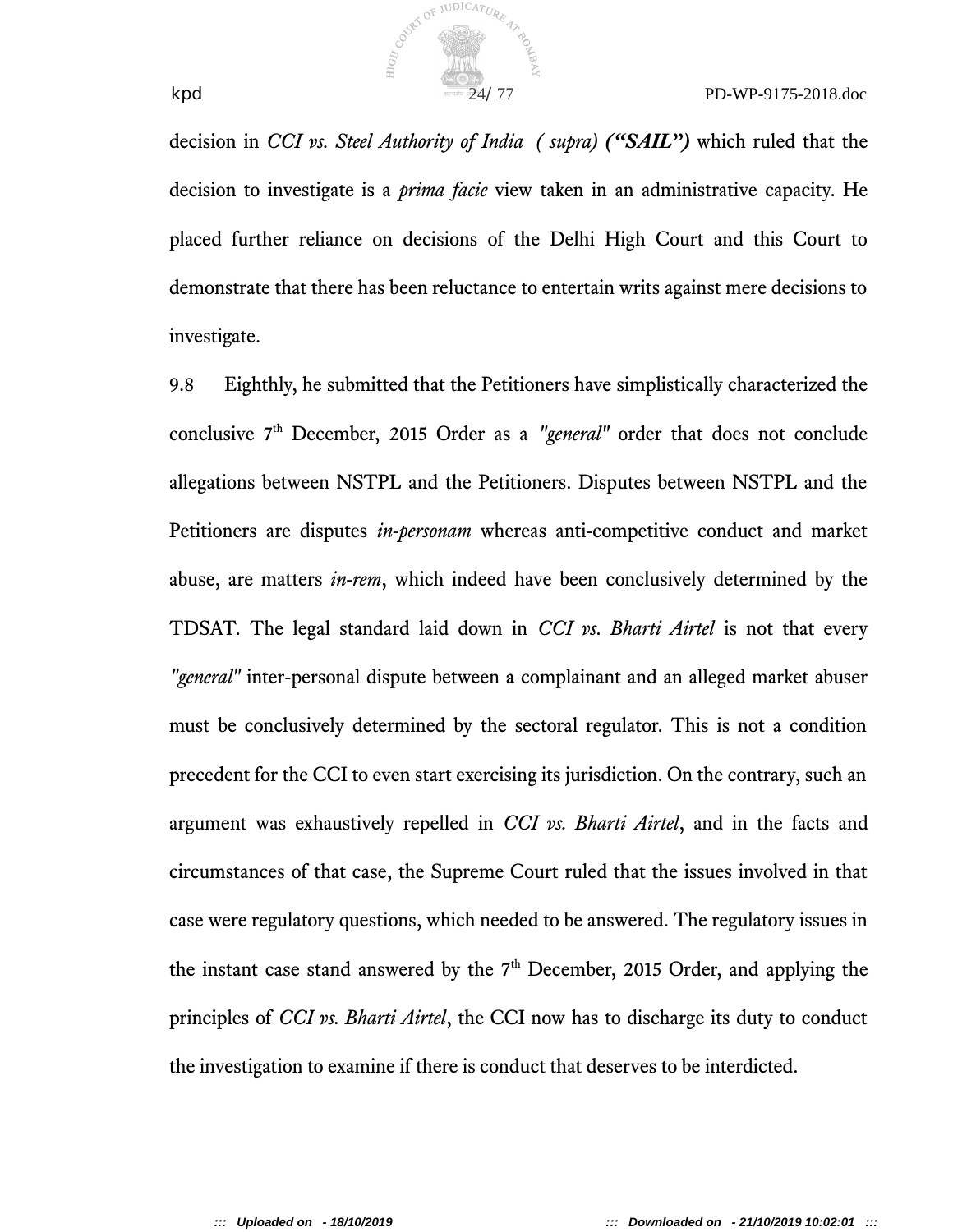decision in *CCI vs. Steel Authority of India ( supra)* ***("SAIL")*** which ruled that the decision to investigate is a *prima facie* view taken in an administrative capacity. He placed further reliance on decisions of the Delhi High Court and this Court to demonstrate that there has been reluctance to entertain writs against mere decisions to investigate.

9.8 Eighthly, he submitted that the Petitioners have simplistically characterized the conclusive 7th December, 2015 Order as a *"general"* order that does not conclude allegations between NSTPL and the Petitioners. Disputes between NSTPL and the Petitioners are disputes *in-personam* whereas anti-competitive conduct and market abuse, are matters *in-rem*, which indeed have been conclusively determined by the TDSAT. The legal standard laid down in *CCI vs. Bharti Airtel* is not that every *"general"* inter-personal dispute between a complainant and an alleged market abuser must be conclusively determined by the sectoral regulator. This is not a condition precedent for the CCI to even start exercising its jurisdiction. On the contrary, such an argument was exhaustively repelled in *CCI vs. Bharti Airtel*, and in the facts and circumstances of that case, the Supreme Court ruled that the issues involved in that case were regulatory questions, which needed to be answered. The regulatory issues in the instant case stand answered by the 7th December, 2015 Order, and applying the principles of *CCI vs. Bharti Airtel*, the CCI now has to discharge its duty to conduct the investigation to examine if there is conduct that deserves to be interdicted.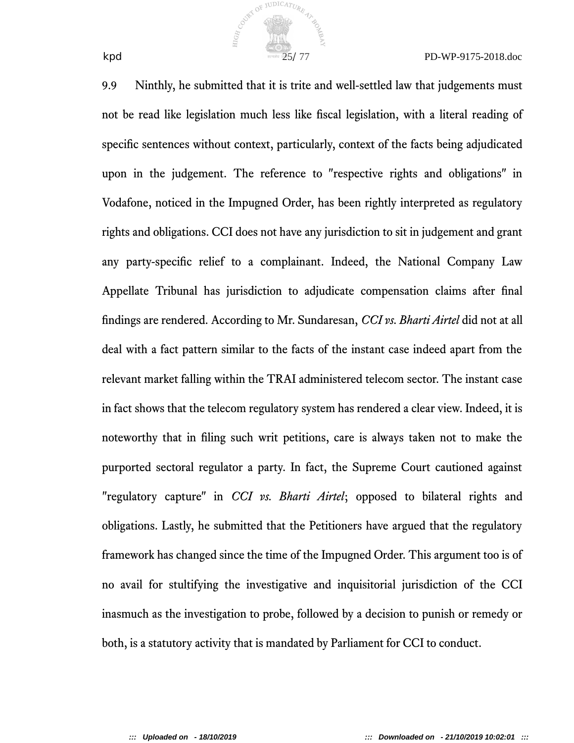9.9 Ninthly, he submitted that it is trite and well-settled law that judgements must not be read like legislation much less like fiscal legislation, with a literal reading of specific sentences without context, particularly, context of the facts being adjudicated upon in the judgement. The reference to "respective rights and obligations" in Vodafone, noticed in the Impugned Order, has been rightly interpreted as regulatory rights and obligations. CCI does not have any jurisdiction to sit in judgement and grant any party-specific relief to a complainant. Indeed, the National Company Law Appellate Tribunal has jurisdiction to adjudicate compensation claims after final findings are rendered. According to Mr. Sundaresan, *CCI vs. Bharti Airtel* did not at all deal with a fact pattern similar to the facts of the instant case indeed apart from the relevant market falling within the TRAI administered telecom sector. The instant case in fact shows that the telecom regulatory system has rendered a clear view. Indeed, it is noteworthy that in filing such writ petitions, care is always taken not to make the purported sectoral regulator a party. In fact, the Supreme Court cautioned against "regulatory capture" in *CCI vs. Bharti Airtel*; opposed to bilateral rights and obligations. Lastly, he submitted that the Petitioners have argued that the regulatory framework has changed since the time of the Impugned Order. This argument too is of no avail for stultifying the investigative and inquisitorial jurisdiction of the CCI inasmuch as the investigation to probe, followed by a decision to punish or remedy or both, is a statutory activity that is mandated by Parliament for CCI to conduct.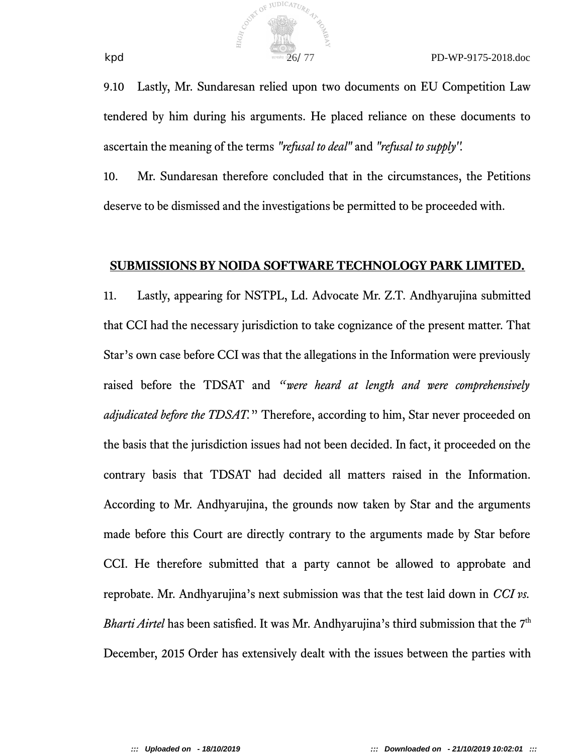9.10 Lastly, Mr. Sundaresan relied upon two documents on EU Competition Law tendered by him during his arguments. He placed reliance on these documents to ascertain the meaning of the terms *"refusal to deal"* and *"refusal to supply"*.

10. Mr. Sundaresan therefore concluded that in the circumstances, the Petitions deserve to be dismissed and the investigations be permitted to be proceeded with.

**SUBMISSIONS BY NOIDA SOFTWARE TECHNOLOGY PARK LIMITED.**

11. Lastly, appearing for NSTPL, Ld. Advocate Mr. Z.T. Andhyarujina submitted that CCI had the necessary jurisdiction to take cognizance of the present matter. That Star's own case before CCI was that the allegations in the Information were previously raised before the TDSAT and *"were heard at length and were comprehensively adjudicated before the TDSAT."* Therefore, according to him, Star never proceeded on the basis that the jurisdiction issues had not been decided. In fact, it proceeded on the contrary basis that TDSAT had decided all matters raised in the Information. According to Mr. Andhyarujina, the grounds now taken by Star and the arguments made before this Court are directly contrary to the arguments made by Star before CCI. He therefore submitted that a party cannot be allowed to approbate and reprobate. Mr. Andhyarujina's next submission was that the test laid down in *CCI vs. Bharti Airtel* has been satisfied. It was Mr. Andhyarujina's third submission that the 7th December, 2015 Order has extensively dealt with the issues between the parties with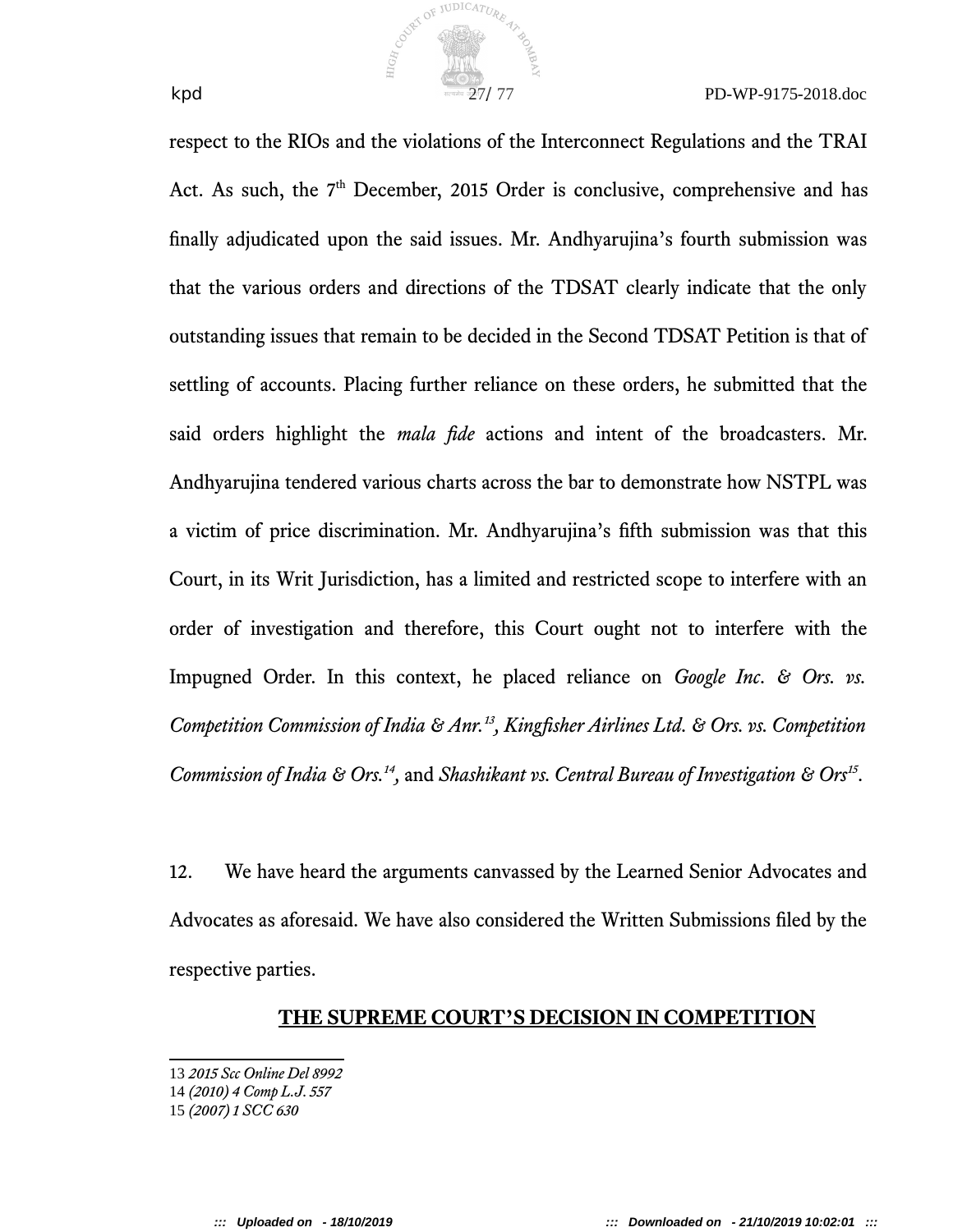respect to the RIOs and the violations of the Interconnect Regulations and the TRAI Act. As such, the 7th December, 2015 Order is conclusive, comprehensive and has finally adjudicated upon the said issues. Mr. Andhyarujina's fourth submission was that the various orders and directions of the TDSAT clearly indicate that the only outstanding issues that remain to be decided in the Second TDSAT Petition is that of settling of accounts. Placing further reliance on these orders, he submitted that the said orders highlight the *mala fide* actions and intent of the broadcasters. Mr. Andhyarujina tendered various charts across the bar to demonstrate how NSTPL was a victim of price discrimination. Mr. Andhyarujina's fifth submission was that this Court, in its Writ Jurisdiction, has a limited and restricted scope to interfere with an order of investigation and therefore, this Court ought not to interfere with the Impugned Order. In this context, he placed reliance on *Google Inc. & Ors. vs. Competition Commission of India & Anr.*[13], *Kingfisher Airlines Ltd. & Ors. vs. Competition Commission of India & Ors.*[14], and *Shashikant vs. Central Bureau of Investigation & Ors*[15].

12. We have heard the arguments canvassed by the Learned Senior Advocates and Advocates as aforesaid. We have also considered the Written Submissions filed by the respective parties.

**THE SUPREME COURT'S DECISION IN COMPETITION**

---

13 *2015 Scc Online Del 8992*
14 *(2010) 4 Comp L.J. 557*
15 *(2007) 1 SCC 630*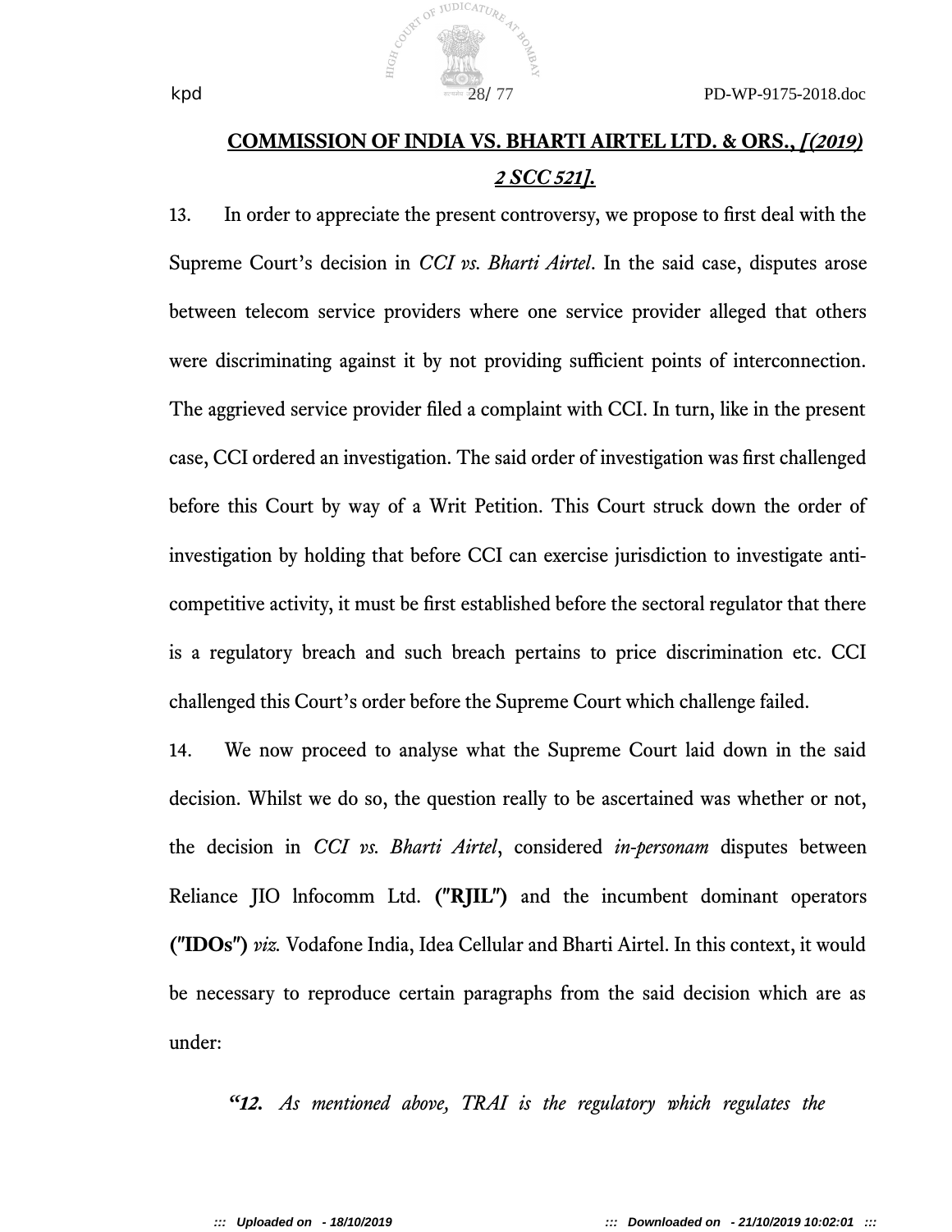**COMMISSION OF INDIA VS. BHARTI AIRTEL LTD. & ORS., *[(2019) 2 SCC 521].***

13. In order to appreciate the present controversy, we propose to first deal with the Supreme Court's decision in *CCI vs. Bharti Airtel*. In the said case, disputes arose between telecom service providers where one service provider alleged that others were discriminating against it by not providing sufficient points of interconnection. The aggrieved service provider filed a complaint with CCI. In turn, like in the present case, CCI ordered an investigation. The said order of investigation was first challenged before this Court by way of a Writ Petition. This Court struck down the order of investigation by holding that before CCI can exercise jurisdiction to investigate anti-competitive activity, it must be first established before the sectoral regulator that there is a regulatory breach and such breach pertains to price discrimination etc. CCI challenged this Court's order before the Supreme Court which challenge failed.

14. We now proceed to analyse what the Supreme Court laid down in the said decision. Whilst we do so, the question really to be ascertained was whether or not, the decision in *CCI vs. Bharti Airtel*, considered *in-personam* disputes between Reliance JIO lnfocomm Ltd. **("RJIL")** and the incumbent dominant operators **("IDOs")** *viz.* Vodafone India, Idea Cellular and Bharti Airtel. In this context, it would be necessary to reproduce certain paragraphs from the said decision which are as under:

> ***"12.** As mentioned above, TRAI is the regulatory which regulates the*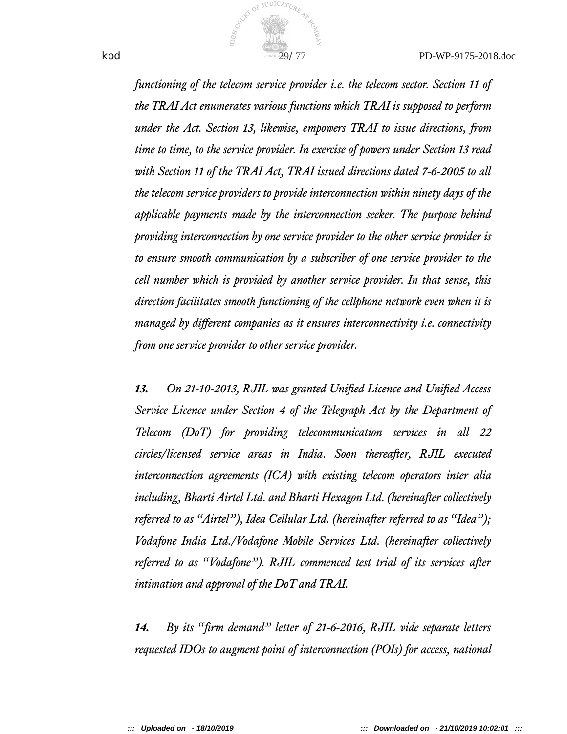*functioning of the telecom service provider i.e. the telecom sector. Section 11 of the TRAI Act enumerates various functions which TRAI is supposed to perform under the Act. Section 13, likewise, empowers TRAI to issue directions, from time to time, to the service provider. In exercise of powers under Section 13 read with Section 11 of the TRAI Act, TRAI issued directions dated 7-6-2005 to all the telecom service providers to provide interconnection within ninety days of the applicable payments made by the interconnection seeker. The purpose behind providing interconnection by one service provider to the other service provider is to ensure smooth communication by a subscriber of one service provider to the cell number which is provided by another service provider. In that sense, this direction facilitates smooth functioning of the cellphone network even when it is managed by different companies as it ensures interconnectivity i.e. connectivity from one service provider to other service provider.*

***13.*** *On 21-10-2013, RJIL was granted Unified Licence and Unified Access Service Licence under Section 4 of the Telegraph Act by the Department of Telecom (DoT) for providing telecommunication services in all 22 circles/licensed service areas in India. Soon thereafter, RJIL executed interconnection agreements (ICA) with existing telecom operators inter alia including, Bharti Airtel Ltd. and Bharti Hexagon Ltd. (hereinafter collectively referred to as "Airtel"), Idea Cellular Ltd. (hereinafter referred to as "Idea"); Vodafone India Ltd./Vodafone Mobile Services Ltd. (hereinafter collectively referred to as "Vodafone"). RJIL commenced test trial of its services after intimation and approval of the DoT and TRAI.*

***14.*** *By its "firm demand" letter of 21-6-2016, RJIL vide separate letters requested IDOs to augment point of interconnection (POIs) for access, national*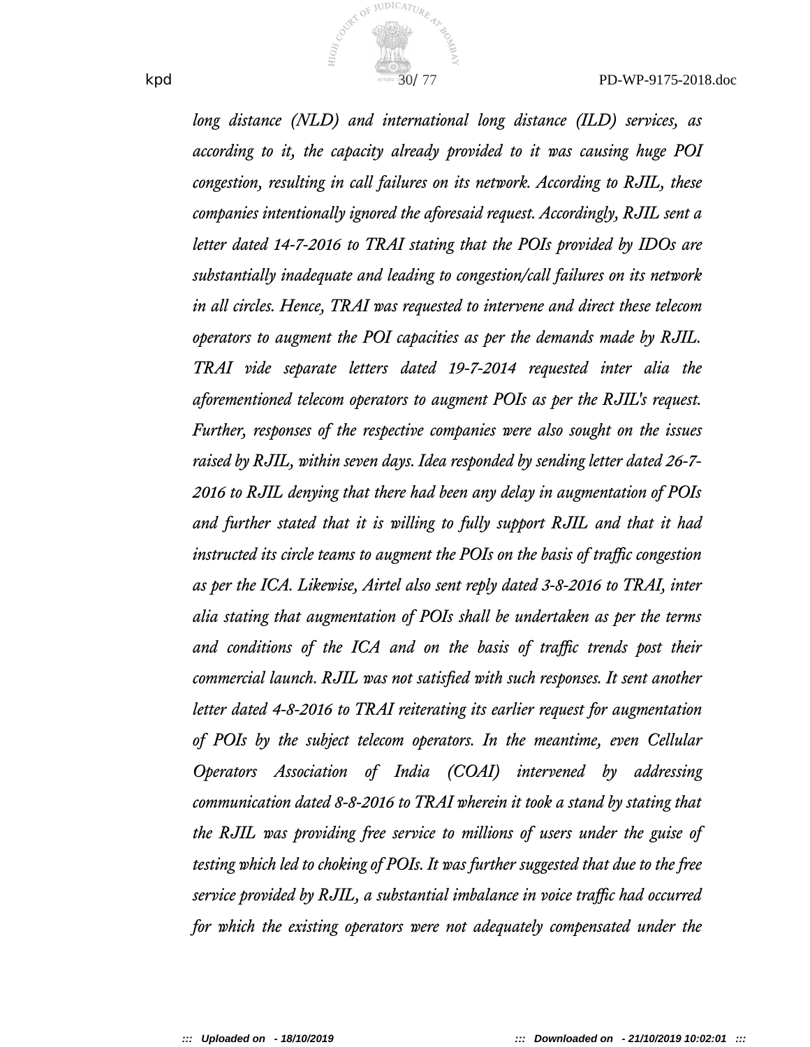*long distance (NLD) and international long distance (ILD) services, as according to it, the capacity already provided to it was causing huge POI congestion, resulting in call failures on its network. According to RJIL, these companies intentionally ignored the aforesaid request. Accordingly, RJIL sent a letter dated 14-7-2016 to TRAI stating that the POIs provided by IDOs are substantially inadequate and leading to congestion/call failures on its network in all circles. Hence, TRAI was requested to intervene and direct these telecom operators to augment the POI capacities as per the demands made by RJIL. TRAI vide separate letters dated 19-7-2014 requested inter alia the aforementioned telecom operators to augment POIs as per the RJIL's request. Further, responses of the respective companies were also sought on the issues raised by RJIL, within seven days. Idea responded by sending letter dated 26-7-2016 to RJIL denying that there had been any delay in augmentation of POIs and further stated that it is willing to fully support RJIL and that it had instructed its circle teams to augment the POIs on the basis of traffic congestion as per the ICA. Likewise, Airtel also sent reply dated 3-8-2016 to TRAI, inter alia stating that augmentation of POIs shall be undertaken as per the terms and conditions of the ICA and on the basis of traffic trends post their commercial launch. RJIL was not satisfied with such responses. It sent another letter dated 4-8-2016 to TRAI reiterating its earlier request for augmentation of POIs by the subject telecom operators. In the meantime, even Cellular Operators Association of India (COAI) intervened by addressing communication dated 8-8-2016 to TRAI wherein it took a stand by stating that the RJIL was providing free service to millions of users under the guise of testing which led to choking of POIs. It was further suggested that due to the free service provided by RJIL, a substantial imbalance in voice traffic had occurred for which the existing operators were not adequately compensated under the*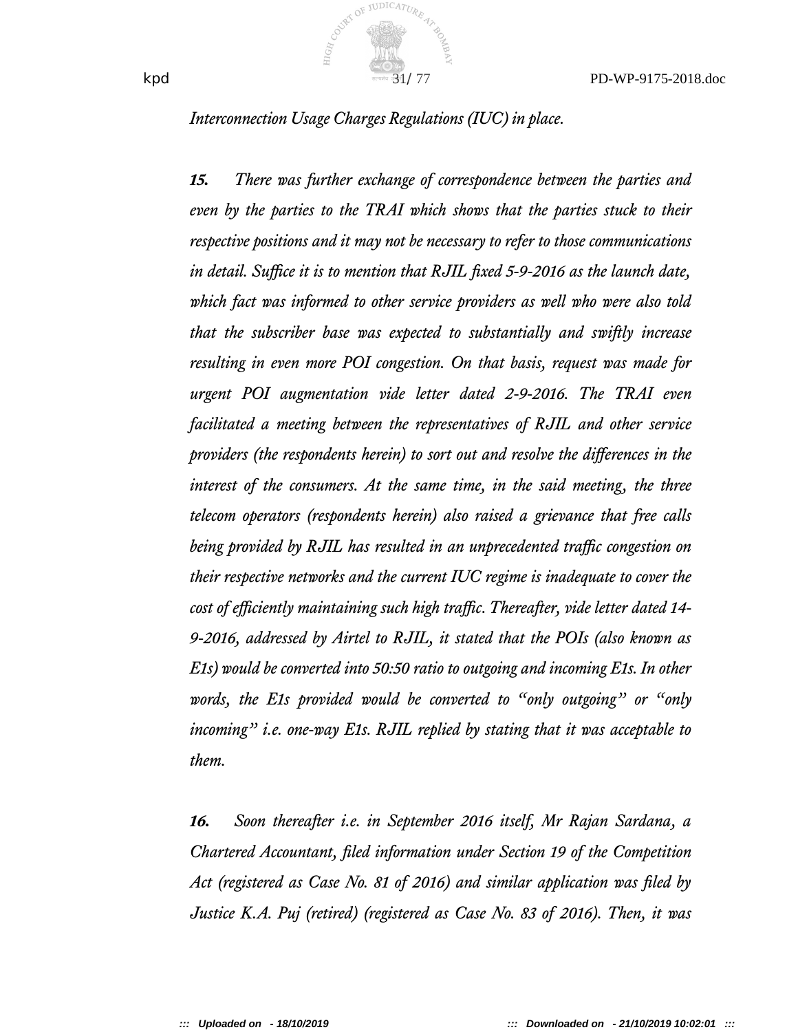*Interconnection Usage Charges Regulations (IUC) in place.*

***15.*** *There was further exchange of correspondence between the parties and even by the parties to the TRAI which shows that the parties stuck to their respective positions and it may not be necessary to refer to those communications in detail. Suffice it is to mention that RJIL fixed 5-9-2016 as the launch date, which fact was informed to other service providers as well who were also told that the subscriber base was expected to substantially and swiftly increase resulting in even more POI congestion. On that basis, request was made for urgent POI augmentation vide letter dated 2-9-2016. The TRAI even facilitated a meeting between the representatives of RJIL and other service providers (the respondents herein) to sort out and resolve the differences in the interest of the consumers. At the same time, in the said meeting, the three telecom operators (respondents herein) also raised a grievance that free calls being provided by RJIL has resulted in an unprecedented traffic congestion on their respective networks and the current IUC regime is inadequate to cover the cost of efficiently maintaining such high traffic. Thereafter, vide letter dated 14-9-2016, addressed by Airtel to RJIL, it stated that the POIs (also known as E1s) would be converted into 50:50 ratio to outgoing and incoming E1s. In other words, the E1s provided would be converted to "only outgoing" or "only incoming" i.e. one-way E1s. RJIL replied by stating that it was acceptable to them.*

***16.*** *Soon thereafter i.e. in September 2016 itself, Mr Rajan Sardana, a Chartered Accountant, filed information under Section 19 of the Competition Act (registered as Case No. 81 of 2016) and similar application was filed by Justice K.A. Puj (retired) (registered as Case No. 83 of 2016). Then, it was*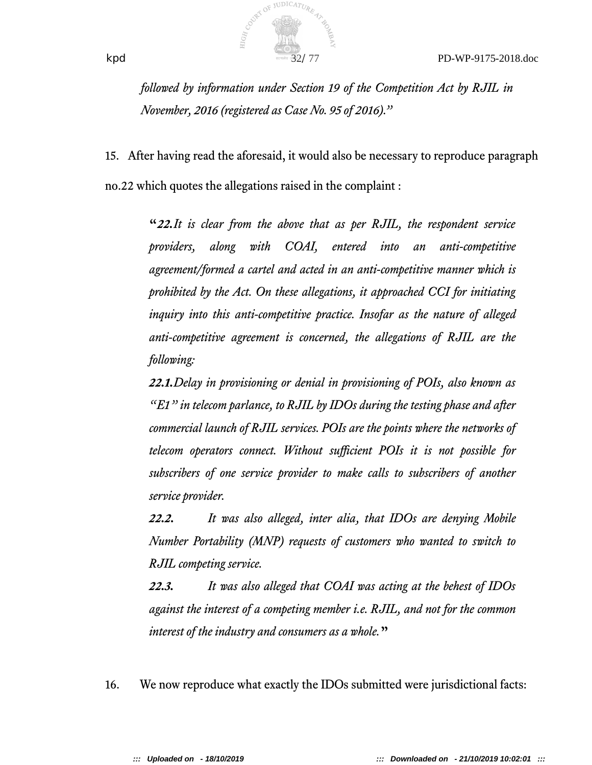*followed by information under Section 19 of the Competition Act by RJIL in November, 2016 (registered as Case No. 95 of 2016).”*

15. After having read the aforesaid, it would also be necessary to reproduce paragraph no.22 which quotes the allegations raised in the complaint :

> “***22.****It is clear from the above that as per RJIL, the respondent service providers, along with COAI, entered into an anti-competitive agreement/formed a cartel and acted in an anti-competitive manner which is prohibited by the Act. On these allegations, it approached CCI for initiating inquiry into this anti-competitive practice. Insofar as the nature of alleged anti-competitive agreement is concerned, the allegations of RJIL are the following:*
>
> ***22.1.****Delay in provisioning or denial in provisioning of POIs, also known as “E1” in telecom parlance, to RJIL by IDOs during the testing phase and after commercial launch of RJIL services. POIs are the points where the networks of telecom operators connect. Without sufficient POIs it is not possible for subscribers of one service provider to make calls to subscribers of another service provider.*
>
> ***22.2.*** *It was also alleged, inter alia, that IDOs are denying Mobile Number Portability (MNP) requests of customers who wanted to switch to RJIL competing service.*
>
> ***22.3.*** *It was also alleged that COAI was acting at the behest of IDOs against the interest of a competing member i.e. RJIL, and not for the common interest of the industry and consumers as a whole.*”

16. We now reproduce what exactly the IDOs submitted were jurisdictional facts: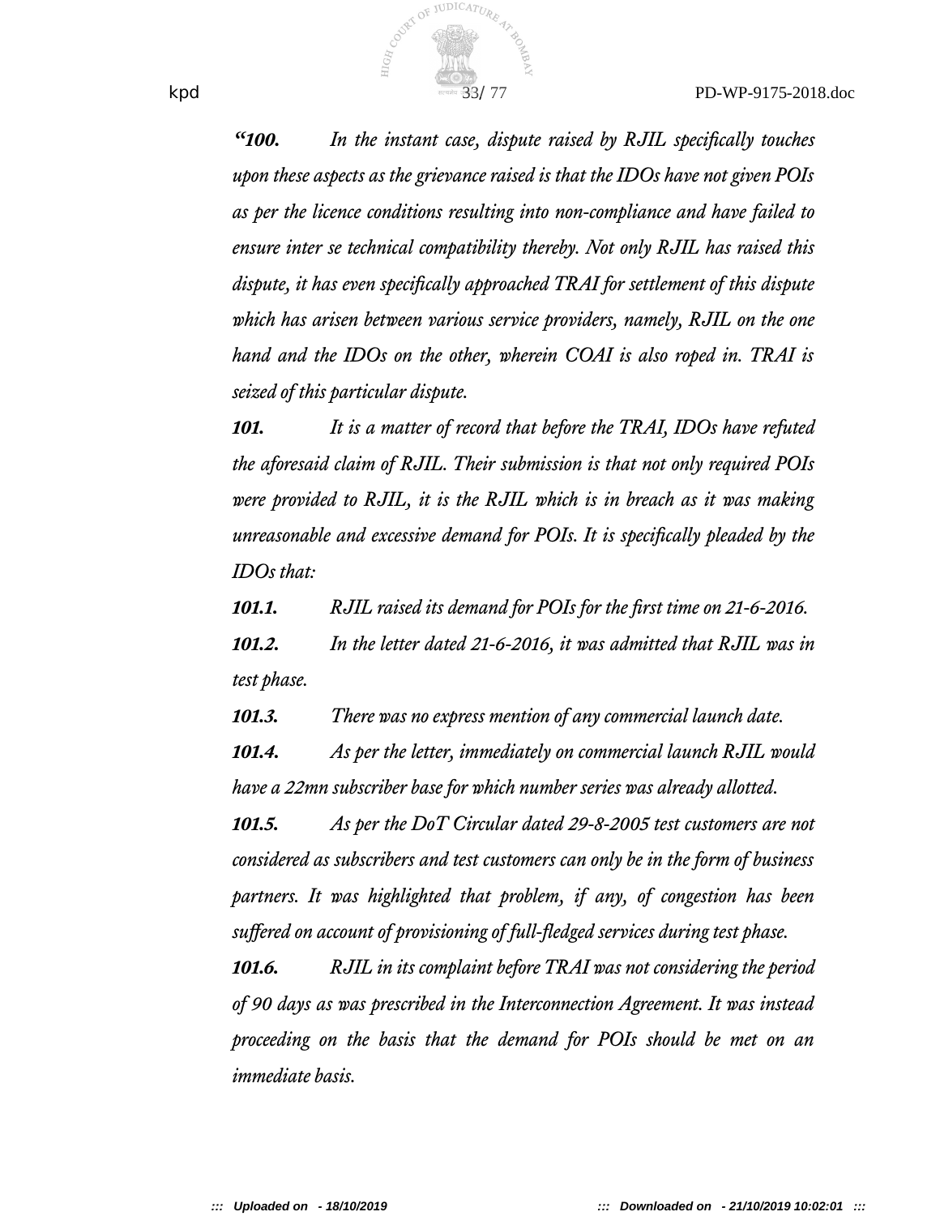*"**100.** In the instant case, dispute raised by RJIL specifically touches upon these aspects as the grievance raised is that the IDOs have not given POIs as per the licence conditions resulting into non-compliance and have failed to ensure inter se technical compatibility thereby. Not only RJIL has raised this dispute, it has even specifically approached TRAI for settlement of this dispute which has arisen between various service providers, namely, RJIL on the one hand and the IDOs on the other, wherein COAI is also roped in. TRAI is seized of this particular dispute.*

***101.*** *It is a matter of record that before the TRAI, IDOs have refuted the aforesaid claim of RJIL. Their submission is that not only required POIs were provided to RJIL, it is the RJIL which is in breach as it was making unreasonable and excessive demand for POIs. It is specifically pleaded by the IDOs that:*

***101.1.*** *RJIL raised its demand for POIs for the first time on 21-6-2016.*

***101.2.*** *In the letter dated 21-6-2016, it was admitted that RJIL was in test phase.*

***101.3.*** *There was no express mention of any commercial launch date.*

***101.4.*** *As per the letter, immediately on commercial launch RJIL would have a 22mn subscriber base for which number series was already allotted.*

***101.5.*** *As per the DoT Circular dated 29-8-2005 test customers are not considered as subscribers and test customers can only be in the form of business partners. It was highlighted that problem, if any, of congestion has been suffered on account of provisioning of full-fledged services during test phase.*

***101.6.*** *RJIL in its complaint before TRAI was not considering the period of 90 days as was prescribed in the Interconnection Agreement. It was instead proceeding on the basis that the demand for POIs should be met on an immediate basis.*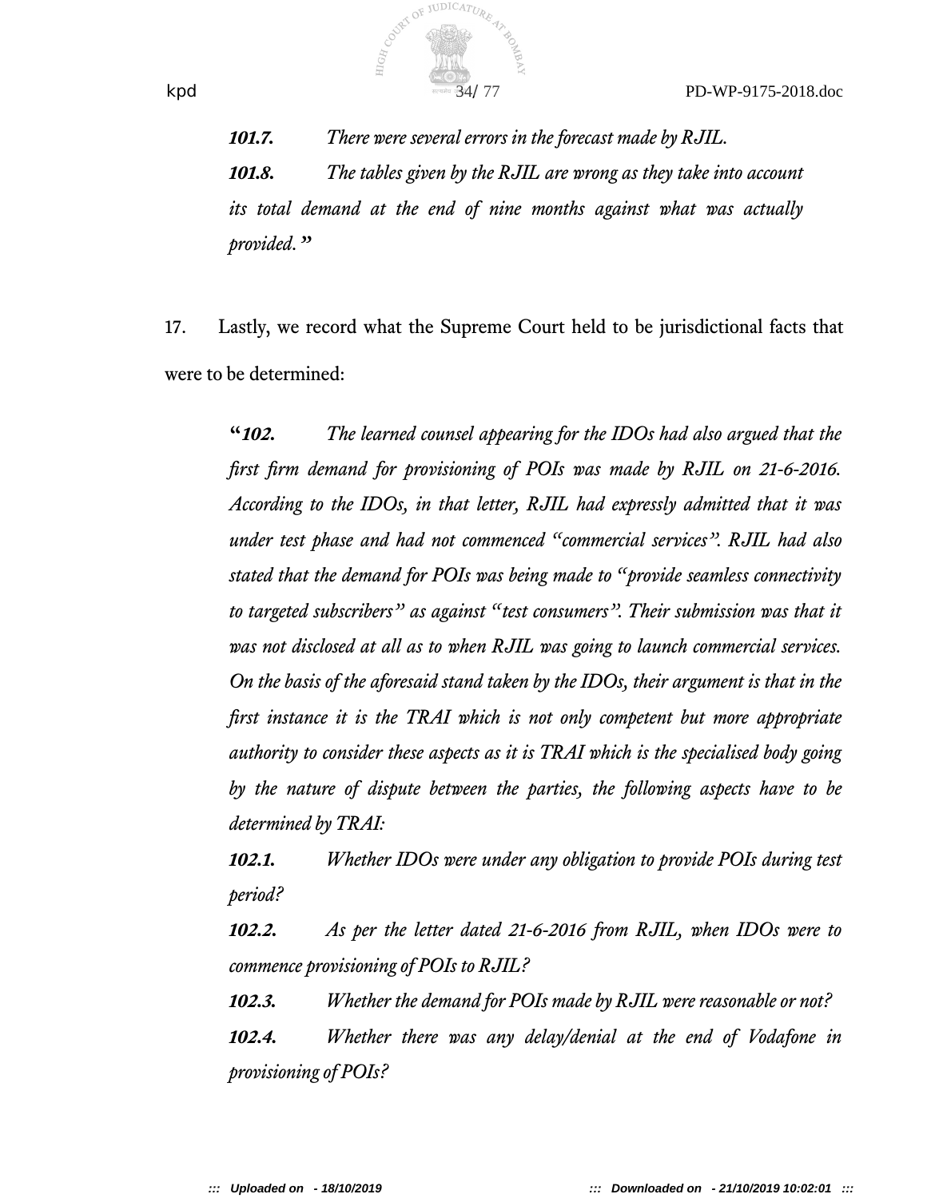> ***101.7.*** *There were several errors in the forecast made by RJIL.*
>
> ***101.8.*** *The tables given by the RJIL are wrong as they take into account its total demand at the end of nine months against what was actually provided.* **"**

17. Lastly, we record what the Supreme Court held to be jurisdictional facts that were to be determined:

> **"*102.*** *The learned counsel appearing for the IDOs had also argued that the first firm demand for provisioning of POIs was made by RJIL on 21-6-2016. According to the IDOs, in that letter, RJIL had expressly admitted that it was under test phase and had not commenced "commercial services". RJIL had also stated that the demand for POIs was being made to "provide seamless connectivity to targeted subscribers" as against "test consumers". Their submission was that it was not disclosed at all as to when RJIL was going to launch commercial services. On the basis of the aforesaid stand taken by the IDOs, their argument is that in the first instance it is the TRAI which is not only competent but more appropriate authority to consider these aspects as it is TRAI which is the specialised body going by the nature of dispute between the parties, the following aspects have to be determined by TRAI:*
>
> ***102.1.*** *Whether IDOs were under any obligation to provide POIs during test period?*
>
> ***102.2.*** *As per the letter dated 21-6-2016 from RJIL, when IDOs were to commence provisioning of POIs to RJIL?*
>
> ***102.3.*** *Whether the demand for POIs made by RJIL were reasonable or not?*
>
> ***102.4.*** *Whether there was any delay/denial at the end of Vodafone in provisioning of POIs?*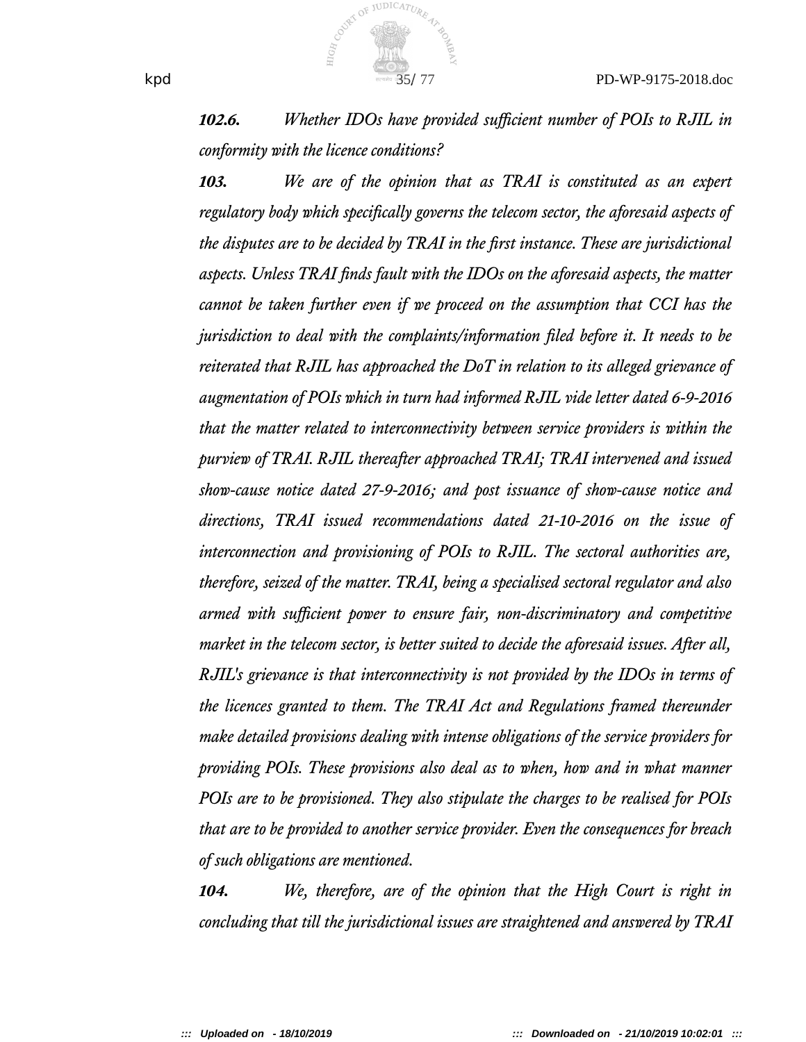***102.6.*** *Whether IDOs have provided sufficient number of POIs to RJIL in conformity with the licence conditions?*

***103.*** *We are of the opinion that as TRAI is constituted as an expert regulatory body which specifically governs the telecom sector, the aforesaid aspects of the disputes are to be decided by TRAI in the first instance. These are jurisdictional aspects. Unless TRAI finds fault with the IDOs on the aforesaid aspects, the matter cannot be taken further even if we proceed on the assumption that CCI has the jurisdiction to deal with the complaints/information filed before it. It needs to be reiterated that RJIL has approached the DoT in relation to its alleged grievance of augmentation of POIs which in turn had informed RJIL vide letter dated 6-9-2016 that the matter related to interconnectivity between service providers is within the purview of TRAI. RJIL thereafter approached TRAI; TRAI intervened and issued show-cause notice dated 27-9-2016; and post issuance of show-cause notice and directions, TRAI issued recommendations dated 21-10-2016 on the issue of interconnection and provisioning of POIs to RJIL. The sectoral authorities are, therefore, seized of the matter. TRAI, being a specialised sectoral regulator and also armed with sufficient power to ensure fair, non-discriminatory and competitive market in the telecom sector, is better suited to decide the aforesaid issues. After all, RJIL's grievance is that interconnectivity is not provided by the IDOs in terms of the licences granted to them. The TRAI Act and Regulations framed thereunder make detailed provisions dealing with intense obligations of the service providers for providing POIs. These provisions also deal as to when, how and in what manner POIs are to be provisioned. They also stipulate the charges to be realised for POIs that are to be provided to another service provider. Even the consequences for breach of such obligations are mentioned.*

***104.*** *We, therefore, are of the opinion that the High Court is right in concluding that till the jurisdictional issues are straightened and answered by TRAI*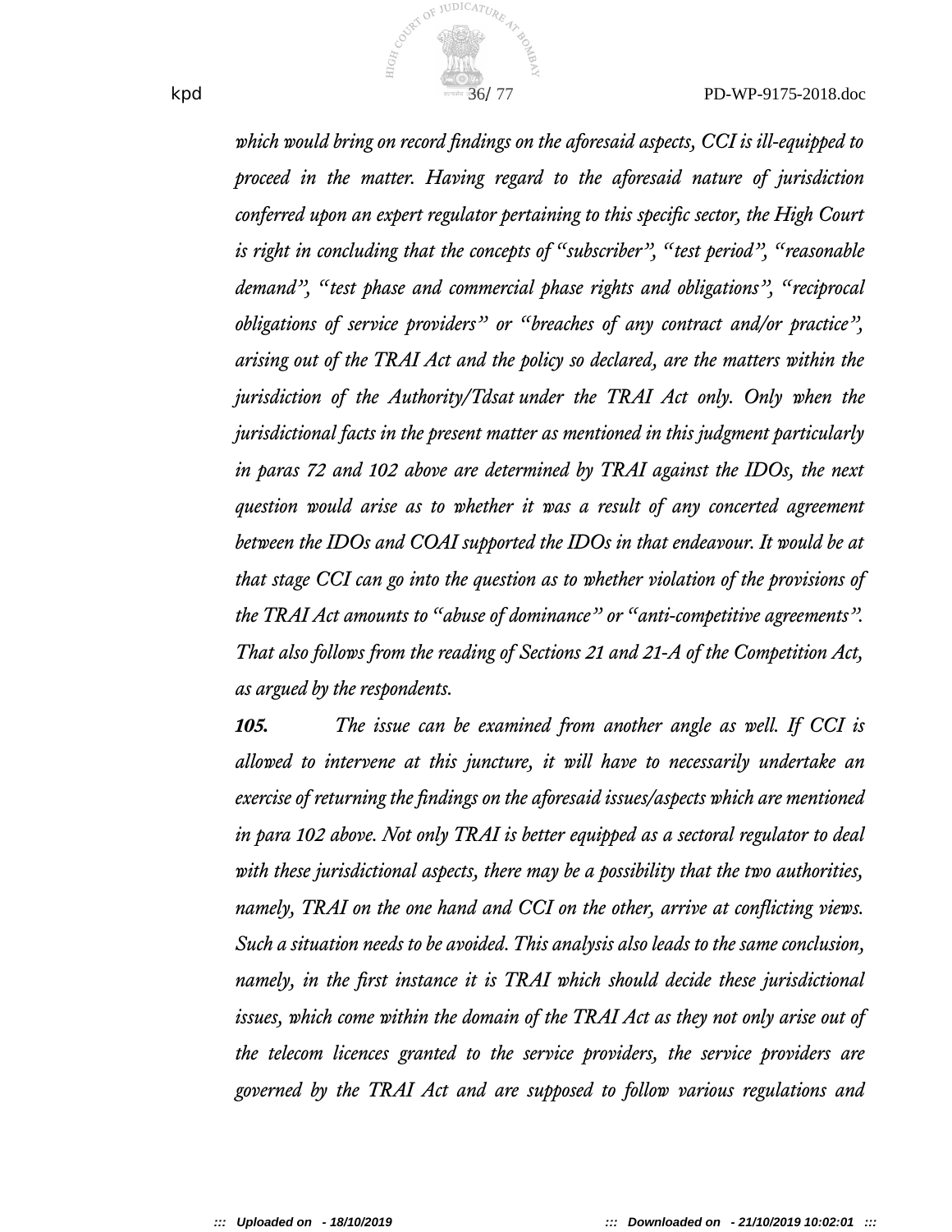*which would bring on record findings on the aforesaid aspects, CCI is ill-equipped to proceed in the matter. Having regard to the aforesaid nature of jurisdiction conferred upon an expert regulator pertaining to this specific sector, the High Court is right in concluding that the concepts of "subscriber", "test period", "reasonable demand", "test phase and commercial phase rights and obligations", "reciprocal obligations of service providers" or "breaches of any contract and/or practice", arising out of the TRAI Act and the policy so declared, are the matters within the jurisdiction of the Authority/Tdsat under the TRAI Act only. Only when the jurisdictional facts in the present matter as mentioned in this judgment particularly in paras 72 and 102 above are determined by TRAI against the IDOs, the next question would arise as to whether it was a result of any concerted agreement between the IDOs and COAI supported the IDOs in that endeavour. It would be at that stage CCI can go into the question as to whether violation of the provisions of the TRAI Act amounts to "abuse of dominance" or "anti-competitive agreements". That also follows from the reading of Sections 21 and 21-A of the Competition Act, as argued by the respondents.*

***105.*** *The issue can be examined from another angle as well. If CCI is allowed to intervene at this juncture, it will have to necessarily undertake an exercise of returning the findings on the aforesaid issues/aspects which are mentioned in para 102 above. Not only TRAI is better equipped as a sectoral regulator to deal with these jurisdictional aspects, there may be a possibility that the two authorities, namely, TRAI on the one hand and CCI on the other, arrive at conflicting views. Such a situation needs to be avoided. This analysis also leads to the same conclusion, namely, in the first instance it is TRAI which should decide these jurisdictional issues, which come within the domain of the TRAI Act as they not only arise out of the telecom licences granted to the service providers, the service providers are governed by the TRAI Act and are supposed to follow various regulations and*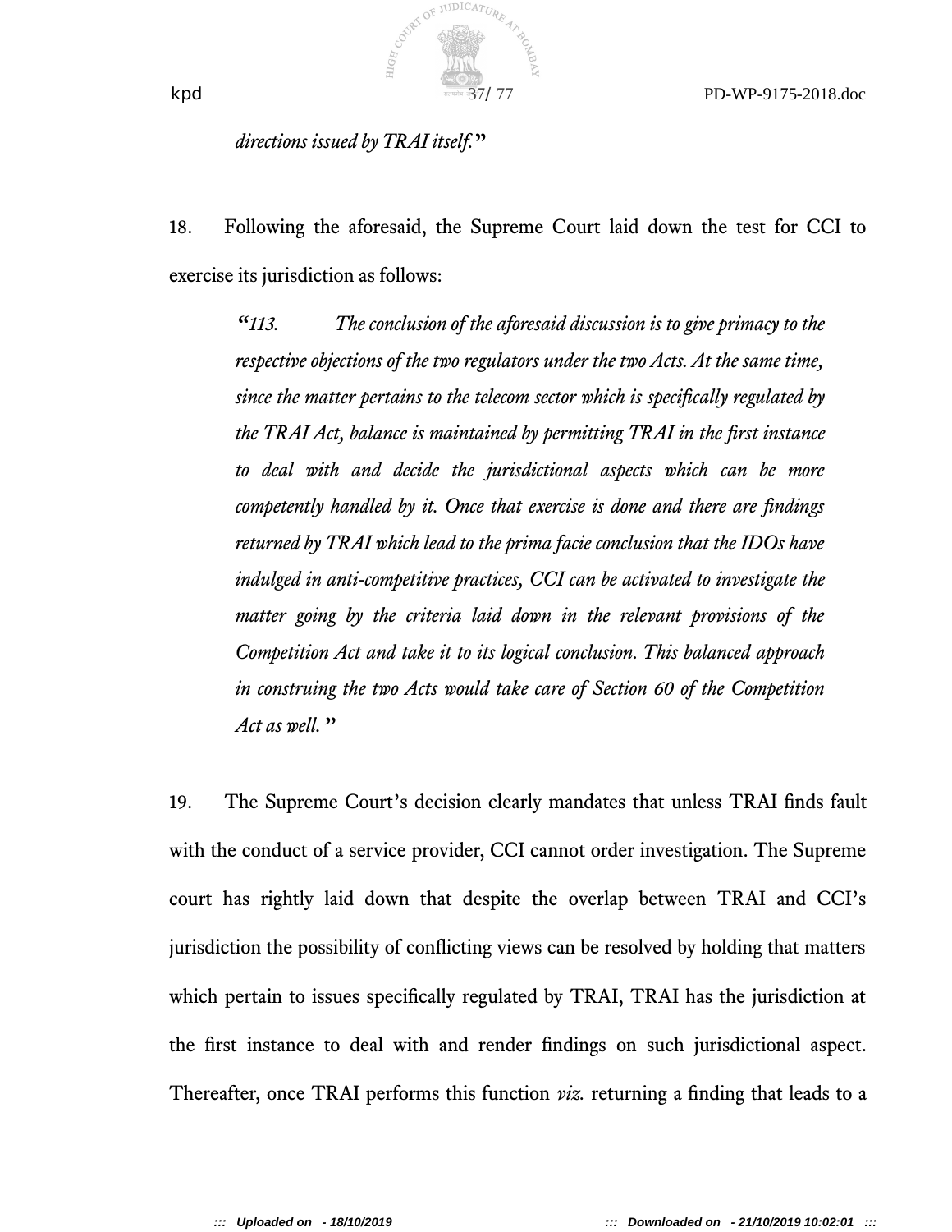*directions issued by TRAI itself.*"

18. Following the aforesaid, the Supreme Court laid down the test for CCI to exercise its jurisdiction as follows:

> *"113. The conclusion of the aforesaid discussion is to give primacy to the respective objections of the two regulators under the two Acts. At the same time, since the matter pertains to the telecom sector which is specifically regulated by the TRAI Act, balance is maintained by permitting TRAI in the first instance to deal with and decide the jurisdictional aspects which can be more competently handled by it. Once that exercise is done and there are findings returned by TRAI which lead to the prima facie conclusion that the IDOs have indulged in anti-competitive practices, CCI can be activated to investigate the matter going by the criteria laid down in the relevant provisions of the Competition Act and take it to its logical conclusion. This balanced approach in construing the two Acts would take care of Section 60 of the Competition Act as well."*

19. The Supreme Court's decision clearly mandates that unless TRAI finds fault with the conduct of a service provider, CCI cannot order investigation. The Supreme court has rightly laid down that despite the overlap between TRAI and CCI's jurisdiction the possibility of conflicting views can be resolved by holding that matters which pertain to issues specifically regulated by TRAI, TRAI has the jurisdiction at the first instance to deal with and render findings on such jurisdictional aspect. Thereafter, once TRAI performs this function *viz.* returning a finding that leads to a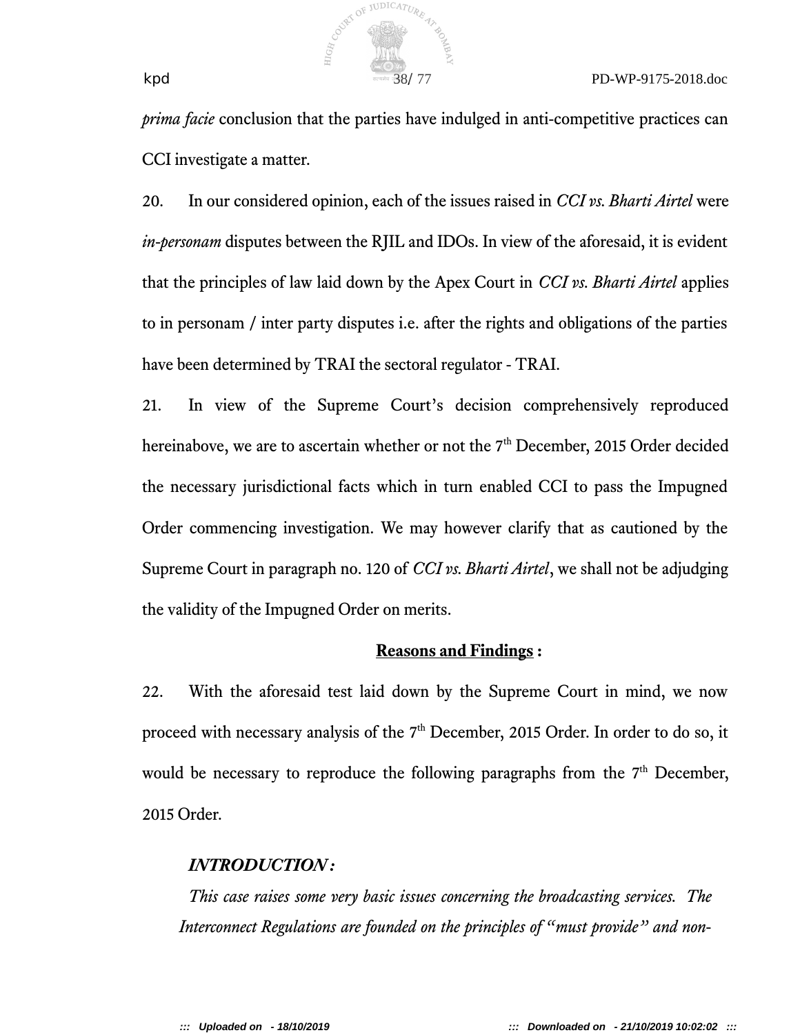*prima facie* conclusion that the parties have indulged in anti-competitive practices can CCI investigate a matter.

20. In our considered opinion, each of the issues raised in *CCI vs. Bharti Airtel* were *in-personam* disputes between the RJIL and IDOs. In view of the aforesaid, it is evident that the principles of law laid down by the Apex Court in *CCI vs. Bharti Airtel* applies to in personam / inter party disputes i.e. after the rights and obligations of the parties have been determined by TRAI the sectoral regulator - TRAI.

21. In view of the Supreme Court's decision comprehensively reproduced hereinabove, we are to ascertain whether or not the 7th December, 2015 Order decided the necessary jurisdictional facts which in turn enabled CCI to pass the Impugned Order commencing investigation. We may however clarify that as cautioned by the Supreme Court in paragraph no. 120 of *CCI vs. Bharti Airtel*, we shall not be adjudging the validity of the Impugned Order on merits.

**Reasons and Findings :**

22. With the aforesaid test laid down by the Supreme Court in mind, we now proceed with necessary analysis of the 7th December, 2015 Order. In order to do so, it would be necessary to reproduce the following paragraphs from the 7th December, 2015 Order.

> ***INTRODUCTION :***
>
> *This case raises some very basic issues concerning the broadcasting services. The Interconnect Regulations are founded on the principles of "must provide" and non-*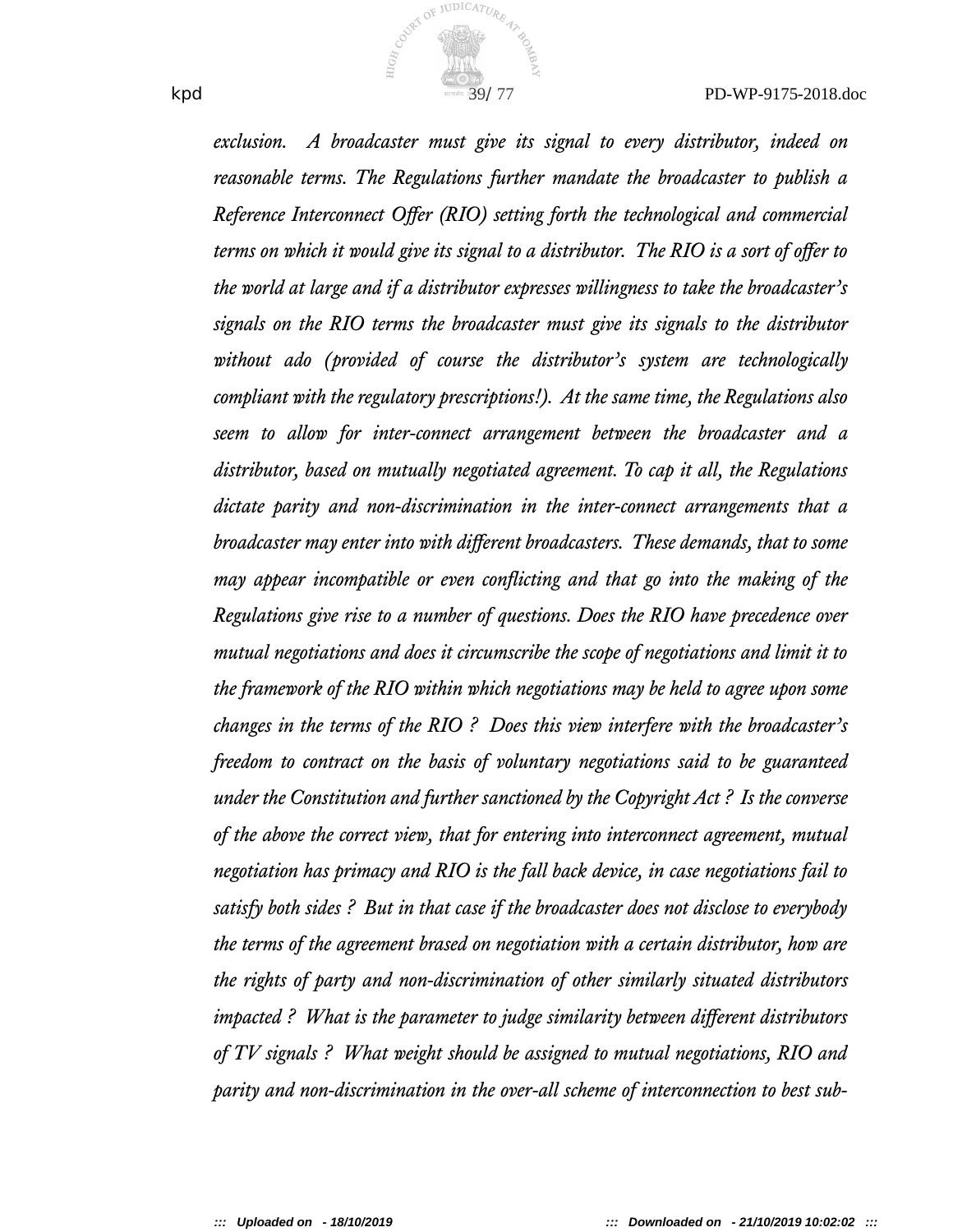*exclusion. A broadcaster must give its signal to every distributor, indeed on reasonable terms. The Regulations further mandate the broadcaster to publish a Reference Interconnect Offer (RIO) setting forth the technological and commercial terms on which it would give its signal to a distributor. The RIO is a sort of offer to the world at large and if a distributor expresses willingness to take the broadcaster's signals on the RIO terms the broadcaster must give its signals to the distributor without ado (provided of course the distributor's system are technologically compliant with the regulatory prescriptions!). At the same time, the Regulations also seem to allow for inter-connect arrangement between the broadcaster and a distributor, based on mutually negotiated agreement. To cap it all, the Regulations dictate parity and non-discrimination in the inter-connect arrangements that a broadcaster may enter into with different broadcasters. These demands, that to some may appear incompatible or even conflicting and that go into the making of the Regulations give rise to a number of questions. Does the RIO have precedence over mutual negotiations and does it circumscribe the scope of negotiations and limit it to the framework of the RIO within which negotiations may be held to agree upon some changes in the terms of the RIO ? Does this view interfere with the broadcaster's freedom to contract on the basis of voluntary negotiations said to be guaranteed under the Constitution and further sanctioned by the Copyright Act ? Is the converse of the above the correct view, that for entering into interconnect agreement, mutual negotiation has primacy and RIO is the fall back device, in case negotiations fail to satisfy both sides ? But in that case if the broadcaster does not disclose to everybody the terms of the agreement brased on negotiation with a certain distributor, how are the rights of party and non-discrimination of other similarly situated distributors impacted ? What is the parameter to judge similarity between different distributors of TV signals ? What weight should be assigned to mutual negotiations, RIO and parity and non-discrimination in the over-all scheme of interconnection to best sub-*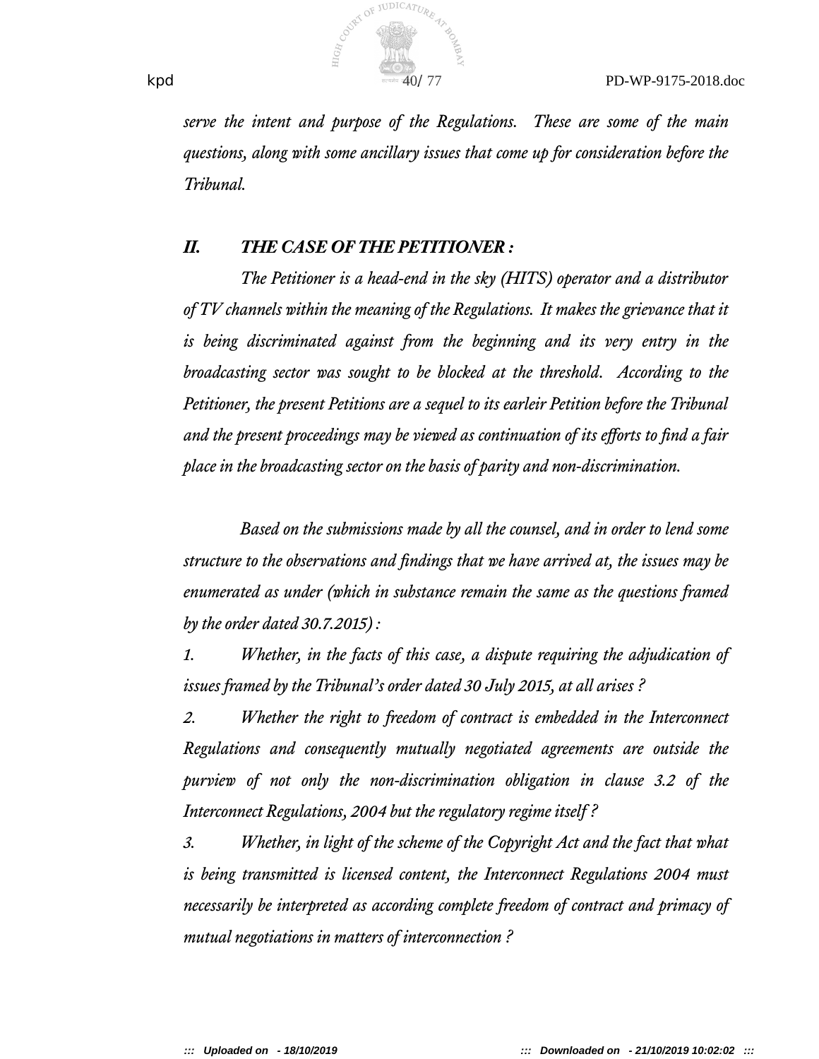*serve the intent and purpose of the Regulations. These are some of the main questions, along with some ancillary issues that come up for consideration before the Tribunal.*

***II. THE CASE OF THE PETITIONER :***

*The Petitioner is a head-end in the sky (HITS) operator and a distributor of TV channels within the meaning of the Regulations. It makes the grievance that it is being discriminated against from the beginning and its very entry in the broadcasting sector was sought to be blocked at the threshold. According to the Petitioner, the present Petitions are a sequel to its earleir Petition before the Tribunal and the present proceedings may be viewed as continuation of its efforts to find a fair place in the broadcasting sector on the basis of parity and non-discrimination.*

*Based on the submissions made by all the counsel, and in order to lend some structure to the observations and findings that we have arrived at, the issues may be enumerated as under (which in substance remain the same as the questions framed by the order dated 30.7.2015) :*

*1. Whether, in the facts of this case, a dispute requiring the adjudication of issues framed by the Tribunal's order dated 30 July 2015, at all arises ?*

*2. Whether the right to freedom of contract is embedded in the Interconnect Regulations and consequently mutually negotiated agreements are outside the purview of not only the non-discrimination obligation in clause 3.2 of the Interconnect Regulations, 2004 but the regulatory regime itself ?*

*3. Whether, in light of the scheme of the Copyright Act and the fact that what is being transmitted is licensed content, the Interconnect Regulations 2004 must necessarily be interpreted as according complete freedom of contract and primacy of mutual negotiations in matters of interconnection ?*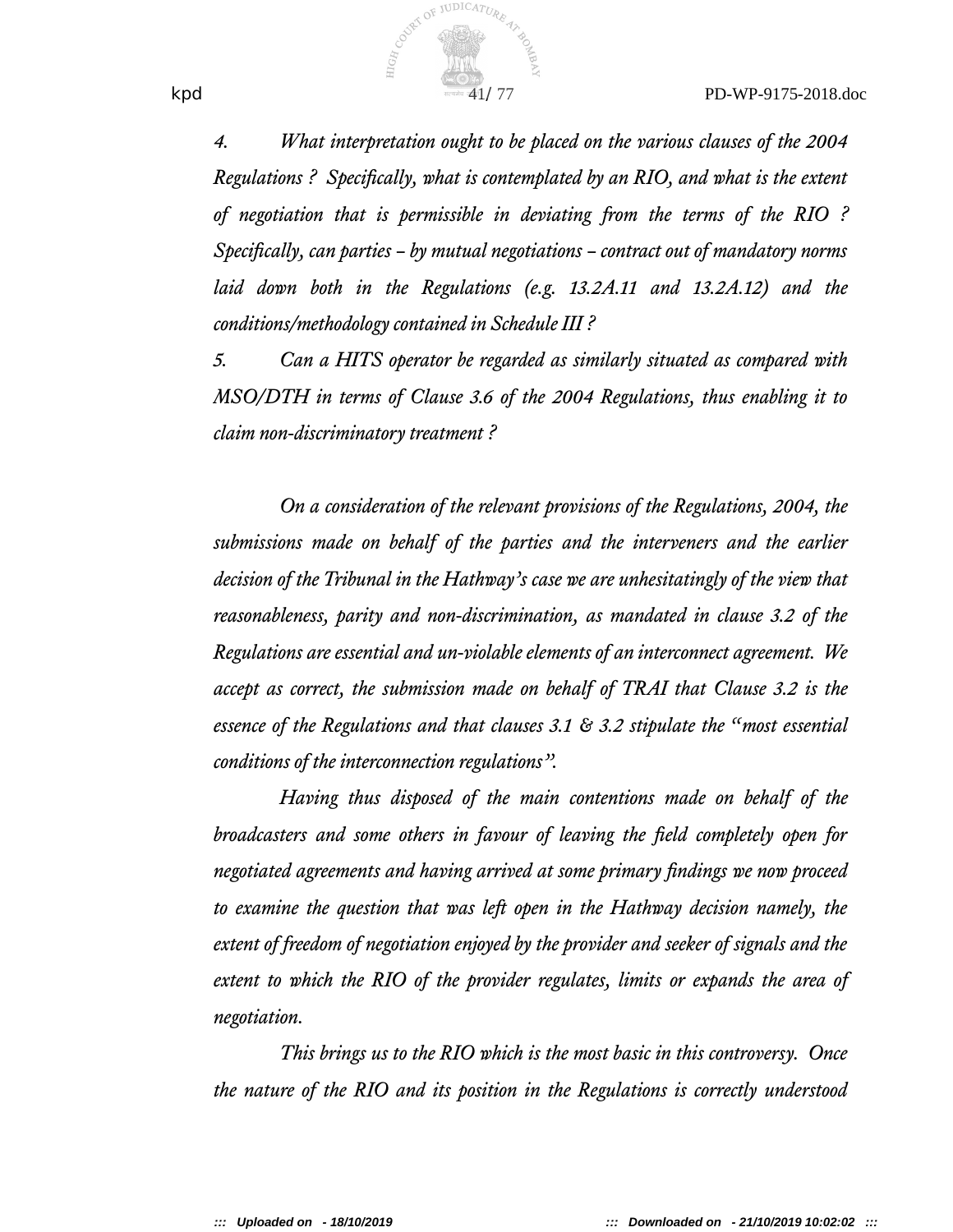*4. What interpretation ought to be placed on the various clauses of the 2004 Regulations ? Specifically, what is contemplated by an RIO, and what is the extent of negotiation that is permissible in deviating from the terms of the RIO ? Specifically, can parties – by mutual negotiations – contract out of mandatory norms laid down both in the Regulations (e.g. 13.2A.11 and 13.2A.12) and the conditions/methodology contained in Schedule III ?*

*5. Can a HITS operator be regarded as similarly situated as compared with MSO/DTH in terms of Clause 3.6 of the 2004 Regulations, thus enabling it to claim non-discriminatory treatment ?*

*On a consideration of the relevant provisions of the Regulations, 2004, the submissions made on behalf of the parties and the interveners and the earlier decision of the Tribunal in the Hathway's case we are unhesitatingly of the view that reasonableness, parity and non-discrimination, as mandated in clause 3.2 of the Regulations are essential and un-violable elements of an interconnect agreement. We accept as correct, the submission made on behalf of TRAI that Clause 3.2 is the essence of the Regulations and that clauses 3.1 & 3.2 stipulate the "most essential conditions of the interconnection regulations".*

*Having thus disposed of the main contentions made on behalf of the broadcasters and some others in favour of leaving the field completely open for negotiated agreements and having arrived at some primary findings we now proceed to examine the question that was left open in the Hathway decision namely, the extent of freedom of negotiation enjoyed by the provider and seeker of signals and the extent to which the RIO of the provider regulates, limits or expands the area of negotiation.*

*This brings us to the RIO which is the most basic in this controversy. Once the nature of the RIO and its position in the Regulations is correctly understood*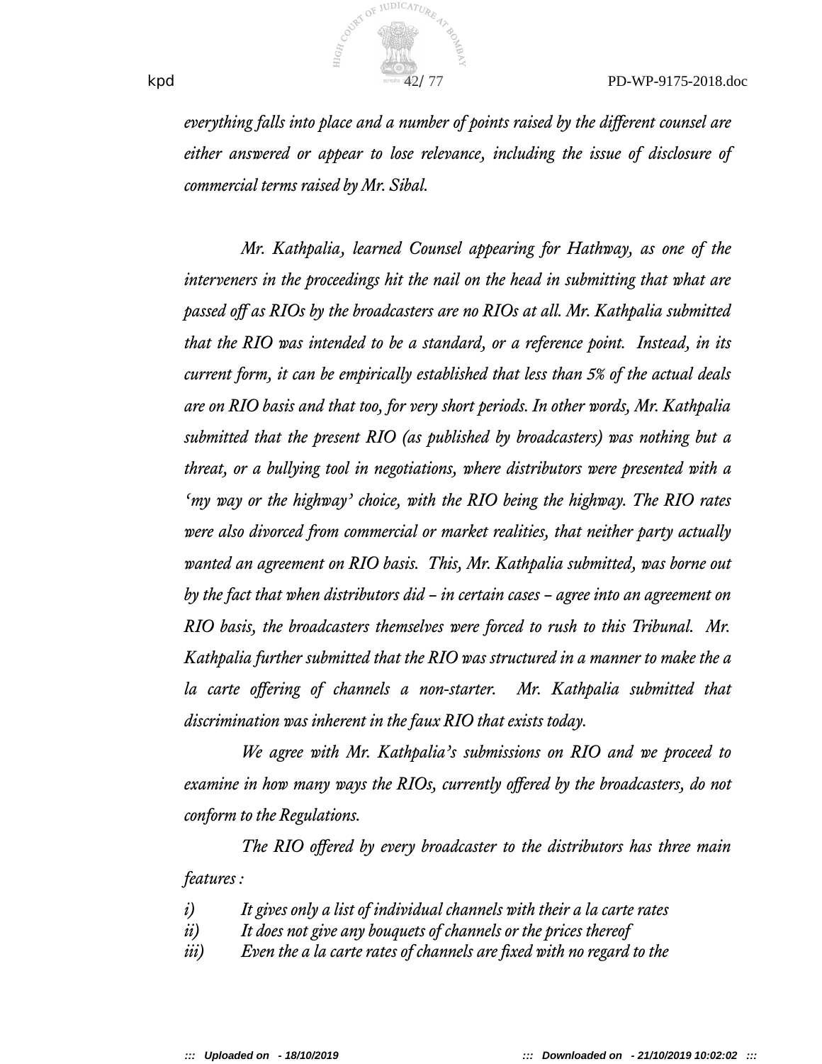*everything falls into place and a number of points raised by the different counsel are either answered or appear to lose relevance, including the issue of disclosure of commercial terms raised by Mr. Sibal.*

*Mr. Kathpalia, learned Counsel appearing for Hathway, as one of the interveners in the proceedings hit the nail on the head in submitting that what are passed off as RIOs by the broadcasters are no RIOs at all. Mr. Kathpalia submitted that the RIO was intended to be a standard, or a reference point. Instead, in its current form, it can be empirically established that less than 5% of the actual deals are on RIO basis and that too, for very short periods. In other words, Mr. Kathpalia submitted that the present RIO (as published by broadcasters) was nothing but a threat, or a bullying tool in negotiations, where distributors were presented with a 'my way or the highway' choice, with the RIO being the highway. The RIO rates were also divorced from commercial or market realities, that neither party actually wanted an agreement on RIO basis. This, Mr. Kathpalia submitted, was borne out by the fact that when distributors did – in certain cases – agree into an agreement on RIO basis, the broadcasters themselves were forced to rush to this Tribunal. Mr. Kathpalia further submitted that the RIO was structured in a manner to make the a la carte offering of channels a non-starter. Mr. Kathpalia submitted that discrimination was inherent in the faux RIO that exists today.*

*We agree with Mr. Kathpalia's submissions on RIO and we proceed to examine in how many ways the RIOs, currently offered by the broadcasters, do not conform to the Regulations.*

*The RIO offered by every broadcaster to the distributors has three main features :*

*i) It gives only a list of individual channels with their a la carte rates*
*ii) It does not give any bouquets of channels or the prices thereof*
*iii) Even the a la carte rates of channels are fixed with no regard to the*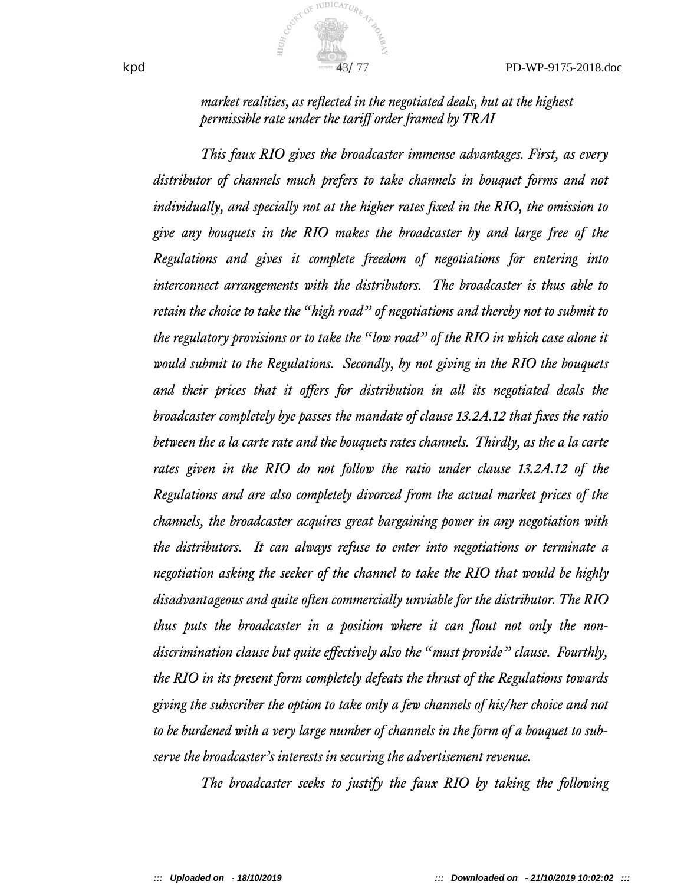*market realities, as reflected in the negotiated deals, but at the highest permissible rate under the tariff order framed by TRAI*

*This faux RIO gives the broadcaster immense advantages. First, as every distributor of channels much prefers to take channels in bouquet forms and not individually, and specially not at the higher rates fixed in the RIO, the omission to give any bouquets in the RIO makes the broadcaster by and large free of the Regulations and gives it complete freedom of negotiations for entering into interconnect arrangements with the distributors. The broadcaster is thus able to retain the choice to take the "high road" of negotiations and thereby not to submit to the regulatory provisions or to take the "low road" of the RIO in which case alone it would submit to the Regulations. Secondly, by not giving in the RIO the bouquets and their prices that it offers for distribution in all its negotiated deals the broadcaster completely bye passes the mandate of clause 13.2A.12 that fixes the ratio between the a la carte rate and the bouquets rates channels. Thirdly, as the a la carte rates given in the RIO do not follow the ratio under clause 13.2A.12 of the Regulations and are also completely divorced from the actual market prices of the channels, the broadcaster acquires great bargaining power in any negotiation with the distributors. It can always refuse to enter into negotiations or terminate a negotiation asking the seeker of the channel to take the RIO that would be highly disadvantageous and quite often commercially unviable for the distributor. The RIO thus puts the broadcaster in a position where it can flout not only the non-discrimination clause but quite effectively also the "must provide" clause. Fourthly, the RIO in its present form completely defeats the thrust of the Regulations towards giving the subscriber the option to take only a few channels of his/her choice and not to be burdened with a very large number of channels in the form of a bouquet to sub-serve the broadcaster's interests in securing the advertisement revenue.*

*The broadcaster seeks to justify the faux RIO by taking the following*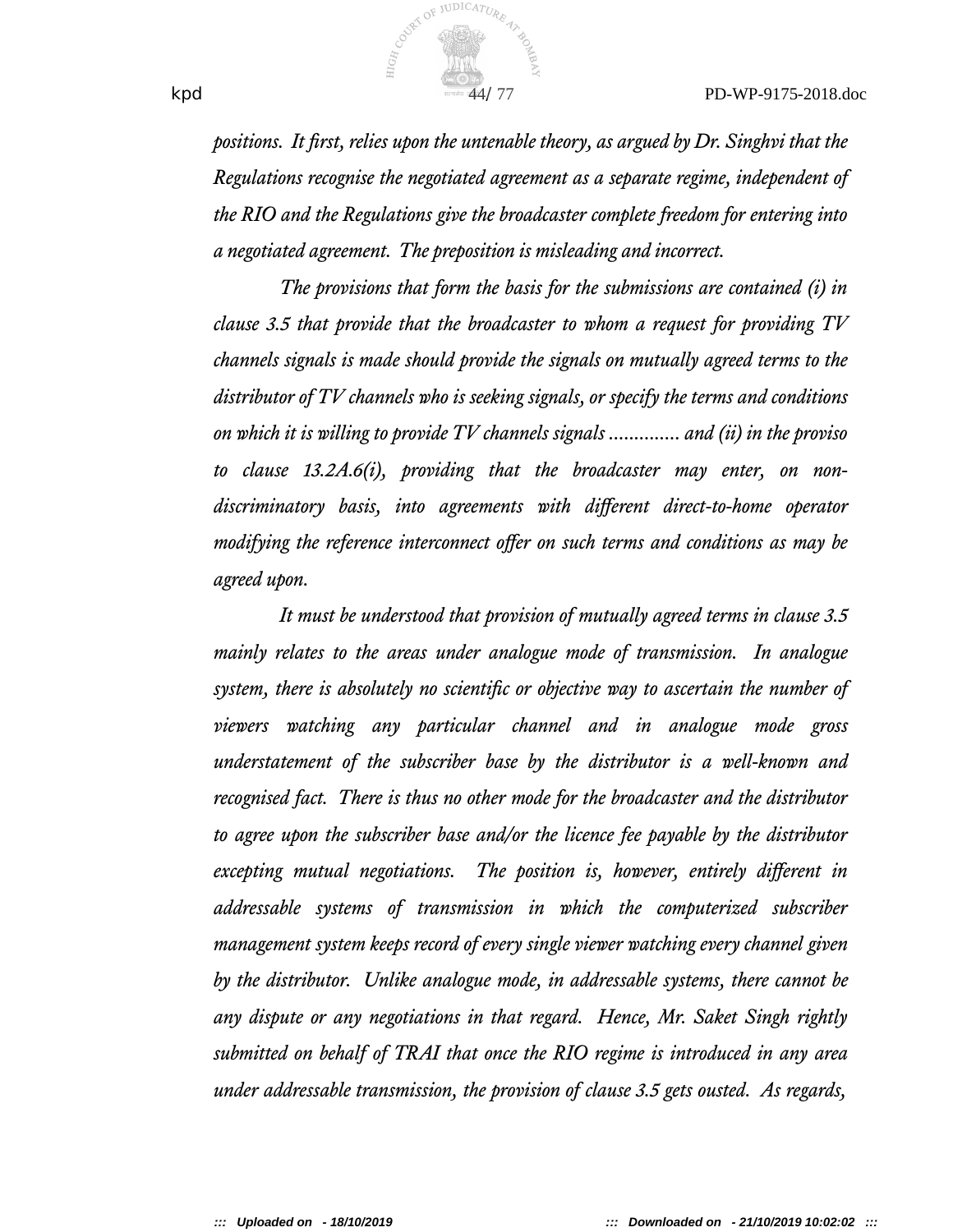*positions. It first, relies upon the untenable theory, as argued by Dr. Singhvi that the Regulations recognise the negotiated agreement as a separate regime, independent of the RIO and the Regulations give the broadcaster complete freedom for entering into a negotiated agreement. The preposition is misleading and incorrect.*

*The provisions that form the basis for the submissions are contained (i) in clause 3.5 that provide that the broadcaster to whom a request for providing TV channels signals is made should provide the signals on mutually agreed terms to the distributor of TV channels who is seeking signals, or specify the terms and conditions on which it is willing to provide TV channels signals ............. and (ii) in the proviso to clause 13.2A.6(i), providing that the broadcaster may enter, on non-discriminatory basis, into agreements with different direct-to-home operator modifying the reference interconnect offer on such terms and conditions as may be agreed upon.*

*It must be understood that provision of mutually agreed terms in clause 3.5 mainly relates to the areas under analogue mode of transmission. In analogue system, there is absolutely no scientific or objective way to ascertain the number of viewers watching any particular channel and in analogue mode gross understatement of the subscriber base by the distributor is a well-known and recognised fact. There is thus no other mode for the broadcaster and the distributor to agree upon the subscriber base and/or the licence fee payable by the distributor excepting mutual negotiations. The position is, however, entirely different in addressable systems of transmission in which the computerized subscriber management system keeps record of every single viewer watching every channel given by the distributor. Unlike analogue mode, in addressable systems, there cannot be any dispute or any negotiations in that regard. Hence, Mr. Saket Singh rightly submitted on behalf of TRAI that once the RIO regime is introduced in any area under addressable transmission, the provision of clause 3.5 gets ousted. As regards,*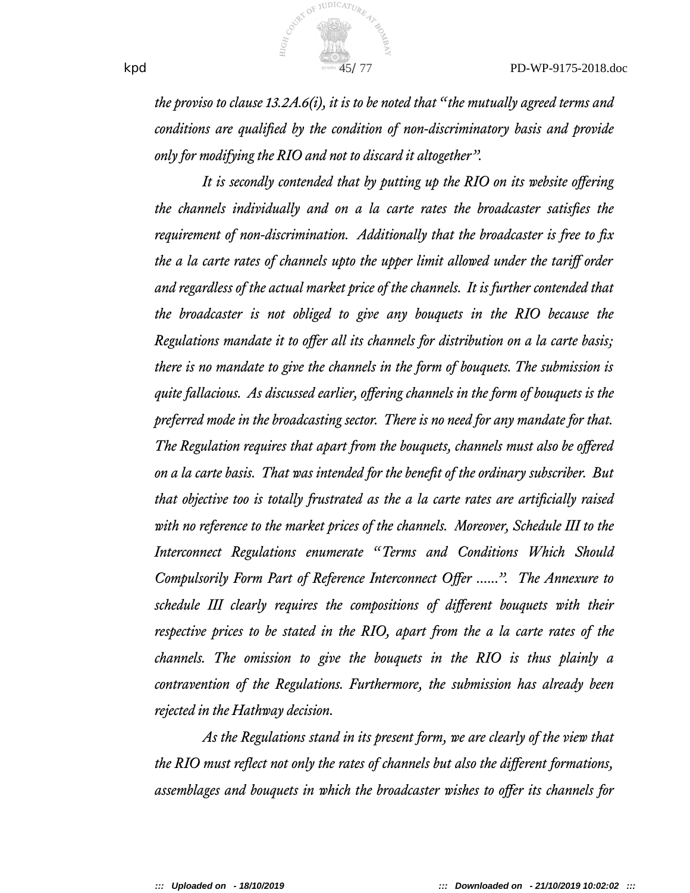*the proviso to clause 13.2A.6(i), it is to be noted that "the mutually agreed terms and conditions are qualified by the condition of non-discriminatory basis and provide only for modifying the RIO and not to discard it altogether".*

*It is secondly contended that by putting up the RIO on its website offering the channels individually and on a la carte rates the broadcaster satisfies the requirement of non-discrimination. Additionally that the broadcaster is free to fix the a la carte rates of channels upto the upper limit allowed under the tariff order and regardless of the actual market price of the channels. It is further contended that the broadcaster is not obliged to give any bouquets in the RIO because the Regulations mandate it to offer all its channels for distribution on a la carte basis; there is no mandate to give the channels in the form of bouquets. The submission is quite fallacious. As discussed earlier, offering channels in the form of bouquets is the preferred mode in the broadcasting sector. There is no need for any mandate for that. The Regulation requires that apart from the bouquets, channels must also be offered on a la carte basis. That was intended for the benefit of the ordinary subscriber. But that objective too is totally frustrated as the a la carte rates are artificially raised with no reference to the market prices of the channels. Moreover, Schedule III to the Interconnect Regulations enumerate "Terms and Conditions Which Should Compulsorily Form Part of Reference Interconnect Offer ......". The Annexure to schedule III clearly requires the compositions of different bouquets with their respective prices to be stated in the RIO, apart from the a la carte rates of the channels. The omission to give the bouquets in the RIO is thus plainly a contravention of the Regulations. Furthermore, the submission has already been rejected in the Hathway decision.*

*As the Regulations stand in its present form, we are clearly of the view that the RIO must reflect not only the rates of channels but also the different formations, assemblages and bouquets in which the broadcaster wishes to offer its channels for*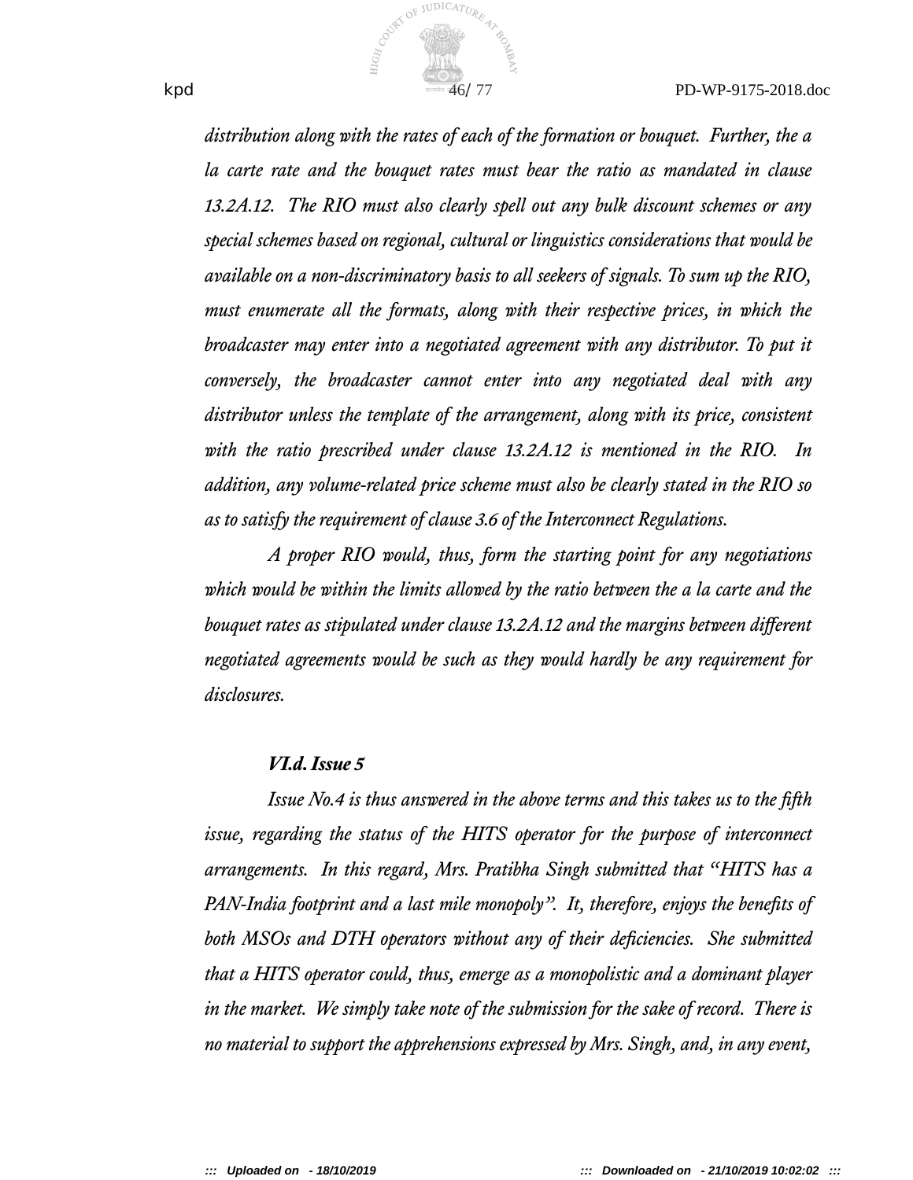*distribution along with the rates of each of the formation or bouquet. Further, the a la carte rate and the bouquet rates must bear the ratio as mandated in clause 13.2A.12. The RIO must also clearly spell out any bulk discount schemes or any special schemes based on regional, cultural or linguistics considerations that would be available on a non-discriminatory basis to all seekers of signals. To sum up the RIO, must enumerate all the formats, along with their respective prices, in which the broadcaster may enter into a negotiated agreement with any distributor. To put it conversely, the broadcaster cannot enter into any negotiated deal with any distributor unless the template of the arrangement, along with its price, consistent with the ratio prescribed under clause 13.2A.12 is mentioned in the RIO. In addition, any volume-related price scheme must also be clearly stated in the RIO so as to satisfy the requirement of clause 3.6 of the Interconnect Regulations.*

*A proper RIO would, thus, form the starting point for any negotiations which would be within the limits allowed by the ratio between the a la carte and the bouquet rates as stipulated under clause 13.2A.12 and the margins between different negotiated agreements would be such as they would hardly be any requirement for disclosures.*

***VI.d. Issue 5***

*Issue No.4 is thus answered in the above terms and this takes us to the fifth issue, regarding the status of the HITS operator for the purpose of interconnect arrangements. In this regard, Mrs. Pratibha Singh submitted that "HITS has a PAN-India footprint and a last mile monopoly". It, therefore, enjoys the benefits of both MSOs and DTH operators without any of their deficiencies. She submitted that a HITS operator could, thus, emerge as a monopolistic and a dominant player in the market. We simply take note of the submission for the sake of record. There is no material to support the apprehensions expressed by Mrs. Singh, and, in any event,*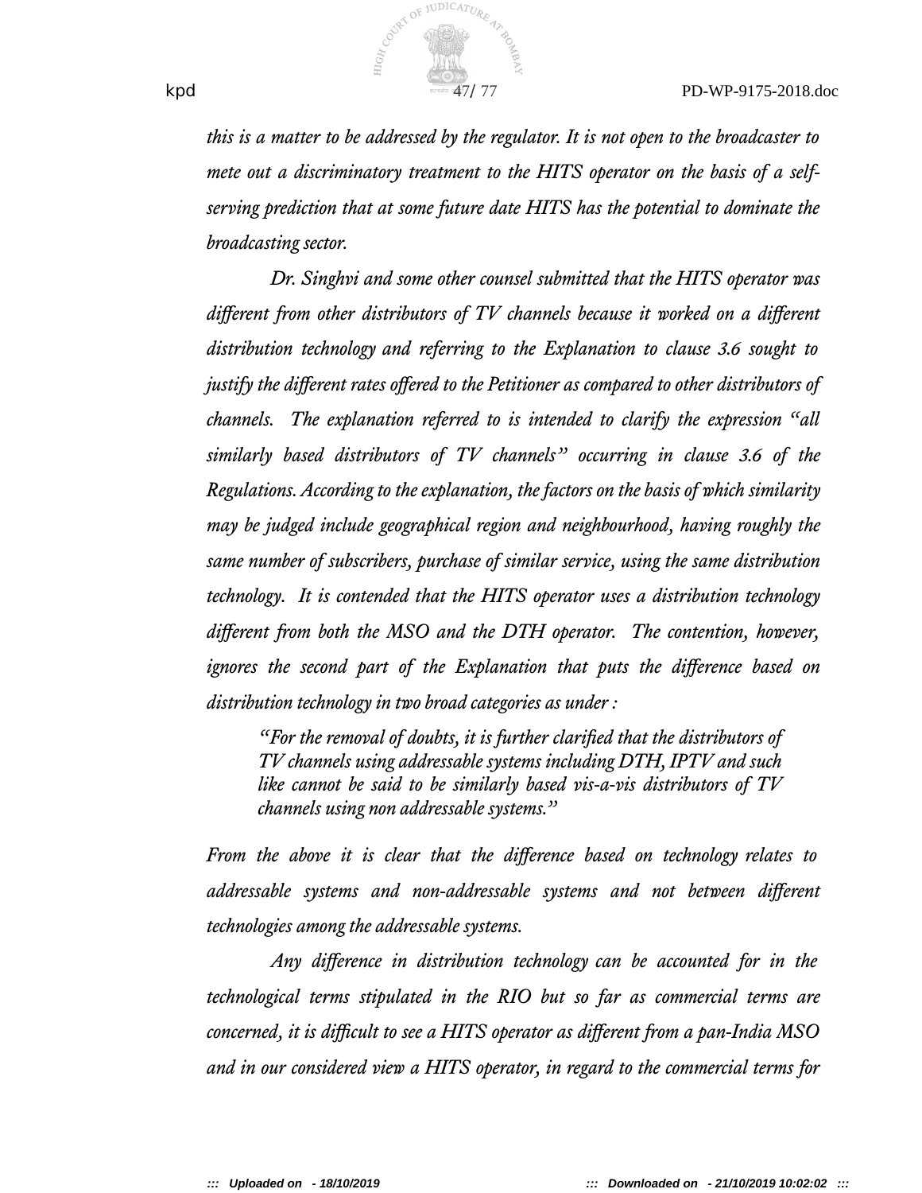*this is a matter to be addressed by the regulator. It is not open to the broadcaster to mete out a discriminatory treatment to the HITS operator on the basis of a self-serving prediction that at some future date HITS has the potential to dominate the broadcasting sector.*

*Dr. Singhvi and some other counsel submitted that the HITS operator was different from other distributors of TV channels because it worked on a different distribution technology and referring to the Explanation to clause 3.6 sought to justify the different rates offered to the Petitioner as compared to other distributors of channels. The explanation referred to is intended to clarify the expression "all similarly based distributors of TV channels" occurring in clause 3.6 of the Regulations. According to the explanation, the factors on the basis of which similarity may be judged include geographical region and neighbourhood, having roughly the same number of subscribers, purchase of similar service, using the same distribution technology. It is contended that the HITS operator uses a distribution technology different from both the MSO and the DTH operator. The contention, however, ignores the second part of the Explanation that puts the difference based on distribution technology in two broad categories as under :*

> *"For the removal of doubts, it is further clarified that the distributors of TV channels using addressable systems including DTH, IPTV and such like cannot be said to be similarly based vis-a-vis distributors of TV channels using non addressable systems."*

*From the above it is clear that the difference based on technology relates to addressable systems and non-addressable systems and not between different technologies among the addressable systems.*

*Any difference in distribution technology can be accounted for in the technological terms stipulated in the RIO but so far as commercial terms are concerned, it is difficult to see a HITS operator as different from a pan-India MSO and in our considered view a HITS operator, in regard to the commercial terms for*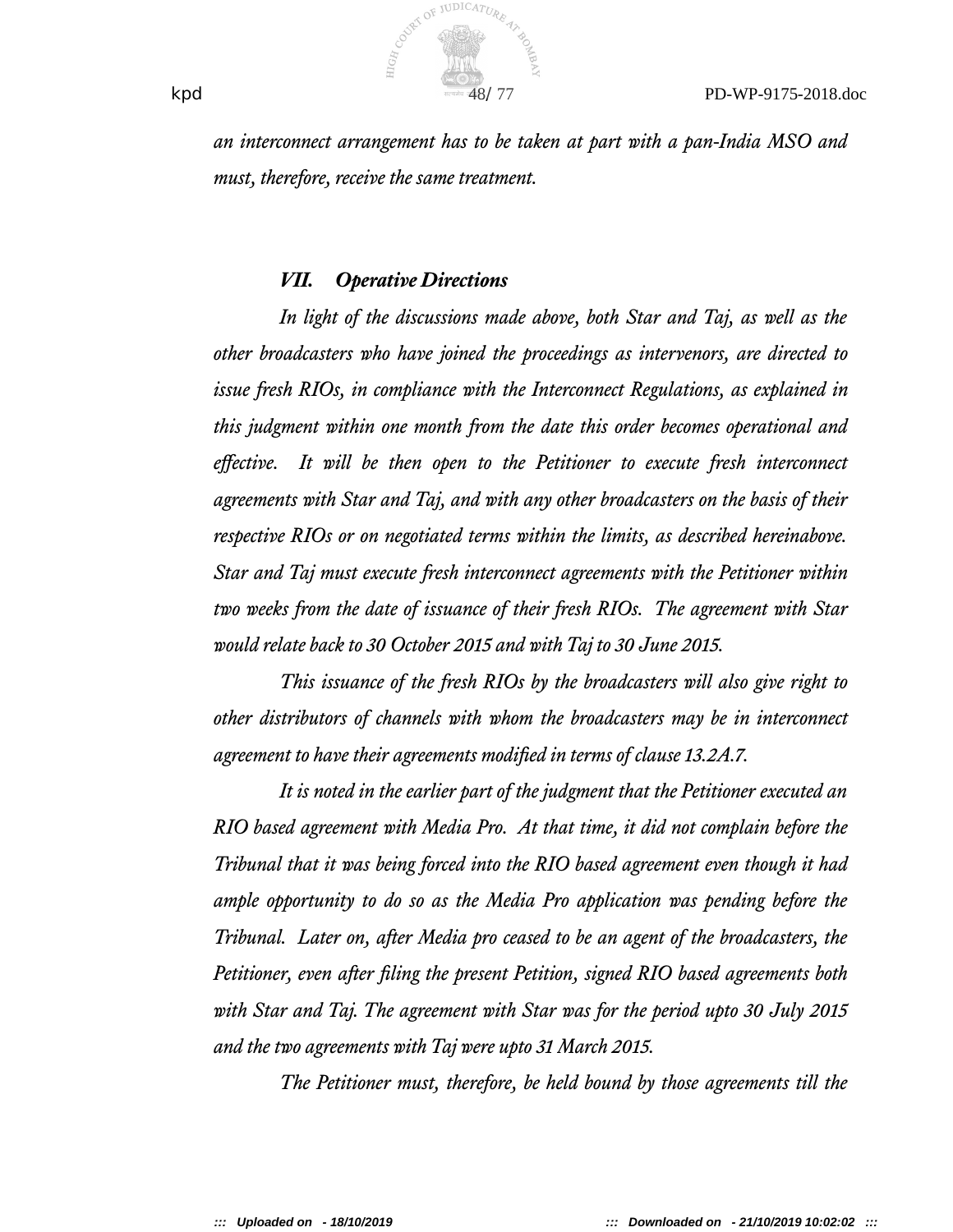*an interconnect arrangement has to be taken at part with a pan-India MSO and must, therefore, receive the same treatment.*

### *VII. Operative Directions*

*In light of the discussions made above, both Star and Taj, as well as the other broadcasters who have joined the proceedings as intervenors, are directed to issue fresh RIOs, in compliance with the Interconnect Regulations, as explained in this judgment within one month from the date this order becomes operational and effective. It will be then open to the Petitioner to execute fresh interconnect agreements with Star and Taj, and with any other broadcasters on the basis of their respective RIOs or on negotiated terms within the limits, as described hereinabove. Star and Taj must execute fresh interconnect agreements with the Petitioner within two weeks from the date of issuance of their fresh RIOs. The agreement with Star would relate back to 30 October 2015 and with Taj to 30 June 2015.*

*This issuance of the fresh RIOs by the broadcasters will also give right to other distributors of channels with whom the broadcasters may be in interconnect agreement to have their agreements modified in terms of clause 13.2A.7.*

*It is noted in the earlier part of the judgment that the Petitioner executed an RIO based agreement with Media Pro. At that time, it did not complain before the Tribunal that it was being forced into the RIO based agreement even though it had ample opportunity to do so as the Media Pro application was pending before the Tribunal. Later on, after Media pro ceased to be an agent of the broadcasters, the Petitioner, even after filing the present Petition, signed RIO based agreements both with Star and Taj. The agreement with Star was for the period upto 30 July 2015 and the two agreements with Taj were upto 31 March 2015.*

*The Petitioner must, therefore, be held bound by those agreements till the*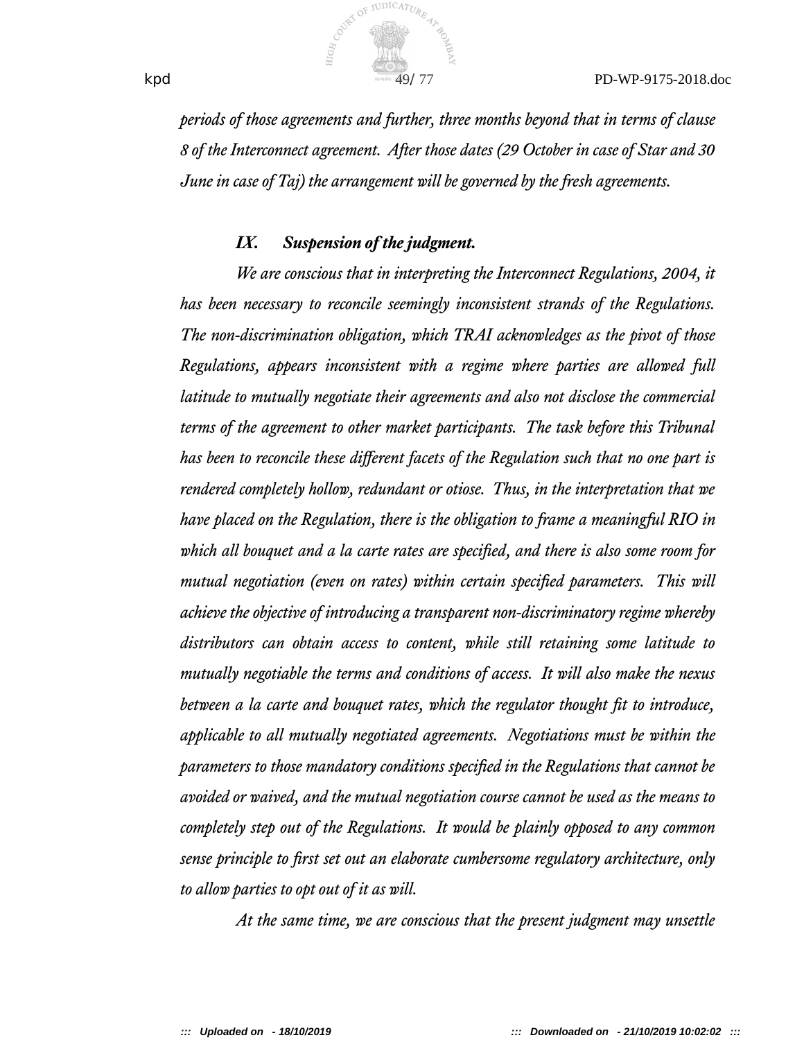*periods of those agreements and further, three months beyond that in terms of clause 8 of the Interconnect agreement. After those dates (29 October in case of Star and 30 June in case of Taj) the arrangement will be governed by the fresh agreements.*

### ***IX. Suspension of the judgment.***

*We are conscious that in interpreting the Interconnect Regulations, 2004, it has been necessary to reconcile seemingly inconsistent strands of the Regulations. The non-discrimination obligation, which TRAI acknowledges as the pivot of those Regulations, appears inconsistent with a regime where parties are allowed full latitude to mutually negotiate their agreements and also not disclose the commercial terms of the agreement to other market participants. The task before this Tribunal has been to reconcile these different facets of the Regulation such that no one part is rendered completely hollow, redundant or otiose. Thus, in the interpretation that we have placed on the Regulation, there is the obligation to frame a meaningful RIO in which all bouquet and a la carte rates are specified, and there is also some room for mutual negotiation (even on rates) within certain specified parameters. This will achieve the objective of introducing a transparent non-discriminatory regime whereby distributors can obtain access to content, while still retaining some latitude to mutually negotiable the terms and conditions of access. It will also make the nexus between a la carte and bouquet rates, which the regulator thought fit to introduce, applicable to all mutually negotiated agreements. Negotiations must be within the parameters to those mandatory conditions specified in the Regulations that cannot be avoided or waived, and the mutual negotiation course cannot be used as the means to completely step out of the Regulations. It would be plainly opposed to any common sense principle to first set out an elaborate cumbersome regulatory architecture, only to allow parties to opt out of it as will.*

*At the same time, we are conscious that the present judgment may unsettle*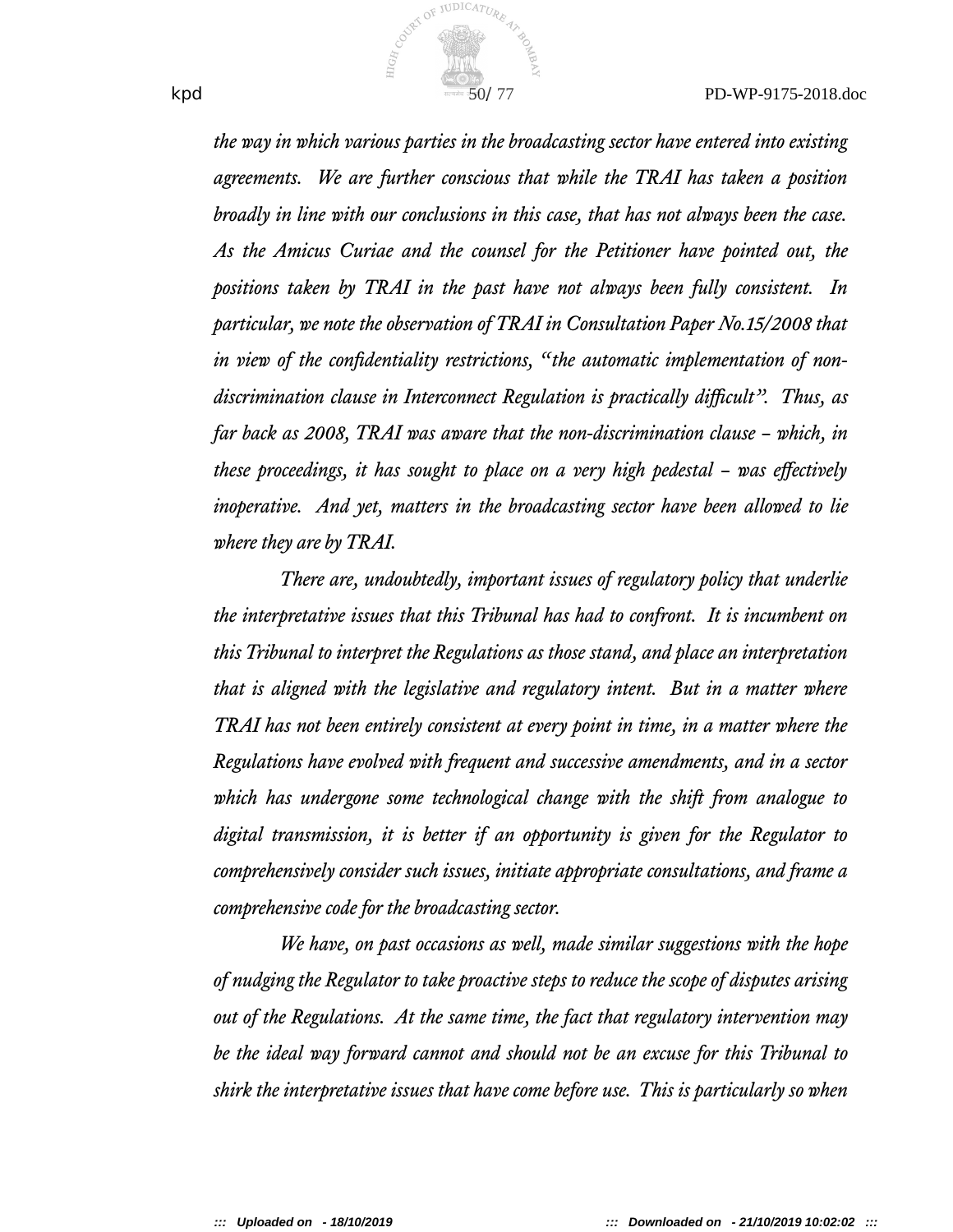*the way in which various parties in the broadcasting sector have entered into existing agreements. We are further conscious that while the TRAI has taken a position broadly in line with our conclusions in this case, that has not always been the case. As the Amicus Curiae and the counsel for the Petitioner have pointed out, the positions taken by TRAI in the past have not always been fully consistent. In particular, we note the observation of TRAI in Consultation Paper No.15/2008 that in view of the confidentiality restrictions, "the automatic implementation of non-discrimination clause in Interconnect Regulation is practically difficult". Thus, as far back as 2008, TRAI was aware that the non-discrimination clause – which, in these proceedings, it has sought to place on a very high pedestal – was effectively inoperative. And yet, matters in the broadcasting sector have been allowed to lie where they are by TRAI.*

*There are, undoubtedly, important issues of regulatory policy that underlie the interpretative issues that this Tribunal has had to confront. It is incumbent on this Tribunal to interpret the Regulations as those stand, and place an interpretation that is aligned with the legislative and regulatory intent. But in a matter where TRAI has not been entirely consistent at every point in time, in a matter where the Regulations have evolved with frequent and successive amendments, and in a sector which has undergone some technological change with the shift from analogue to digital transmission, it is better if an opportunity is given for the Regulator to comprehensively consider such issues, initiate appropriate consultations, and frame a comprehensive code for the broadcasting sector.*

*We have, on past occasions as well, made similar suggestions with the hope of nudging the Regulator to take proactive steps to reduce the scope of disputes arising out of the Regulations. At the same time, the fact that regulatory intervention may be the ideal way forward cannot and should not be an excuse for this Tribunal to shirk the interpretative issues that have come before use. This is particularly so when*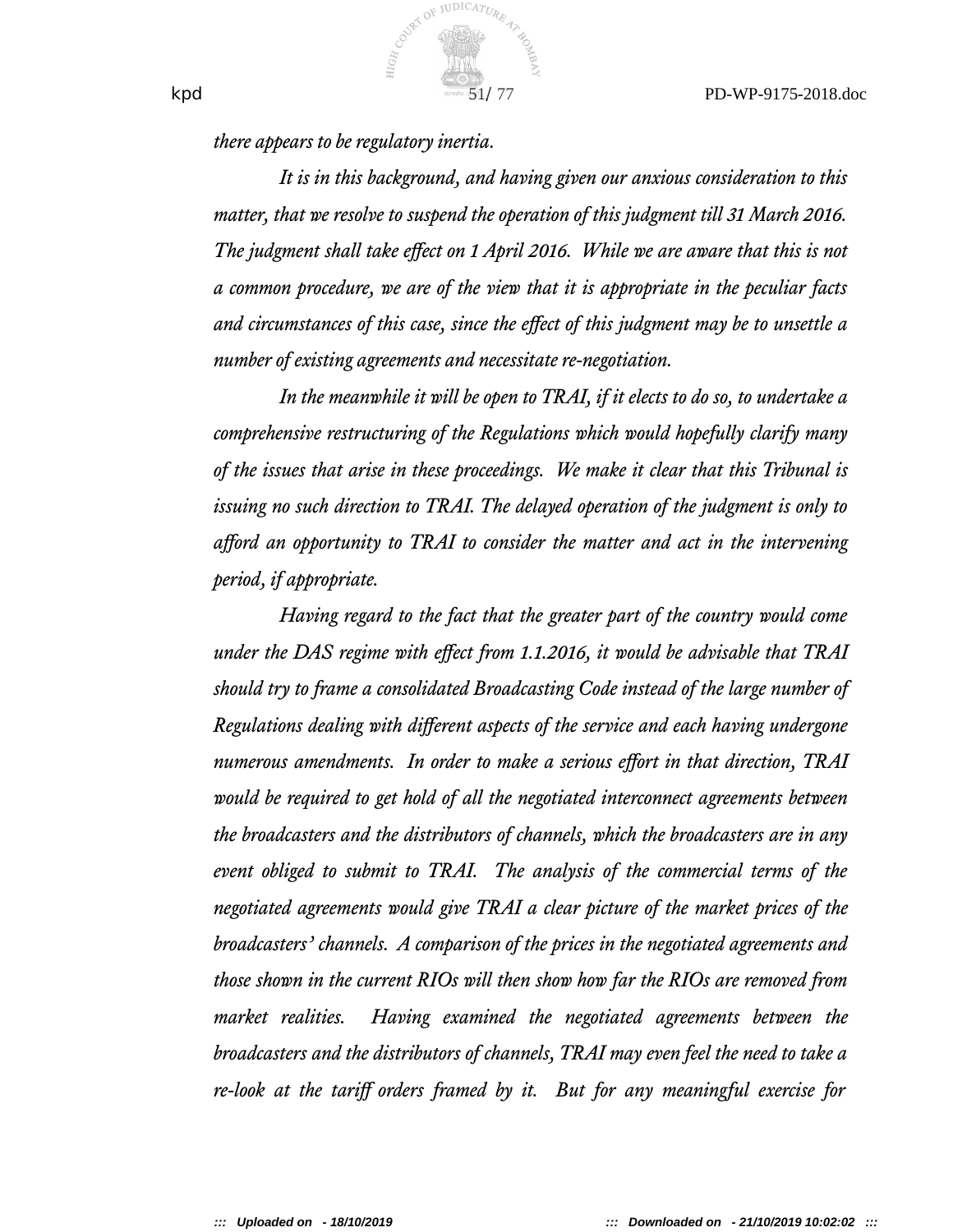*there appears to be regulatory inertia.*

*It is in this background, and having given our anxious consideration to this matter, that we resolve to suspend the operation of this judgment till 31 March 2016. The judgment shall take effect on 1 April 2016. While we are aware that this is not a common procedure, we are of the view that it is appropriate in the peculiar facts and circumstances of this case, since the effect of this judgment may be to unsettle a number of existing agreements and necessitate re-negotiation.*

*In the meanwhile it will be open to TRAI, if it elects to do so, to undertake a comprehensive restructuring of the Regulations which would hopefully clarify many of the issues that arise in these proceedings. We make it clear that this Tribunal is issuing no such direction to TRAI. The delayed operation of the judgment is only to afford an opportunity to TRAI to consider the matter and act in the intervening period, if appropriate.*

*Having regard to the fact that the greater part of the country would come under the DAS regime with effect from 1.1.2016, it would be advisable that TRAI should try to frame a consolidated Broadcasting Code instead of the large number of Regulations dealing with different aspects of the service and each having undergone numerous amendments. In order to make a serious effort in that direction, TRAI would be required to get hold of all the negotiated interconnect agreements between the broadcasters and the distributors of channels, which the broadcasters are in any event obliged to submit to TRAI. The analysis of the commercial terms of the negotiated agreements would give TRAI a clear picture of the market prices of the broadcasters' channels. A comparison of the prices in the negotiated agreements and those shown in the current RIOs will then show how far the RIOs are removed from market realities. Having examined the negotiated agreements between the broadcasters and the distributors of channels, TRAI may even feel the need to take a re-look at the tariff orders framed by it. But for any meaningful exercise for*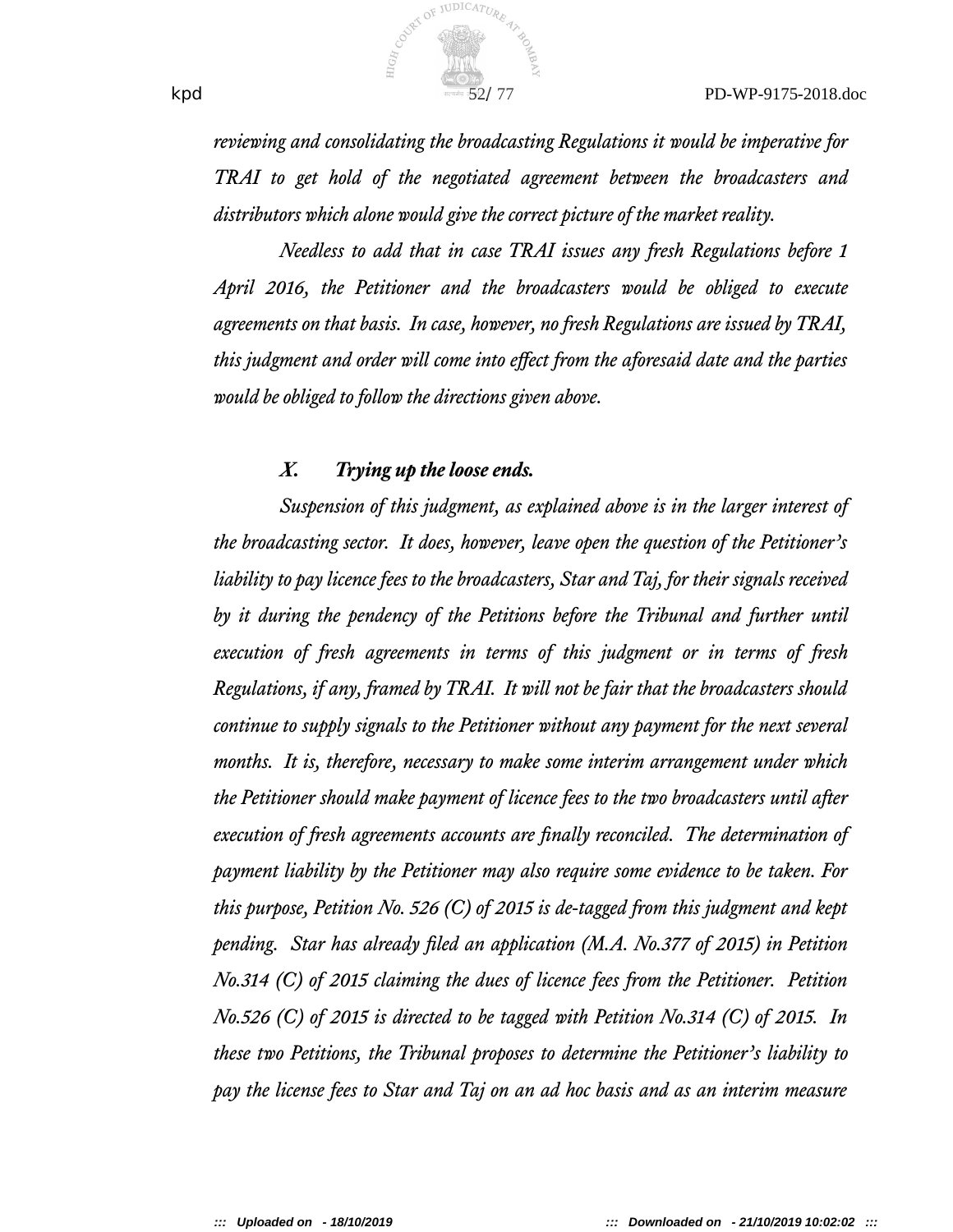*reviewing and consolidating the broadcasting Regulations it would be imperative for TRAI to get hold of the negotiated agreement between the broadcasters and distributors which alone would give the correct picture of the market reality.*

*Needless to add that in case TRAI issues any fresh Regulations before 1 April 2016, the Petitioner and the broadcasters would be obliged to execute agreements on that basis. In case, however, no fresh Regulations are issued by TRAI, this judgment and order will come into effect from the aforesaid date and the parties would be obliged to follow the directions given above.*

***X. Trying up the loose ends.***

*Suspension of this judgment, as explained above is in the larger interest of the broadcasting sector. It does, however, leave open the question of the Petitioner's liability to pay licence fees to the broadcasters, Star and Taj, for their signals received by it during the pendency of the Petitions before the Tribunal and further until execution of fresh agreements in terms of this judgment or in terms of fresh Regulations, if any, framed by TRAI. It will not be fair that the broadcasters should continue to supply signals to the Petitioner without any payment for the next several months. It is, therefore, necessary to make some interim arrangement under which the Petitioner should make payment of licence fees to the two broadcasters until after execution of fresh agreements accounts are finally reconciled. The determination of payment liability by the Petitioner may also require some evidence to be taken. For this purpose, Petition No. 526 (C) of 2015 is de-tagged from this judgment and kept pending. Star has already filed an application (M.A. No.377 of 2015) in Petition No.314 (C) of 2015 claiming the dues of licence fees from the Petitioner. Petition No.526 (C) of 2015 is directed to be tagged with Petition No.314 (C) of 2015. In these two Petitions, the Tribunal proposes to determine the Petitioner's liability to pay the license fees to Star and Taj on an ad hoc basis and as an interim measure*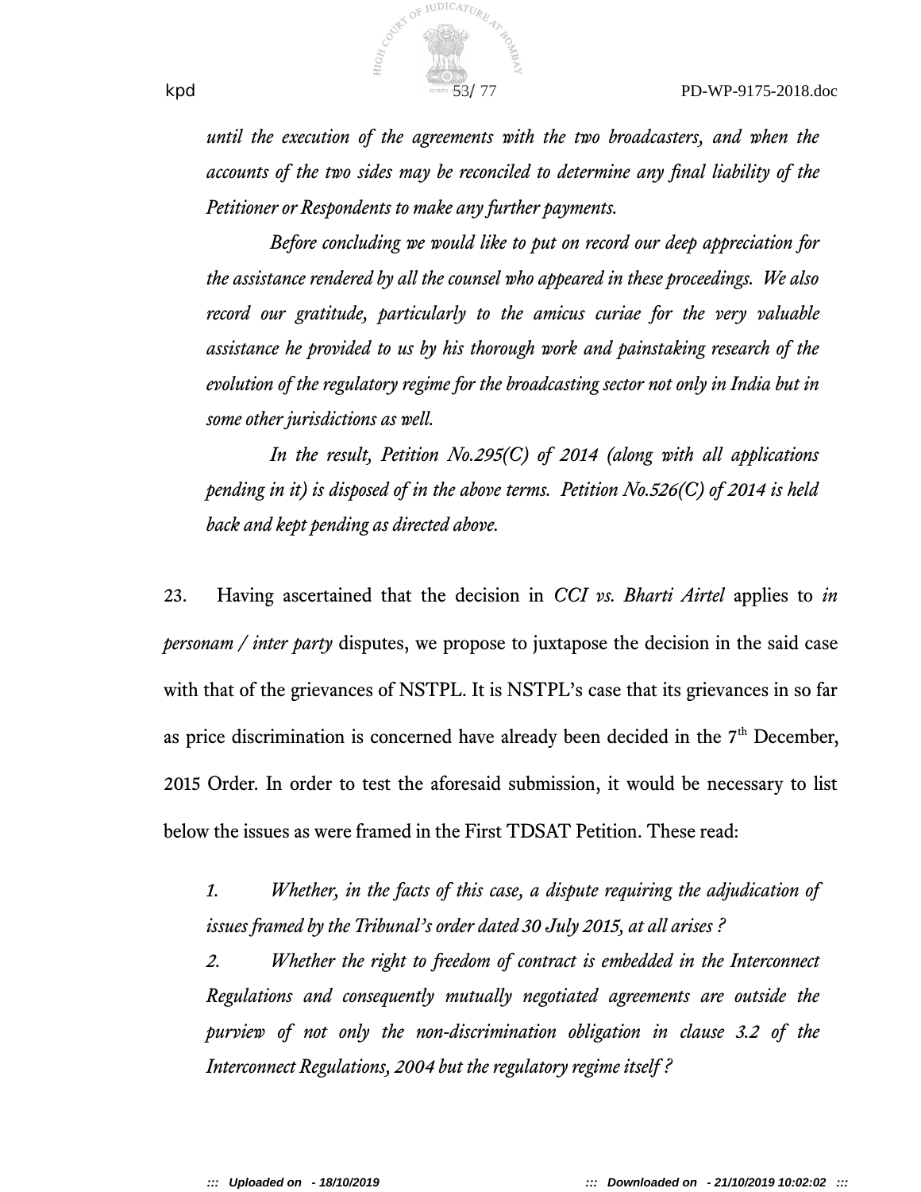*until the execution of the agreements with the two broadcasters, and when the accounts of the two sides may be reconciled to determine any final liability of the Petitioner or Respondents to make any further payments.*

*Before concluding we would like to put on record our deep appreciation for the assistance rendered by all the counsel who appeared in these proceedings. We also record our gratitude, particularly to the amicus curiae for the very valuable assistance he provided to us by his thorough work and painstaking research of the evolution of the regulatory regime for the broadcasting sector not only in India but in some other jurisdictions as well.*

*In the result, Petition No.295(C) of 2014 (along with all applications pending in it) is disposed of in the above terms. Petition No.526(C) of 2014 is held back and kept pending as directed above.*

23. Having ascertained that the decision in *CCI vs. Bharti Airtel* applies to *in personam / inter party* disputes, we propose to juxtapose the decision in the said case with that of the grievances of NSTPL. It is NSTPL's case that its grievances in so far as price discrimination is concerned have already been decided in the 7th December, 2015 Order. In order to test the aforesaid submission, it would be necessary to list below the issues as were framed in the First TDSAT Petition. These read:

*1. Whether, in the facts of this case, a dispute requiring the adjudication of issues framed by the Tribunal's order dated 30 July 2015, at all arises ?*

*2. Whether the right to freedom of contract is embedded in the Interconnect Regulations and consequently mutually negotiated agreements are outside the purview of not only the non-discrimination obligation in clause 3.2 of the Interconnect Regulations, 2004 but the regulatory regime itself ?*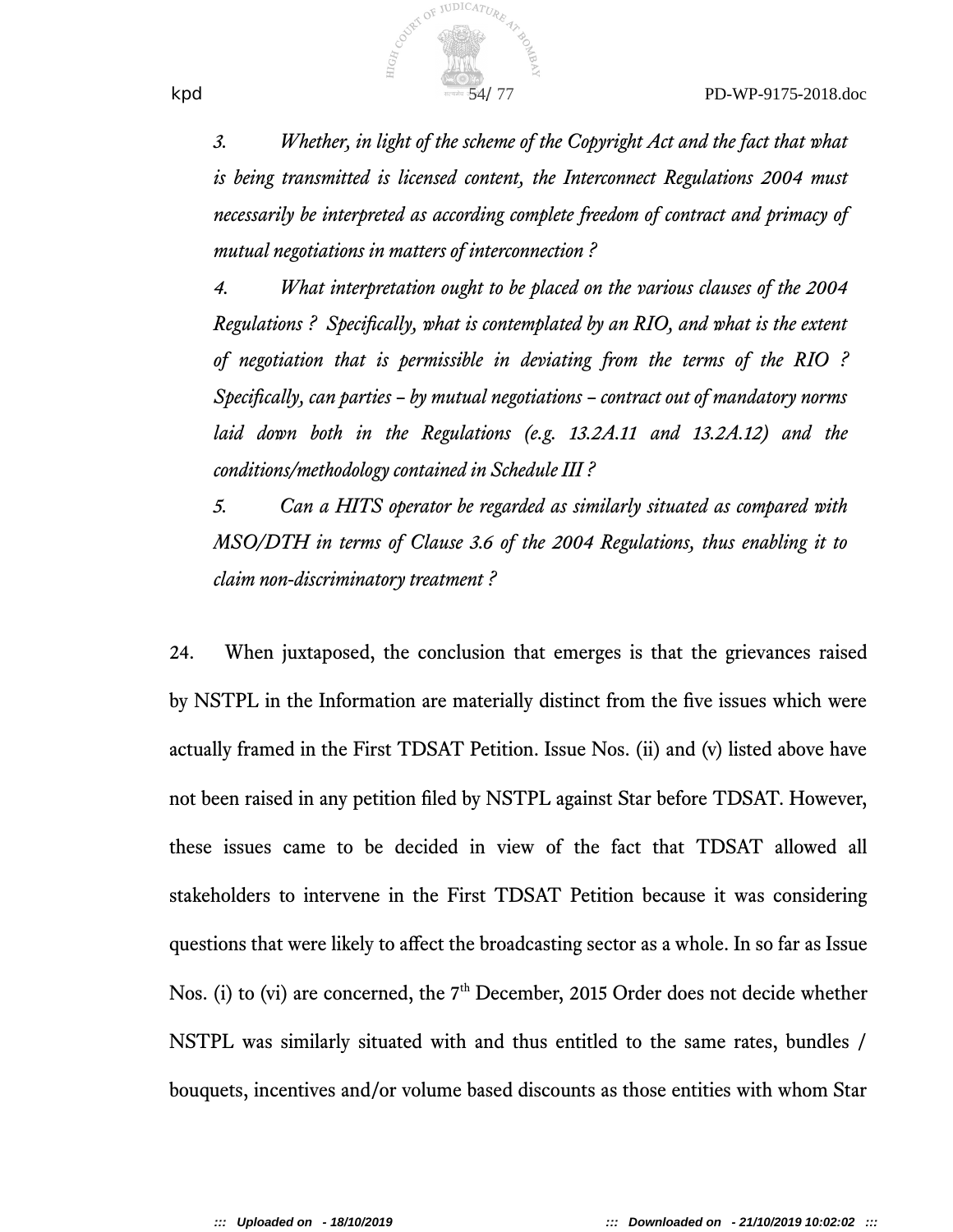*3. Whether, in light of the scheme of the Copyright Act and the fact that what is being transmitted is licensed content, the Interconnect Regulations 2004 must necessarily be interpreted as according complete freedom of contract and primacy of mutual negotiations in matters of interconnection ?*

*4. What interpretation ought to be placed on the various clauses of the 2004 Regulations ? Specifically, what is contemplated by an RIO, and what is the extent of negotiation that is permissible in deviating from the terms of the RIO ? Specifically, can parties – by mutual negotiations – contract out of mandatory norms laid down both in the Regulations (e.g. 13.2A.11 and 13.2A.12) and the conditions/methodology contained in Schedule III ?*

*5. Can a HITS operator be regarded as similarly situated as compared with MSO/DTH in terms of Clause 3.6 of the 2004 Regulations, thus enabling it to claim non-discriminatory treatment ?*

24. When juxtaposed, the conclusion that emerges is that the grievances raised by NSTPL in the Information are materially distinct from the five issues which were actually framed in the First TDSAT Petition. Issue Nos. (ii) and (v) listed above have not been raised in any petition filed by NSTPL against Star before TDSAT. However, these issues came to be decided in view of the fact that TDSAT allowed all stakeholders to intervene in the First TDSAT Petition because it was considering questions that were likely to affect the broadcasting sector as a whole. In so far as Issue Nos. (i) to (vi) are concerned, the 7th December, 2015 Order does not decide whether NSTPL was similarly situated with and thus entitled to the same rates, bundles / bouquets, incentives and/or volume based discounts as those entities with whom Star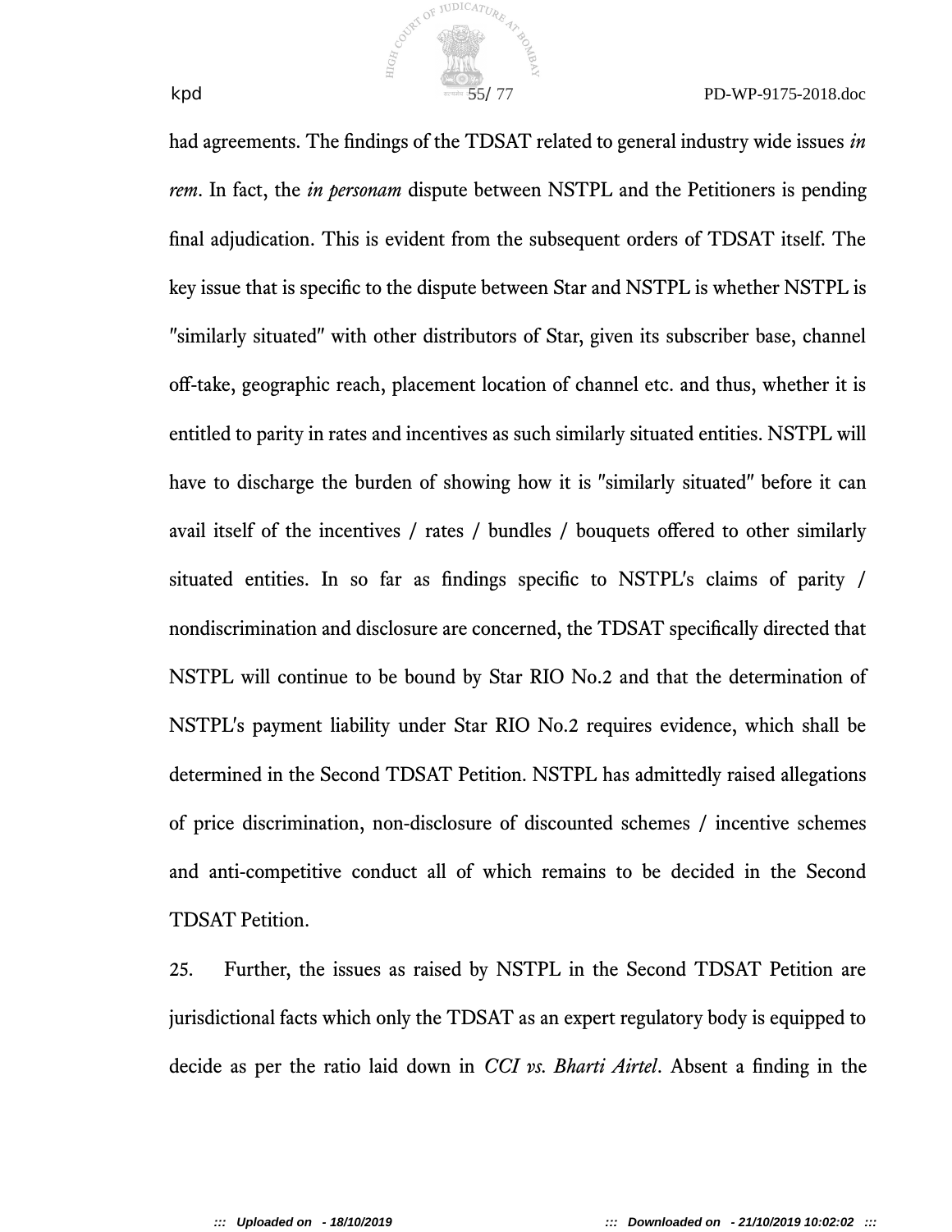had agreements. The findings of the TDSAT related to general industry wide issues *in rem*. In fact, the *in personam* dispute between NSTPL and the Petitioners is pending final adjudication. This is evident from the subsequent orders of TDSAT itself. The key issue that is specific to the dispute between Star and NSTPL is whether NSTPL is "similarly situated" with other distributors of Star, given its subscriber base, channel off-take, geographic reach, placement location of channel etc. and thus, whether it is entitled to parity in rates and incentives as such similarly situated entities. NSTPL will have to discharge the burden of showing how it is "similarly situated" before it can avail itself of the incentives / rates / bundles / bouquets offered to other similarly situated entities. In so far as findings specific to NSTPL's claims of parity / nondiscrimination and disclosure are concerned, the TDSAT specifically directed that NSTPL will continue to be bound by Star RIO No.2 and that the determination of NSTPL's payment liability under Star RIO No.2 requires evidence, which shall be determined in the Second TDSAT Petition. NSTPL has admittedly raised allegations of price discrimination, non-disclosure of discounted schemes / incentive schemes and anti-competitive conduct all of which remains to be decided in the Second TDSAT Petition.

25. Further, the issues as raised by NSTPL in the Second TDSAT Petition are jurisdictional facts which only the TDSAT as an expert regulatory body is equipped to decide as per the ratio laid down in *CCI vs. Bharti Airtel*. Absent a finding in the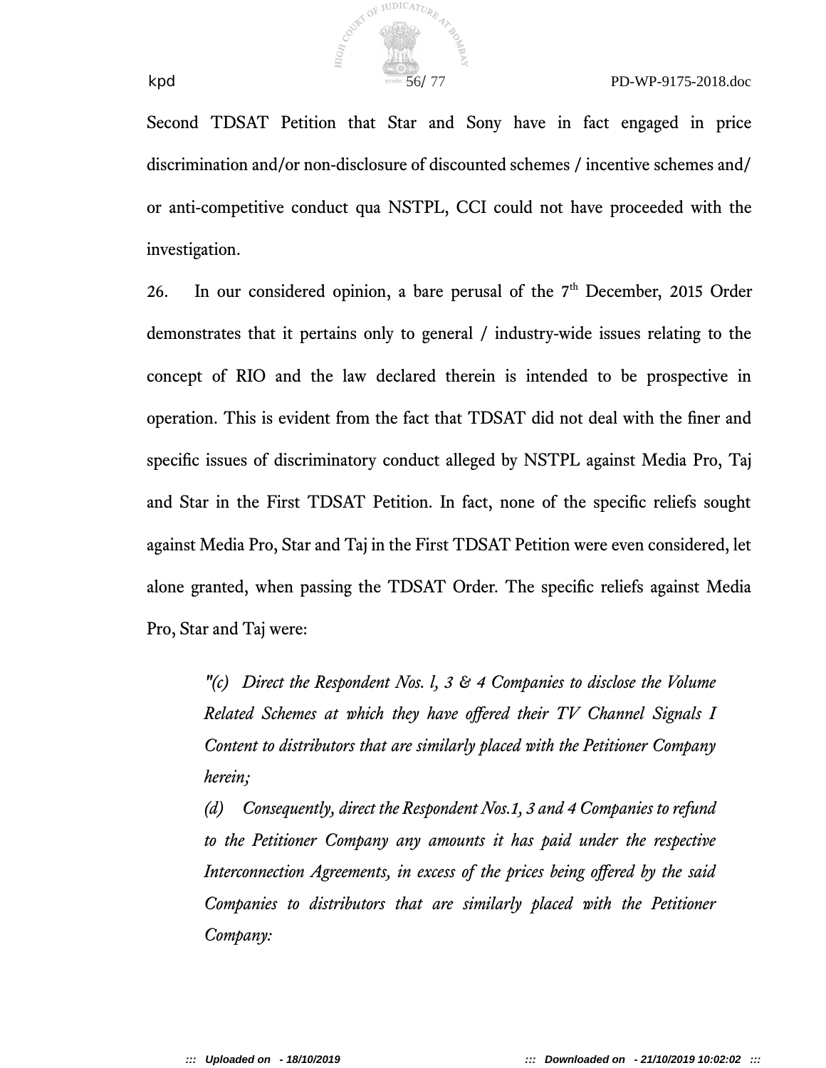Second TDSAT Petition that Star and Sony have in fact engaged in price discrimination and/or non-disclosure of discounted schemes / incentive schemes and/ or anti-competitive conduct qua NSTPL, CCI could not have proceeded with the investigation.

26. In our considered opinion, a bare perusal of the 7th December, 2015 Order demonstrates that it pertains only to general / industry-wide issues relating to the concept of RIO and the law declared therein is intended to be prospective in operation. This is evident from the fact that TDSAT did not deal with the finer and specific issues of discriminatory conduct alleged by NSTPL against Media Pro, Taj and Star in the First TDSAT Petition. In fact, none of the specific reliefs sought against Media Pro, Star and Taj in the First TDSAT Petition were even considered, let alone granted, when passing the TDSAT Order. The specific reliefs against Media Pro, Star and Taj were:

> *"(c) Direct the Respondent Nos. l, 3 & 4 Companies to disclose the Volume Related Schemes at which they have offered their TV Channel Signals I Content to distributors that are similarly placed with the Petitioner Company herein;*
>
> *(d) Consequently, direct the Respondent Nos.1, 3 and 4 Companies to refund to the Petitioner Company any amounts it has paid under the respective Interconnection Agreements, in excess of the prices being offered by the said Companies to distributors that are similarly placed with the Petitioner Company:*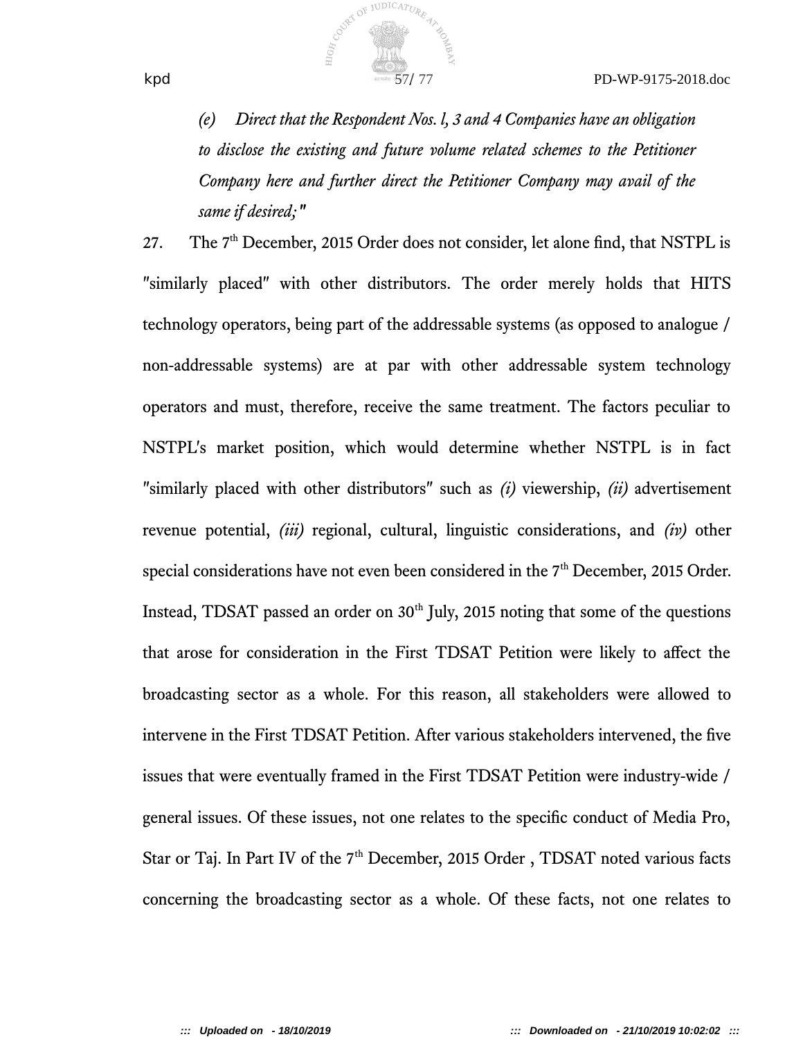*(e) Direct that the Respondent Nos. l, 3 and 4 Companies have an obligation to disclose the existing and future volume related schemes to the Petitioner Company here and further direct the Petitioner Company may avail of the same if desired;"*

27. The 7th December, 2015 Order does not consider, let alone find, that NSTPL is "similarly placed" with other distributors. The order merely holds that HITS technology operators, being part of the addressable systems (as opposed to analogue / non-addressable systems) are at par with other addressable system technology operators and must, therefore, receive the same treatment. The factors peculiar to NSTPL's market position, which would determine whether NSTPL is in fact "similarly placed with other distributors" such as *(i)* viewership, *(ii)* advertisement revenue potential, *(iii)* regional, cultural, linguistic considerations, and *(iv)* other special considerations have not even been considered in the 7th December, 2015 Order. Instead, TDSAT passed an order on 30th July, 2015 noting that some of the questions that arose for consideration in the First TDSAT Petition were likely to affect the broadcasting sector as a whole. For this reason, all stakeholders were allowed to intervene in the First TDSAT Petition. After various stakeholders intervened, the five issues that were eventually framed in the First TDSAT Petition were industry-wide / general issues. Of these issues, not one relates to the specific conduct of Media Pro, Star or Taj. In Part IV of the 7th December, 2015 Order , TDSAT noted various facts concerning the broadcasting sector as a whole. Of these facts, not one relates to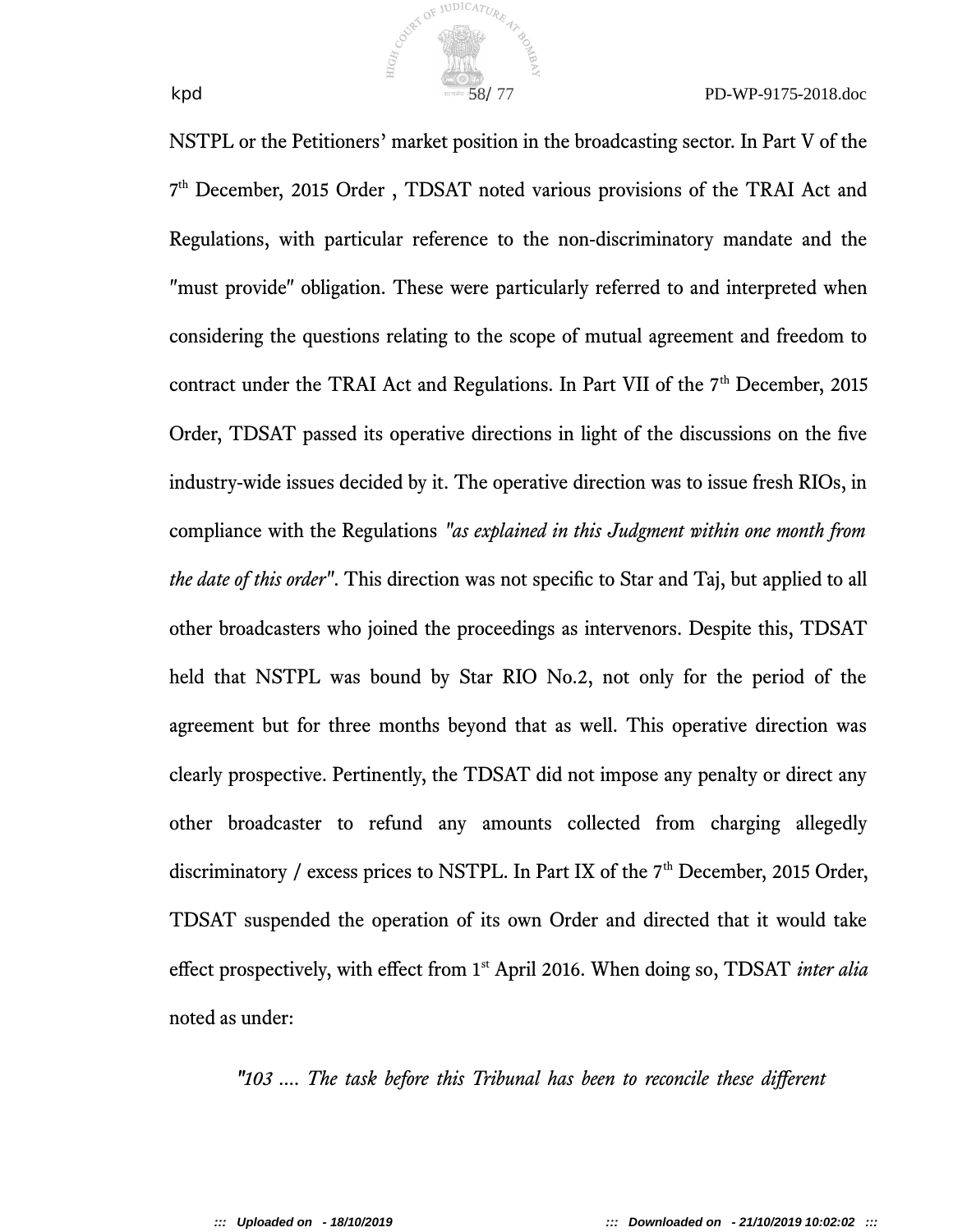NSTPL or the Petitioners' market position in the broadcasting sector. In Part V of the 7th December, 2015 Order , TDSAT noted various provisions of the TRAI Act and Regulations, with particular reference to the non-discriminatory mandate and the "must provide" obligation. These were particularly referred to and interpreted when considering the questions relating to the scope of mutual agreement and freedom to contract under the TRAI Act and Regulations. In Part VII of the 7th December, 2015 Order, TDSAT passed its operative directions in light of the discussions on the five industry-wide issues decided by it. The operative direction was to issue fresh RIOs, in compliance with the Regulations *"as explained in this Judgment within one month from the date of this order"*. This direction was not specific to Star and Taj, but applied to all other broadcasters who joined the proceedings as intervenors. Despite this, TDSAT held that NSTPL was bound by Star RIO No.2, not only for the period of the agreement but for three months beyond that as well. This operative direction was clearly prospective. Pertinently, the TDSAT did not impose any penalty or direct any other broadcaster to refund any amounts collected from charging allegedly discriminatory / excess prices to NSTPL. In Part IX of the 7th December, 2015 Order, TDSAT suspended the operation of its own Order and directed that it would take effect prospectively, with effect from 1st April 2016. When doing so, TDSAT *inter alia* noted as under:

> *"103 .... The task before this Tribunal has been to reconcile these different*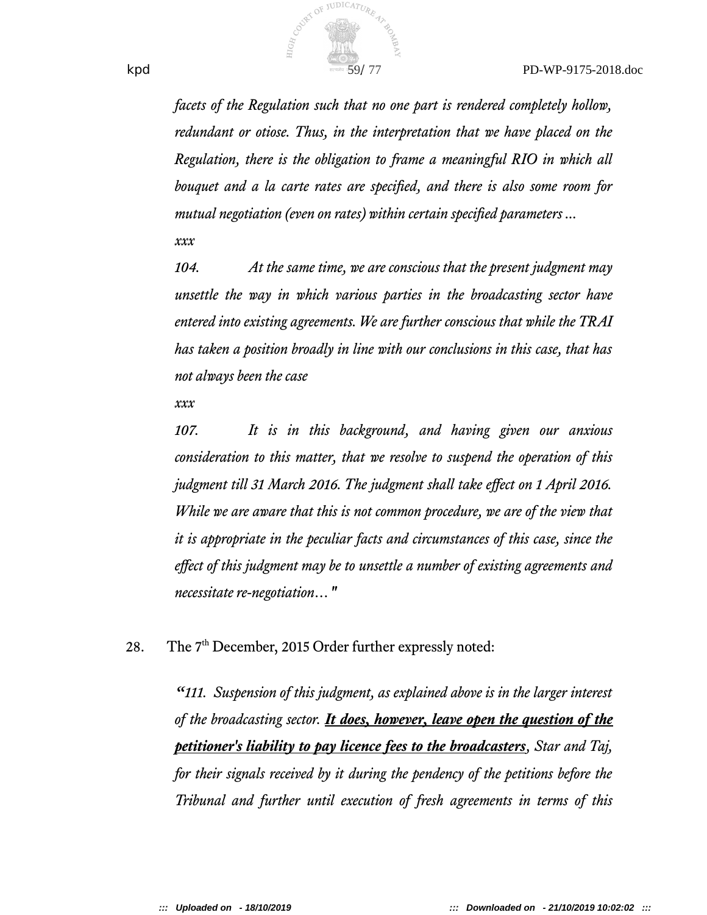*facets of the Regulation such that no one part is rendered completely hollow, redundant or otiose. Thus, in the interpretation that we have placed on the Regulation, there is the obligation to frame a meaningful RIO in which all bouquet and a la carte rates are specified, and there is also some room for mutual negotiation (even on rates) within certain specified parameters ...*

*xxx*

*104. At the same time, we are conscious that the present judgment may unsettle the way in which various parties in the broadcasting sector have entered into existing agreements. We are further conscious that while the TRAI has taken a position broadly in line with our conclusions in this case, that has not always been the case*

*xxx*

*107. It is in this background, and having given our anxious consideration to this matter, that we resolve to suspend the operation of this judgment till 31 March 2016. The judgment shall take effect on 1 April 2016. While we are aware that this is not common procedure, we are of the view that it is appropriate in the peculiar facts and circumstances of this case, since the effect of this judgment may be to unsettle a number of existing agreements and necessitate re-negotiation…"*

28. The 7th December, 2015 Order further expressly noted:

*"111. Suspension of this judgment, as explained above is in the larger interest of the broadcasting sector.* ***It does, however, leave open the question of the petitioner's liability to pay licence fees to the broadcasters****, Star and Taj, for their signals received by it during the pendency of the petitions before the Tribunal and further until execution of fresh agreements in terms of this*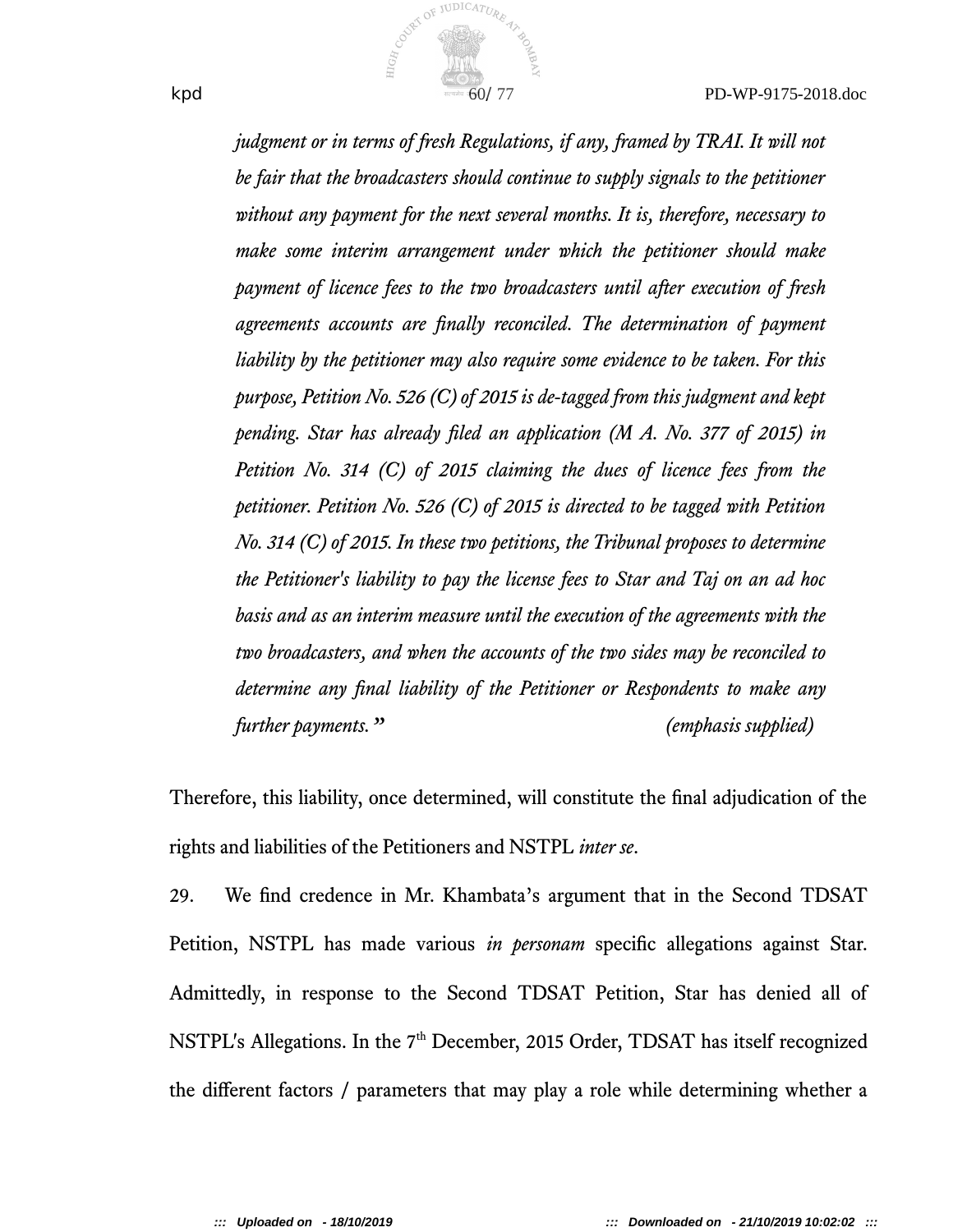> *judgment or in terms of fresh Regulations, if any, framed by TRAI. It will not be fair that the broadcasters should continue to supply signals to the petitioner without any payment for the next several months. It is, therefore, necessary to make some interim arrangement under which the petitioner should make payment of licence fees to the two broadcasters until after execution of fresh agreements accounts are finally reconciled. The determination of payment liability by the petitioner may also require some evidence to be taken. For this purpose, Petition No. 526 (C) of 2015 is de-tagged from this judgment and kept pending. Star has already filed an application (M A. No. 377 of 2015) in Petition No. 314 (C) of 2015 claiming the dues of licence fees from the petitioner. Petition No. 526 (C) of 2015 is directed to be tagged with Petition No. 314 (C) of 2015. In these two petitions, the Tribunal proposes to determine the Petitioner's liability to pay the license fees to Star and Taj on an ad hoc basis and as an interim measure until the execution of the agreements with the two broadcasters, and when the accounts of the two sides may be reconciled to determine any final liability of the Petitioner or Respondents to make any further payments."* *(emphasis supplied)*

Therefore, this liability, once determined, will constitute the final adjudication of the rights and liabilities of the Petitioners and NSTPL *inter se*.

29. We find credence in Mr. Khambata's argument that in the Second TDSAT Petition, NSTPL has made various *in personam* specific allegations against Star. Admittedly, in response to the Second TDSAT Petition, Star has denied all of NSTPL's Allegations. In the 7th December, 2015 Order, TDSAT has itself recognized the different factors / parameters that may play a role while determining whether a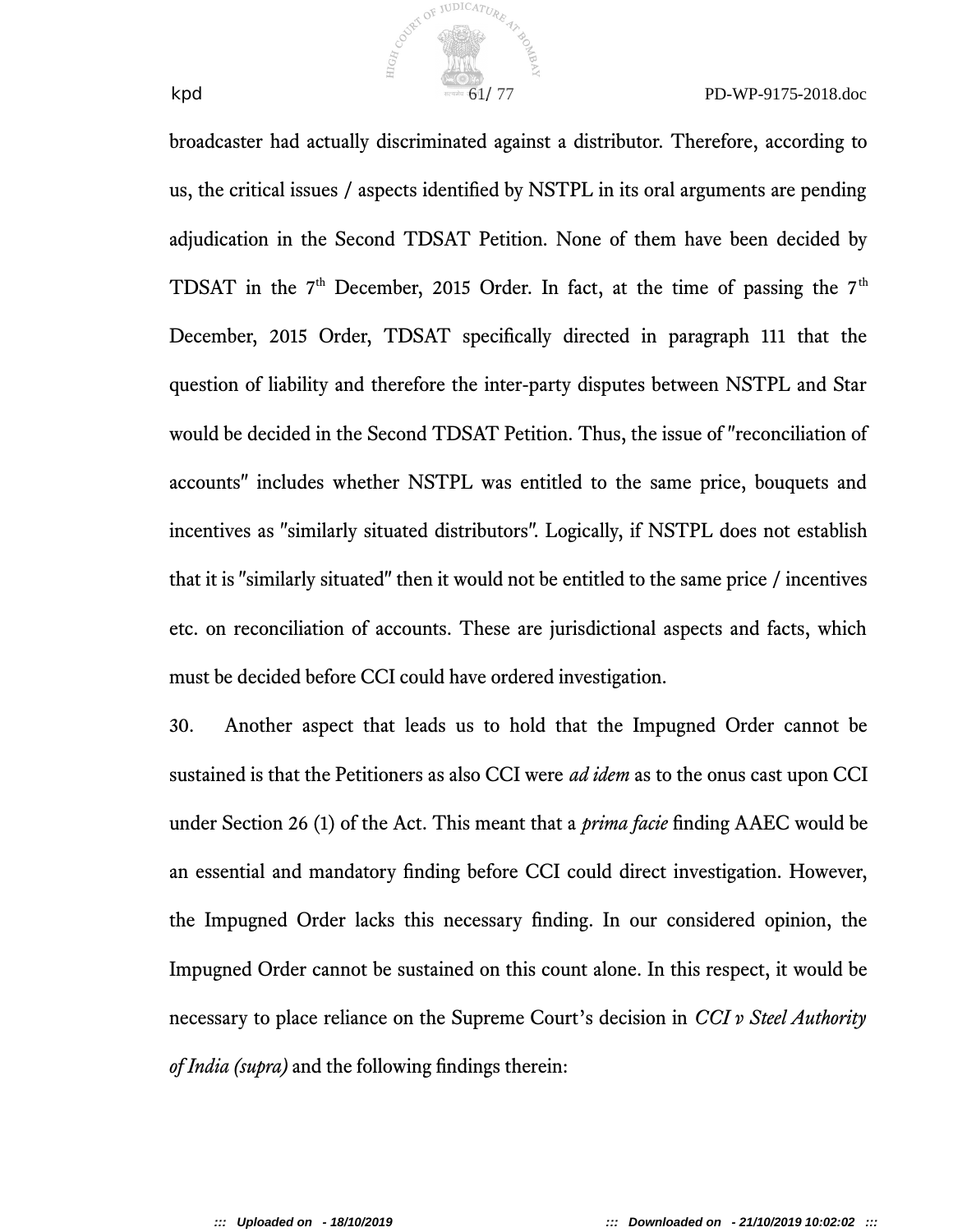broadcaster had actually discriminated against a distributor. Therefore, according to us, the critical issues / aspects identified by NSTPL in its oral arguments are pending adjudication in the Second TDSAT Petition. None of them have been decided by TDSAT in the 7th December, 2015 Order. In fact, at the time of passing the 7th December, 2015 Order, TDSAT specifically directed in paragraph 111 that the question of liability and therefore the inter-party disputes between NSTPL and Star would be decided in the Second TDSAT Petition. Thus, the issue of "reconciliation of accounts" includes whether NSTPL was entitled to the same price, bouquets and incentives as "similarly situated distributors". Logically, if NSTPL does not establish that it is "similarly situated" then it would not be entitled to the same price / incentives etc. on reconciliation of accounts. These are jurisdictional aspects and facts, which must be decided before CCI could have ordered investigation.

30. Another aspect that leads us to hold that the Impugned Order cannot be sustained is that the Petitioners as also CCI were *ad idem* as to the onus cast upon CCI under Section 26 (1) of the Act. This meant that a *prima facie* finding AAEC would be an essential and mandatory finding before CCI could direct investigation. However, the Impugned Order lacks this necessary finding. In our considered opinion, the Impugned Order cannot be sustained on this count alone. In this respect, it would be necessary to place reliance on the Supreme Court's decision in *CCI v Steel Authority of India (supra)* and the following findings therein: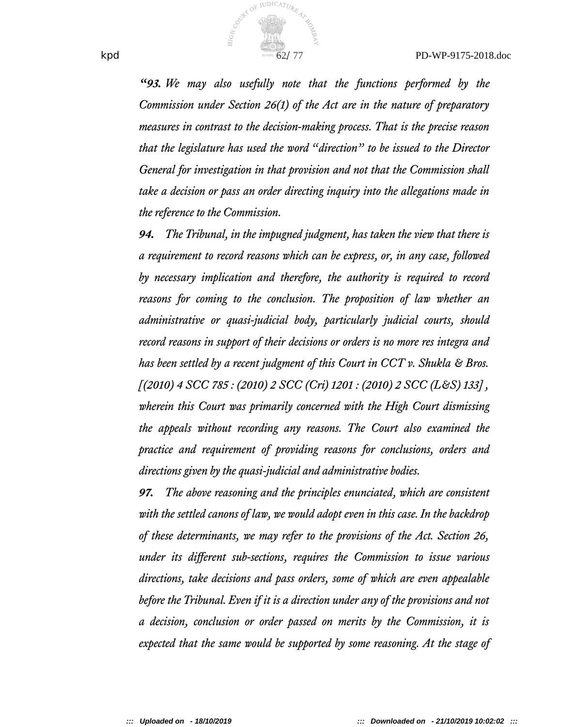*"**93.** We may also usefully note that the functions performed by the Commission under Section 26(1) of the Act are in the nature of preparatory measures in contrast to the decision-making process. That is the precise reason that the legislature has used the word "direction" to be issued to the Director General for investigation in that provision and not that the Commission shall take a decision or pass an order directing inquiry into the allegations made in the reference to the Commission.*

***94.** The Tribunal, in the impugned judgment, has taken the view that there is a requirement to record reasons which can be express, or, in any case, followed by necessary implication and therefore, the authority is required to record reasons for coming to the conclusion. The proposition of law whether an administrative or quasi-judicial body, particularly judicial courts, should record reasons in support of their decisions or orders is no more res integra and has been settled by a recent judgment of this Court in CCT v. Shukla & Bros. [(2010) 4 SCC 785 : (2010) 2 SCC (Cri) 1201 : (2010) 2 SCC (L&S) 133], wherein this Court was primarily concerned with the High Court dismissing the appeals without recording any reasons. The Court also examined the practice and requirement of providing reasons for conclusions, orders and directions given by the quasi-judicial and administrative bodies.*

***97.** The above reasoning and the principles enunciated, which are consistent with the settled canons of law, we would adopt even in this case. In the backdrop of these determinants, we may refer to the provisions of the Act. Section 26, under its different sub-sections, requires the Commission to issue various directions, take decisions and pass orders, some of which are even appealable before the Tribunal. Even if it is a direction under any of the provisions and not a decision, conclusion or order passed on merits by the Commission, it is expected that the same would be supported by some reasoning. At the stage of*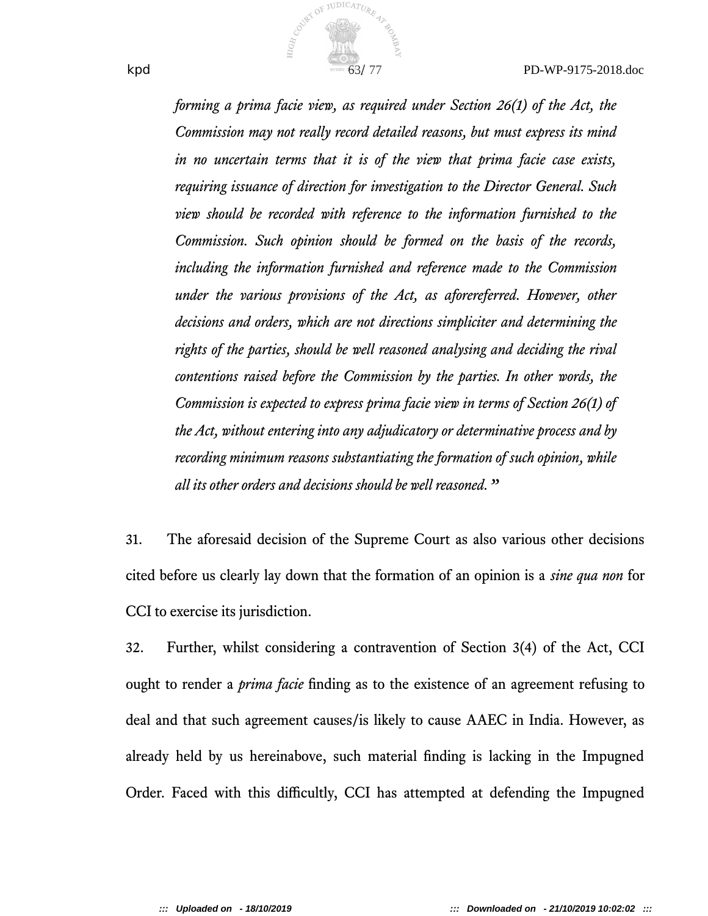*forming a prima facie view, as required under Section 26(1) of the Act, the Commission may not really record detailed reasons, but must express its mind in no uncertain terms that it is of the view that prima facie case exists, requiring issuance of direction for investigation to the Director General. Such view should be recorded with reference to the information furnished to the Commission. Such opinion should be formed on the basis of the records, including the information furnished and reference made to the Commission under the various provisions of the Act, as aforereferred. However, other decisions and orders, which are not directions simpliciter and determining the rights of the parties, should be well reasoned analysing and deciding the rival contentions raised before the Commission by the parties. In other words, the Commission is expected to express prima facie view in terms of Section 26(1) of the Act, without entering into any adjudicatory or determinative process and by recording minimum reasons substantiating the formation of such opinion, while all its other orders and decisions should be well reasoned.*"

31. The aforesaid decision of the Supreme Court as also various other decisions cited before us clearly lay down that the formation of an opinion is a *sine qua non* for CCI to exercise its jurisdiction.

32. Further, whilst considering a contravention of Section 3(4) of the Act, CCI ought to render a *prima facie* finding as to the existence of an agreement refusing to deal and that such agreement causes/is likely to cause AAEC in India. However, as already held by us hereinabove, such material finding is lacking in the Impugned Order. Faced with this difficultly, CCI has attempted at defending the Impugned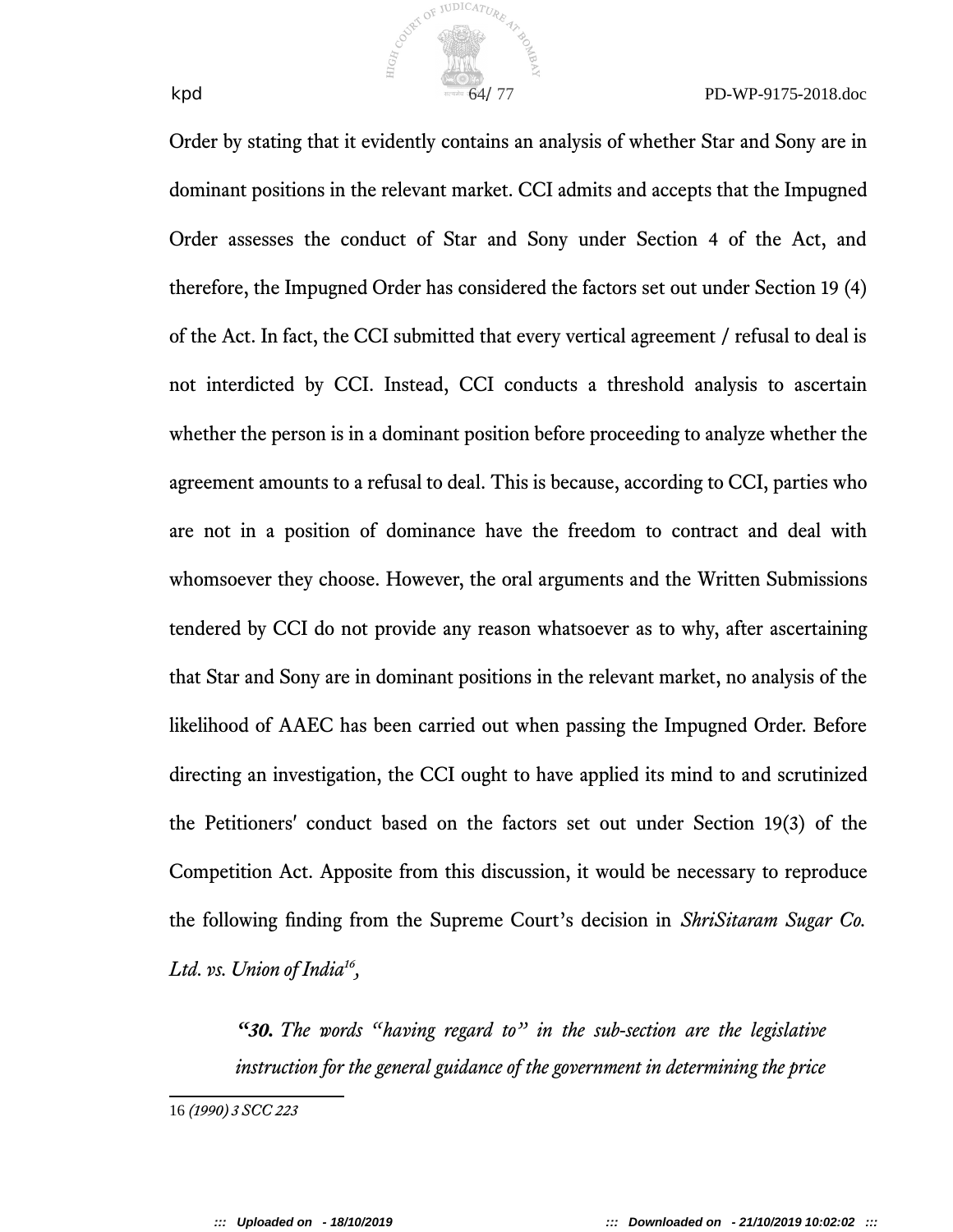Order by stating that it evidently contains an analysis of whether Star and Sony are in dominant positions in the relevant market. CCI admits and accepts that the Impugned Order assesses the conduct of Star and Sony under Section 4 of the Act, and therefore, the Impugned Order has considered the factors set out under Section 19 (4) of the Act. In fact, the CCI submitted that every vertical agreement / refusal to deal is not interdicted by CCI. Instead, CCI conducts a threshold analysis to ascertain whether the person is in a dominant position before proceeding to analyze whether the agreement amounts to a refusal to deal. This is because, according to CCI, parties who are not in a position of dominance have the freedom to contract and deal with whomsoever they choose. However, the oral arguments and the Written Submissions tendered by CCI do not provide any reason whatsoever as to why, after ascertaining that Star and Sony are in dominant positions in the relevant market, no analysis of the likelihood of AAEC has been carried out when passing the Impugned Order. Before directing an investigation, the CCI ought to have applied its mind to and scrutinized the Petitioners' conduct based on the factors set out under Section 19(3) of the Competition Act. Apposite from this discussion, it would be necessary to reproduce the following finding from the Supreme Court's decision in *ShriSitaram Sugar Co. Ltd. vs. Union of India*[16],

> ***"30.*** *The words "having regard to" in the sub-section are the legislative instruction for the general guidance of the government in determining the price*

---

16 *(1990) 3 SCC 223*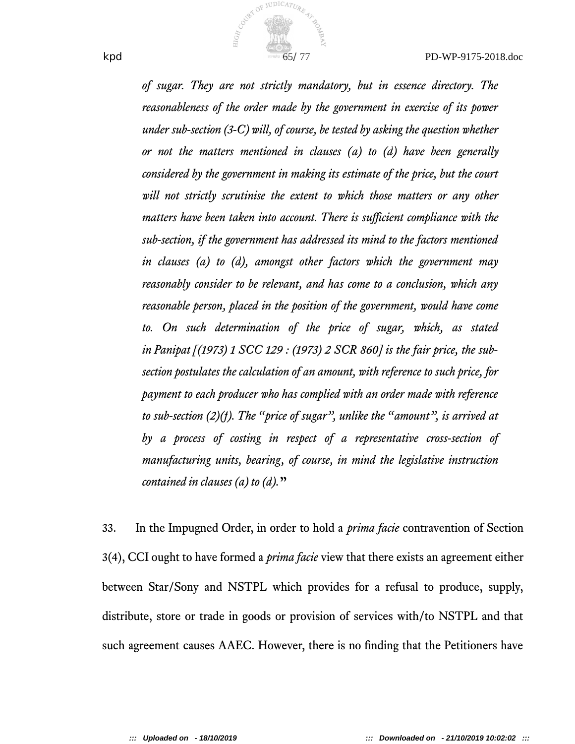*of sugar. They are not strictly mandatory, but in essence directory. The reasonableness of the order made by the government in exercise of its power under sub-section (3-C) will, of course, be tested by asking the question whether or not the matters mentioned in clauses (a) to (d) have been generally considered by the government in making its estimate of the price, but the court will not strictly scrutinise the extent to which those matters or any other matters have been taken into account. There is sufficient compliance with the sub-section, if the government has addressed its mind to the factors mentioned in clauses (a) to (d), amongst other factors which the government may reasonably consider to be relevant, and has come to a conclusion, which any reasonable person, placed in the position of the government, would have come to. On such determination of the price of sugar, which, as stated in Panipat [(1973) 1 SCC 129 : (1973) 2 SCR 860] is the fair price, the sub-section postulates the calculation of an amount, with reference to such price, for payment to each producer who has complied with an order made with reference to sub-section (2)(f). The "price of sugar", unlike the "amount", is arrived at by a process of costing in respect of a representative cross-section of manufacturing units, bearing, of course, in mind the legislative instruction contained in clauses (a) to (d).*"

33. In the Impugned Order, in order to hold a *prima facie* contravention of Section 3(4), CCI ought to have formed a *prima facie* view that there exists an agreement either between Star/Sony and NSTPL which provides for a refusal to produce, supply, distribute, store or trade in goods or provision of services with/to NSTPL and that such agreement causes AAEC. However, there is no finding that the Petitioners have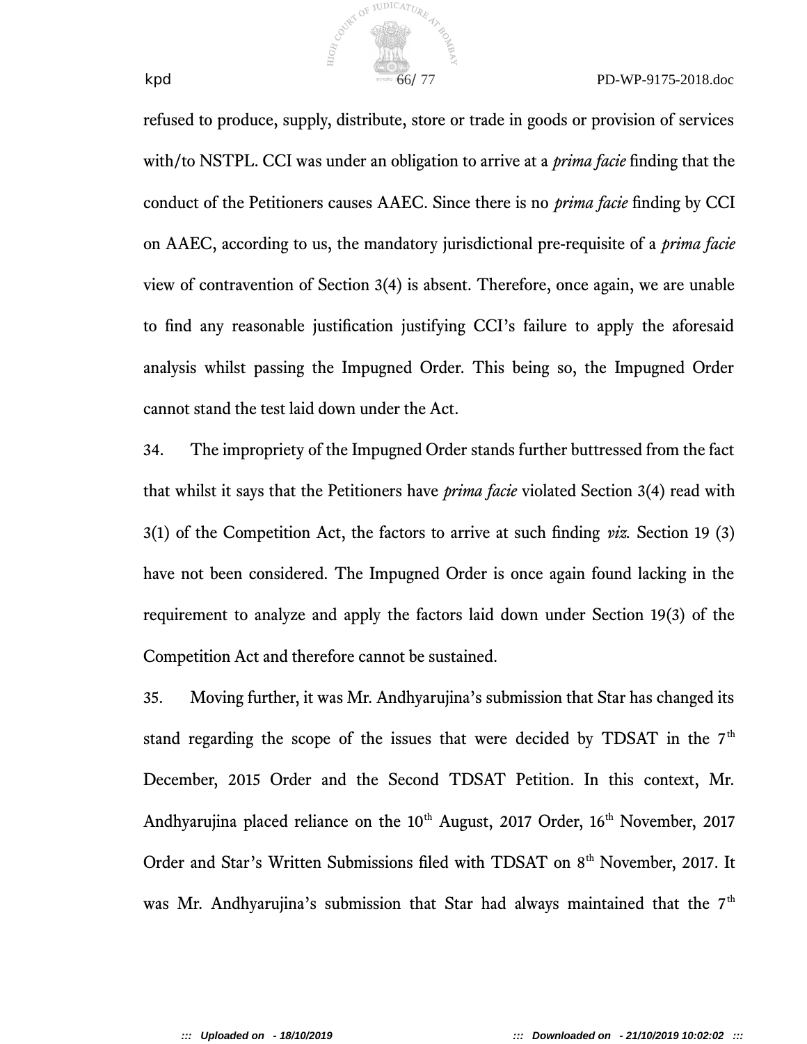refused to produce, supply, distribute, store or trade in goods or provision of services with/to NSTPL. CCI was under an obligation to arrive at a *prima facie* finding that the conduct of the Petitioners causes AAEC. Since there is no *prima facie* finding by CCI on AAEC, according to us, the mandatory jurisdictional pre-requisite of a *prima facie* view of contravention of Section 3(4) is absent. Therefore, once again, we are unable to find any reasonable justification justifying CCI's failure to apply the aforesaid analysis whilst passing the Impugned Order. This being so, the Impugned Order cannot stand the test laid down under the Act.

34. The impropriety of the Impugned Order stands further buttressed from the fact that whilst it says that the Petitioners have *prima facie* violated Section 3(4) read with 3(1) of the Competition Act, the factors to arrive at such finding *viz.* Section 19 (3) have not been considered. The Impugned Order is once again found lacking in the requirement to analyze and apply the factors laid down under Section 19(3) of the Competition Act and therefore cannot be sustained.

35. Moving further, it was Mr. Andhyarujina's submission that Star has changed its stand regarding the scope of the issues that were decided by TDSAT in the 7th December, 2015 Order and the Second TDSAT Petition. In this context, Mr. Andhyarujina placed reliance on the 10th August, 2017 Order, 16th November, 2017 Order and Star's Written Submissions filed with TDSAT on 8th November, 2017. It was Mr. Andhyarujina's submission that Star had always maintained that the 7th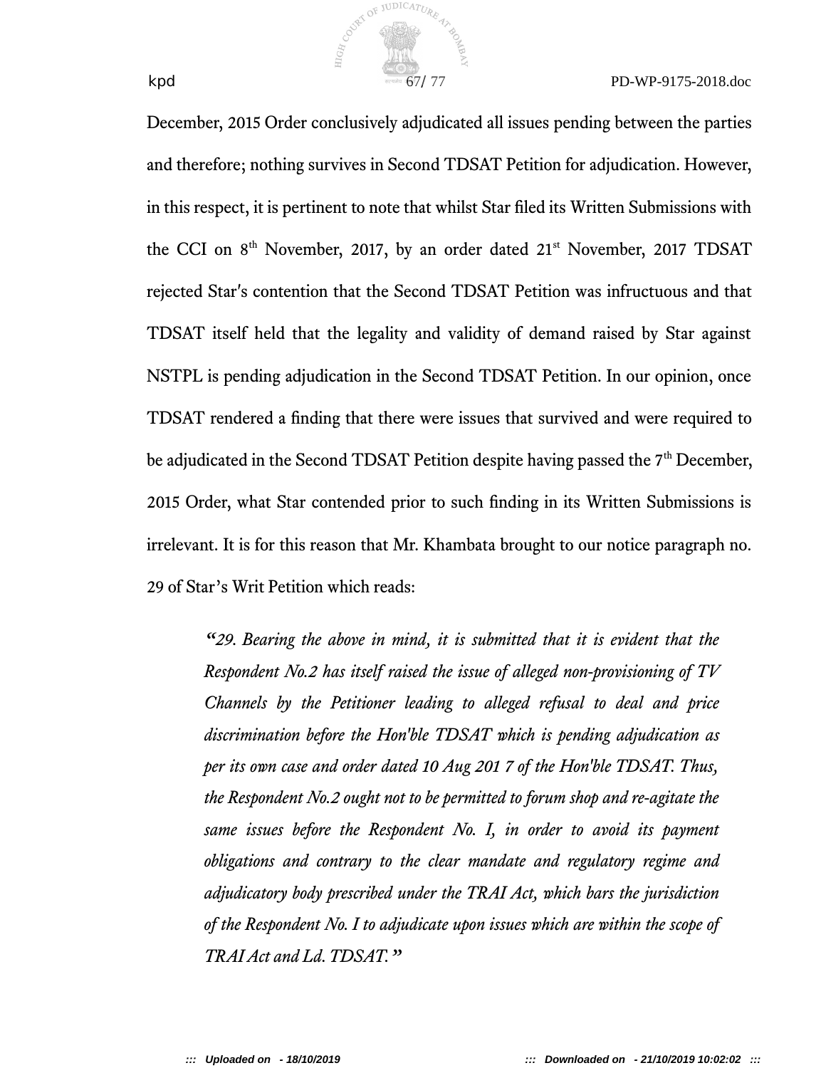December, 2015 Order conclusively adjudicated all issues pending between the parties and therefore; nothing survives in Second TDSAT Petition for adjudication. However, in this respect, it is pertinent to note that whilst Star filed its Written Submissions with the CCI on 8th November, 2017, by an order dated 21st November, 2017 TDSAT rejected Star's contention that the Second TDSAT Petition was infructuous and that TDSAT itself held that the legality and validity of demand raised by Star against NSTPL is pending adjudication in the Second TDSAT Petition. In our opinion, once TDSAT rendered a finding that there were issues that survived and were required to be adjudicated in the Second TDSAT Petition despite having passed the 7th December, 2015 Order, what Star contended prior to such finding in its Written Submissions is irrelevant. It is for this reason that Mr. Khambata brought to our notice paragraph no. 29 of Star's Writ Petition which reads:

> *"29. Bearing the above in mind, it is submitted that it is evident that the Respondent No.2 has itself raised the issue of alleged non-provisioning of TV Channels by the Petitioner leading to alleged refusal to deal and price discrimination before the Hon'ble TDSAT which is pending adjudication as per its own case and order dated 10 Aug 201 7 of the Hon'ble TDSAT. Thus, the Respondent No.2 ought not to be permitted to forum shop and re-agitate the same issues before the Respondent No. I, in order to avoid its payment obligations and contrary to the clear mandate and regulatory regime and adjudicatory body prescribed under the TRAI Act, which bars the jurisdiction of the Respondent No. I to adjudicate upon issues which are within the scope of TRAI Act and Ld. TDSAT."*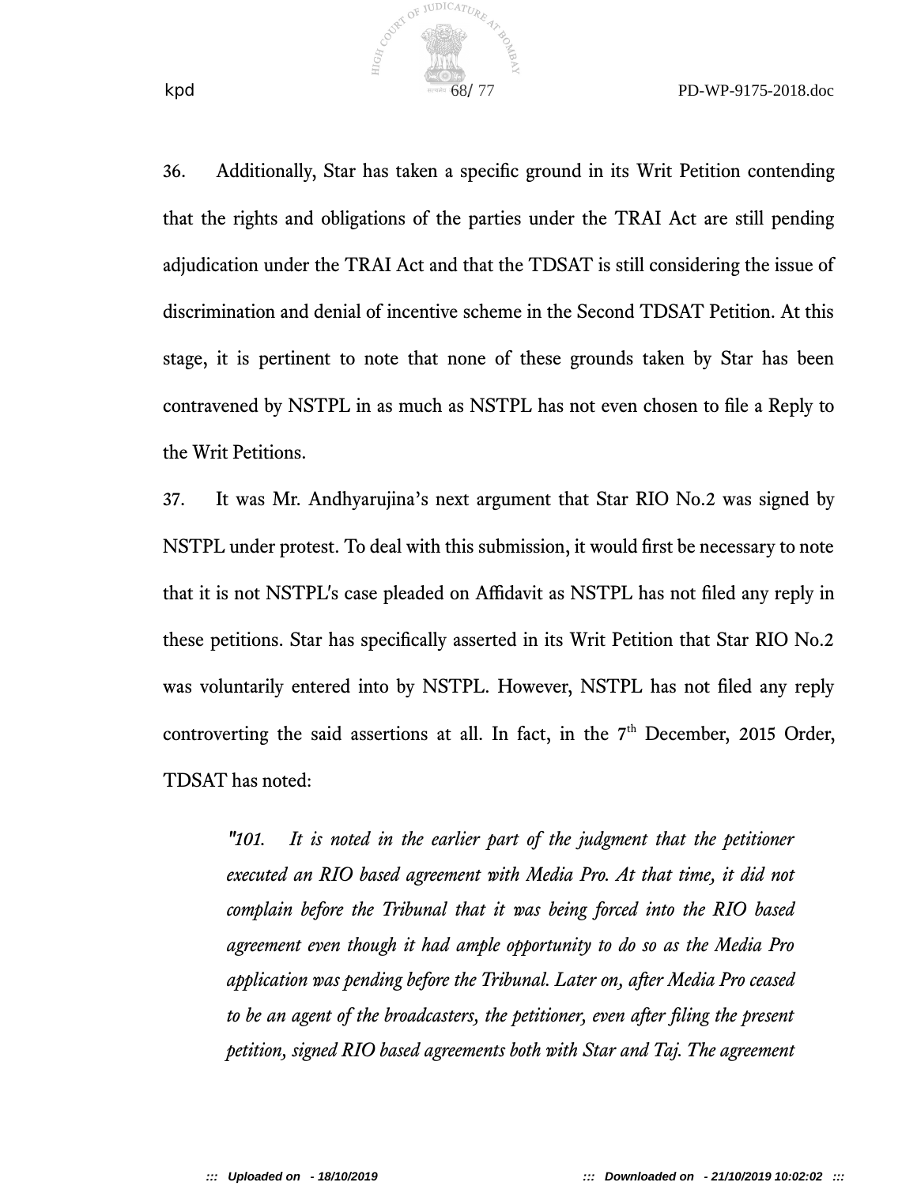36. Additionally, Star has taken a specific ground in its Writ Petition contending that the rights and obligations of the parties under the TRAI Act are still pending adjudication under the TRAI Act and that the TDSAT is still considering the issue of discrimination and denial of incentive scheme in the Second TDSAT Petition. At this stage, it is pertinent to note that none of these grounds taken by Star has been contravened by NSTPL in as much as NSTPL has not even chosen to file a Reply to the Writ Petitions.

37. It was Mr. Andhyarujina's next argument that Star RIO No.2 was signed by NSTPL under protest. To deal with this submission, it would first be necessary to note that it is not NSTPL's case pleaded on Affidavit as NSTPL has not filed any reply in these petitions. Star has specifically asserted in its Writ Petition that Star RIO No.2 was voluntarily entered into by NSTPL. However, NSTPL has not filed any reply controverting the said assertions at all. In fact, in the 7th December, 2015 Order, TDSAT has noted:

> *"101. It is noted in the earlier part of the judgment that the petitioner executed an RIO based agreement with Media Pro. At that time, it did not complain before the Tribunal that it was being forced into the RIO based agreement even though it had ample opportunity to do so as the Media Pro application was pending before the Tribunal. Later on, after Media Pro ceased to be an agent of the broadcasters, the petitioner, even after filing the present petition, signed RIO based agreements both with Star and Taj. The agreement*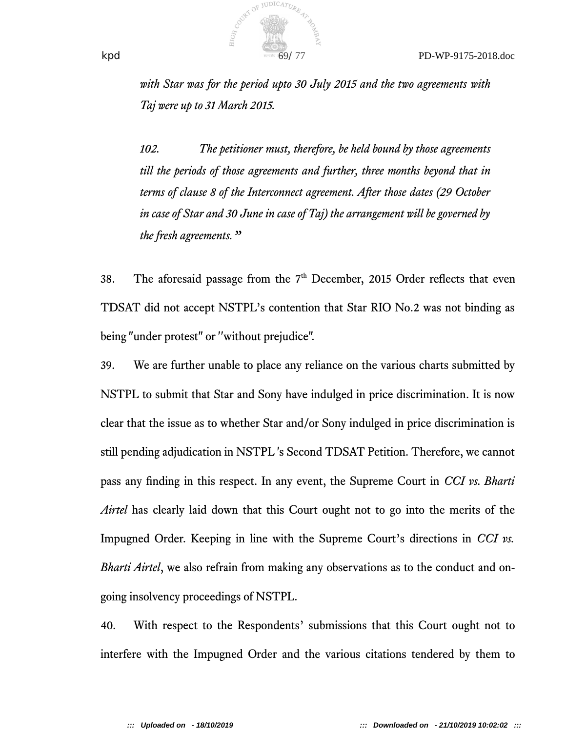*with Star was for the period upto 30 July 2015 and the two agreements with Taj were up to 31 March 2015.*

*102. The petitioner must, therefore, be held bound by those agreements till the periods of those agreements and further, three months beyond that in terms of clause 8 of the Interconnect agreement. After those dates (29 October in case of Star and 30 June in case of Taj) the arrangement will be governed by the fresh agreements.* "

38. The aforesaid passage from the 7th December, 2015 Order reflects that even TDSAT did not accept NSTPL's contention that Star RIO No.2 was not binding as being "under protest" or "without prejudice".

39. We are further unable to place any reliance on the various charts submitted by NSTPL to submit that Star and Sony have indulged in price discrimination. It is now clear that the issue as to whether Star and/or Sony indulged in price discrimination is still pending adjudication in NSTPL's Second TDSAT Petition. Therefore, we cannot pass any finding in this respect. In any event, the Supreme Court in *CCI vs. Bharti Airtel* has clearly laid down that this Court ought not to go into the merits of the Impugned Order. Keeping in line with the Supreme Court's directions in *CCI vs. Bharti Airtel*, we also refrain from making any observations as to the conduct and on-going insolvency proceedings of NSTPL.

40. With respect to the Respondents' submissions that this Court ought not to interfere with the Impugned Order and the various citations tendered by them to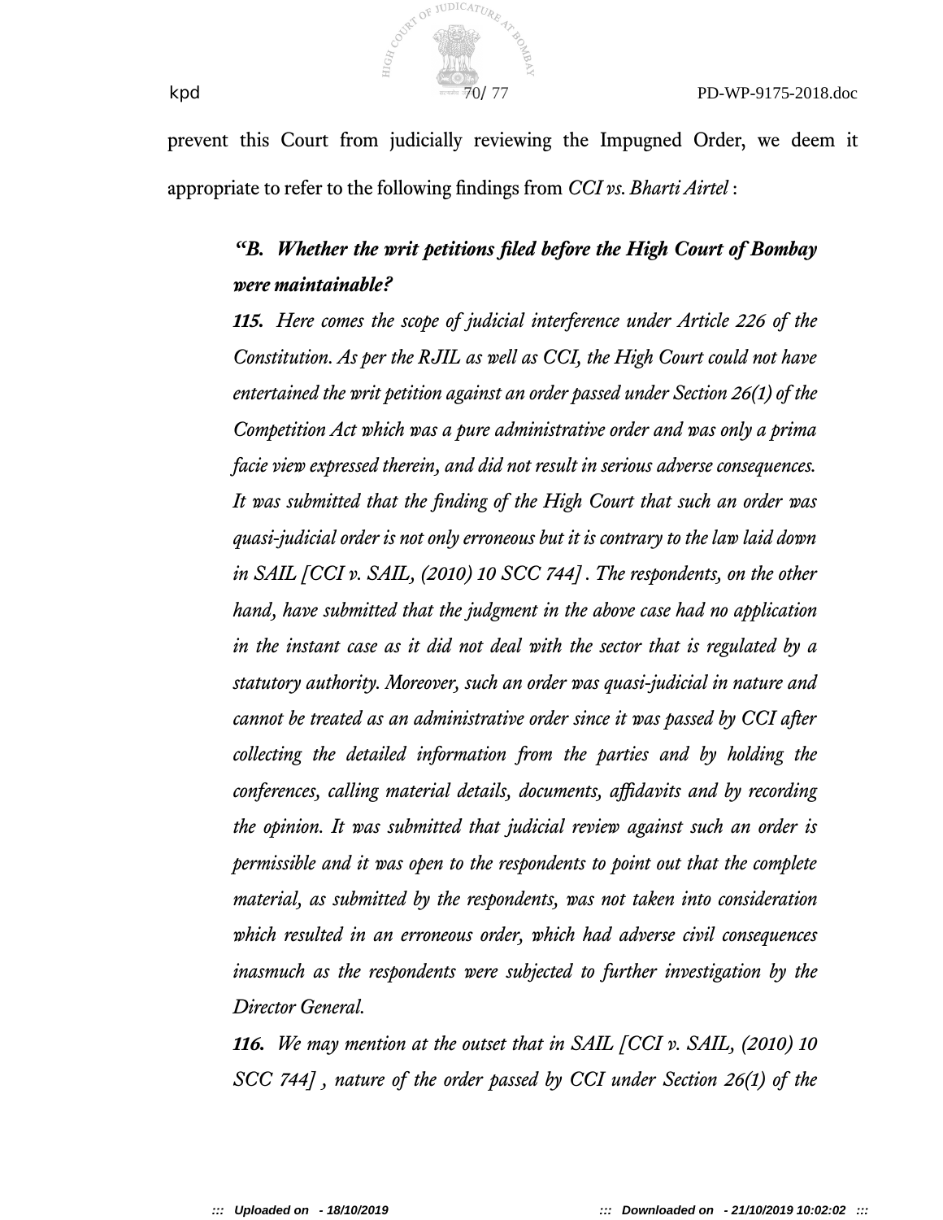prevent this Court from judicially reviewing the Impugned Order, we deem it appropriate to refer to the following findings from *CCI vs. Bharti Airtel* :

> ***"B. Whether the writ petitions filed before the High Court of Bombay were maintainable?***
>
> ***115.*** *Here comes the scope of judicial interference under Article 226 of the Constitution. As per the RJIL as well as CCI, the High Court could not have entertained the writ petition against an order passed under Section 26(1) of the Competition Act which was a pure administrative order and was only a prima facie view expressed therein, and did not result in serious adverse consequences. It was submitted that the finding of the High Court that such an order was quasi-judicial order is not only erroneous but it is contrary to the law laid down in SAIL [CCI v. SAIL, (2010) 10 SCC 744] . The respondents, on the other hand, have submitted that the judgment in the above case had no application in the instant case as it did not deal with the sector that is regulated by a statutory authority. Moreover, such an order was quasi-judicial in nature and cannot be treated as an administrative order since it was passed by CCI after collecting the detailed information from the parties and by holding the conferences, calling material details, documents, affidavits and by recording the opinion. It was submitted that judicial review against such an order is permissible and it was open to the respondents to point out that the complete material, as submitted by the respondents, was not taken into consideration which resulted in an erroneous order, which had adverse civil consequences inasmuch as the respondents were subjected to further investigation by the Director General.*
>
> ***116.*** *We may mention at the outset that in SAIL [CCI v. SAIL, (2010) 10 SCC 744] , nature of the order passed by CCI under Section 26(1) of the*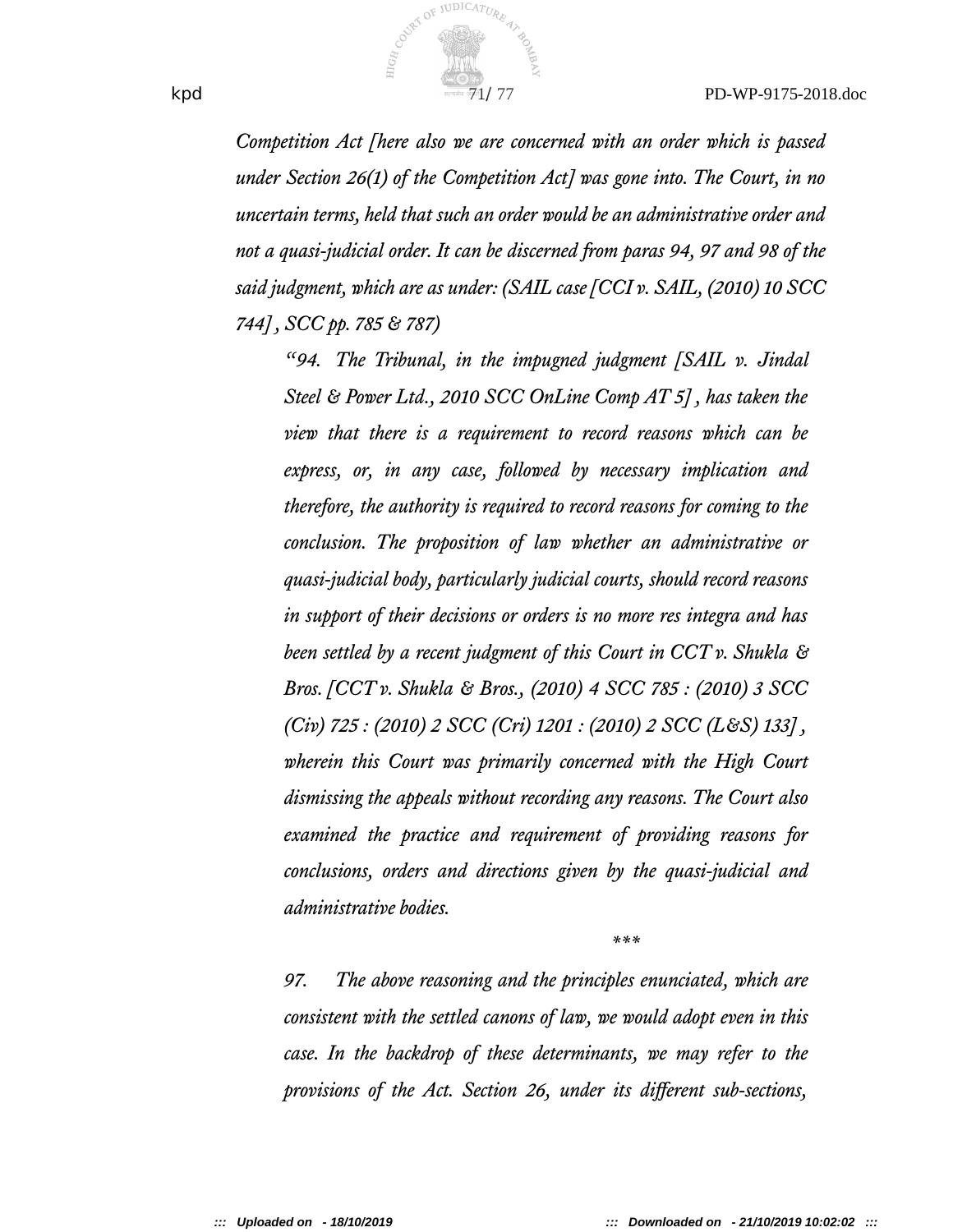*Competition Act [here also we are concerned with an order which is passed under Section 26(1) of the Competition Act] was gone into. The Court, in no uncertain terms, held that such an order would be an administrative order and not a quasi-judicial order. It can be discerned from paras 94, 97 and 98 of the said judgment, which are as under: (SAIL case [CCI v. SAIL, (2010) 10 SCC 744], SCC pp. 785 & 787)*

> *"94. The Tribunal, in the impugned judgment [SAIL v. Jindal Steel & Power Ltd., 2010 SCC OnLine Comp AT 5], has taken the view that there is a requirement to record reasons which can be express, or, in any case, followed by necessary implication and therefore, the authority is required to record reasons for coming to the conclusion. The proposition of law whether an administrative or quasi-judicial body, particularly judicial courts, should record reasons in support of their decisions or orders is no more res integra and has been settled by a recent judgment of this Court in CCT v. Shukla & Bros. [CCT v. Shukla & Bros., (2010) 4 SCC 785 : (2010) 3 SCC (Civ) 725 : (2010) 2 SCC (Cri) 1201 : (2010) 2 SCC (L&S) 133], wherein this Court was primarily concerned with the High Court dismissing the appeals without recording any reasons. The Court also examined the practice and requirement of providing reasons for conclusions, orders and directions given by the quasi-judicial and administrative bodies.*
>
> \*\*\*
>
> *97. The above reasoning and the principles enunciated, which are consistent with the settled canons of law, we would adopt even in this case. In the backdrop of these determinants, we may refer to the provisions of the Act. Section 26, under its different sub-sections,*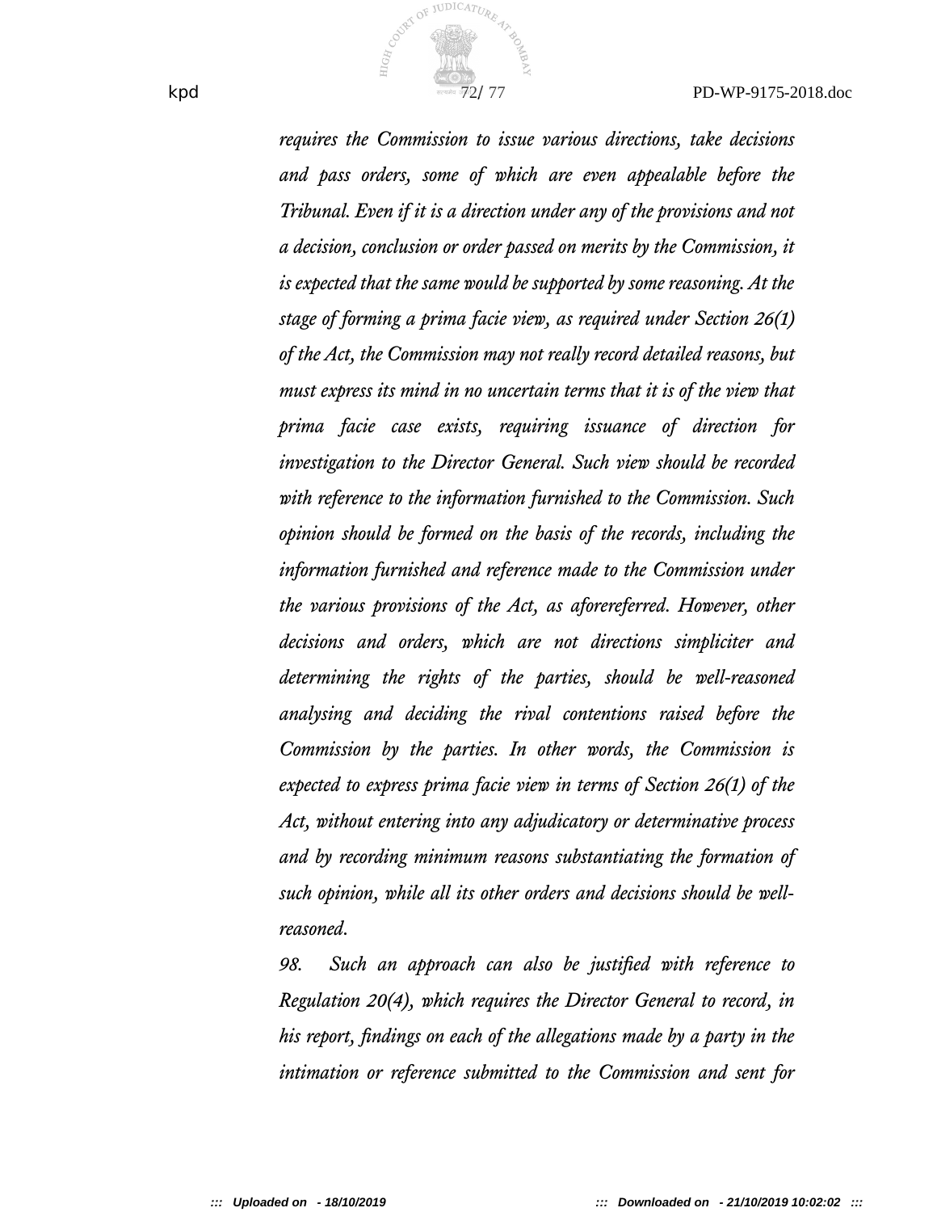*requires the Commission to issue various directions, take decisions and pass orders, some of which are even appealable before the Tribunal. Even if it is a direction under any of the provisions and not a decision, conclusion or order passed on merits by the Commission, it is expected that the same would be supported by some reasoning. At the stage of forming a prima facie view, as required under Section 26(1) of the Act, the Commission may not really record detailed reasons, but must express its mind in no uncertain terms that it is of the view that prima facie case exists, requiring issuance of direction for investigation to the Director General. Such view should be recorded with reference to the information furnished to the Commission. Such opinion should be formed on the basis of the records, including the information furnished and reference made to the Commission under the various provisions of the Act, as aforereferred. However, other decisions and orders, which are not directions simpliciter and determining the rights of the parties, should be well-reasoned analysing and deciding the rival contentions raised before the Commission by the parties. In other words, the Commission is expected to express prima facie view in terms of Section 26(1) of the Act, without entering into any adjudicatory or determinative process and by recording minimum reasons substantiating the formation of such opinion, while all its other orders and decisions should be well-reasoned.*

*98. Such an approach can also be justified with reference to Regulation 20(4), which requires the Director General to record, in his report, findings on each of the allegations made by a party in the intimation or reference submitted to the Commission and sent for*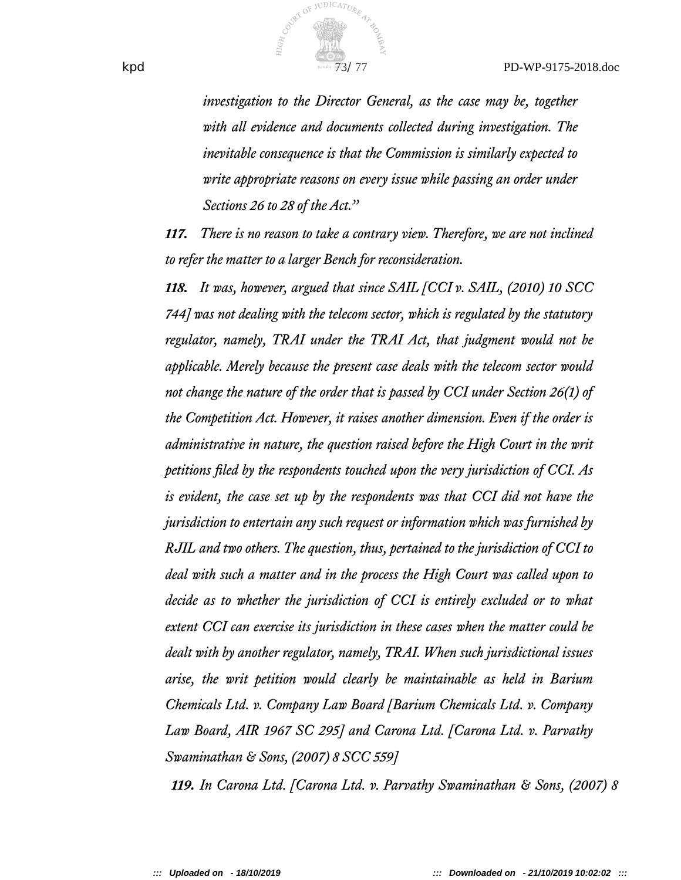*investigation to the Director General, as the case may be, together with all evidence and documents collected during investigation. The inevitable consequence is that the Commission is similarly expected to write appropriate reasons on every issue while passing an order under Sections 26 to 28 of the Act."*

***117.*** *There is no reason to take a contrary view. Therefore, we are not inclined to refer the matter to a larger Bench for reconsideration.*

***118.*** *It was, however, argued that since SAIL [CCI v. SAIL, (2010) 10 SCC 744] was not dealing with the telecom sector, which is regulated by the statutory regulator, namely, TRAI under the TRAI Act, that judgment would not be applicable. Merely because the present case deals with the telecom sector would not change the nature of the order that is passed by CCI under Section 26(1) of the Competition Act. However, it raises another dimension. Even if the order is administrative in nature, the question raised before the High Court in the writ petitions filed by the respondents touched upon the very jurisdiction of CCI. As is evident, the case set up by the respondents was that CCI did not have the jurisdiction to entertain any such request or information which was furnished by RJIL and two others. The question, thus, pertained to the jurisdiction of CCI to deal with such a matter and in the process the High Court was called upon to decide as to whether the jurisdiction of CCI is entirely excluded or to what extent CCI can exercise its jurisdiction in these cases when the matter could be dealt with by another regulator, namely, TRAI. When such jurisdictional issues arise, the writ petition would clearly be maintainable as held in Barium Chemicals Ltd. v. Company Law Board [Barium Chemicals Ltd. v. Company Law Board, AIR 1967 SC 295] and Carona Ltd. [Carona Ltd. v. Parvathy Swaminathan & Sons, (2007) 8 SCC 559]*

***119.*** *In Carona Ltd. [Carona Ltd. v. Parvathy Swaminathan & Sons, (2007) 8*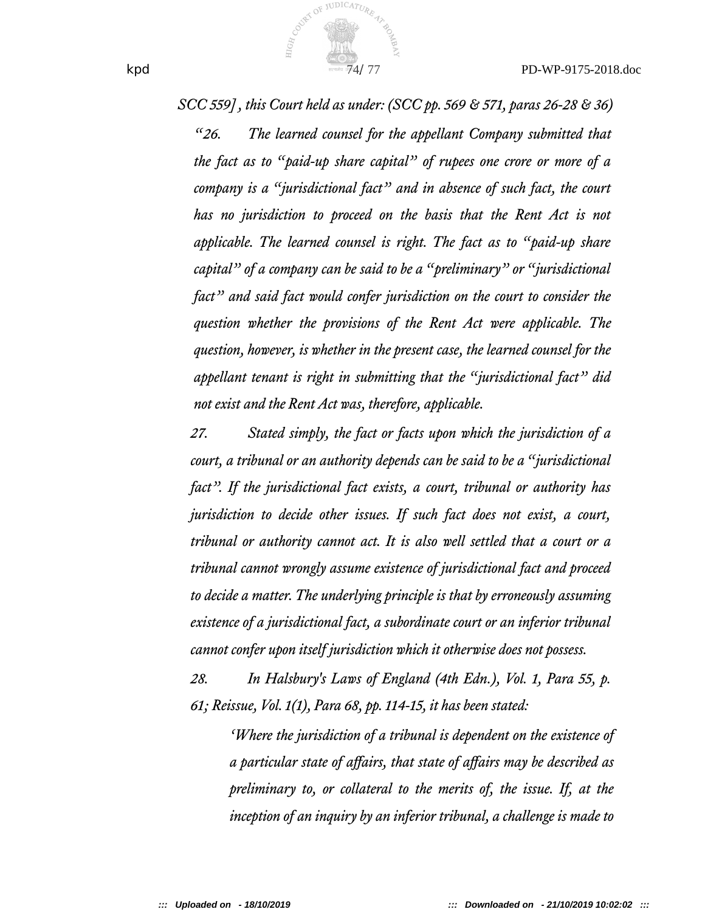*SCC 559], this Court held as under: (SCC pp. 569 & 571, paras 26-28 & 36)*

> *"26. The learned counsel for the appellant Company submitted that the fact as to "paid-up share capital" of rupees one crore or more of a company is a "jurisdictional fact" and in absence of such fact, the court has no jurisdiction to proceed on the basis that the Rent Act is not applicable. The learned counsel is right. The fact as to "paid-up share capital" of a company can be said to be a "preliminary" or "jurisdictional fact" and said fact would confer jurisdiction on the court to consider the question whether the provisions of the Rent Act were applicable. The question, however, is whether in the present case, the learned counsel for the appellant tenant is right in submitting that the "jurisdictional fact" did not exist and the Rent Act was, therefore, applicable.*
>
> *27. Stated simply, the fact or facts upon which the jurisdiction of a court, a tribunal or an authority depends can be said to be a "jurisdictional fact". If the jurisdictional fact exists, a court, tribunal or authority has jurisdiction to decide other issues. If such fact does not exist, a court, tribunal or authority cannot act. It is also well settled that a court or a tribunal cannot wrongly assume existence of jurisdictional fact and proceed to decide a matter. The underlying principle is that by erroneously assuming existence of a jurisdictional fact, a subordinate court or an inferior tribunal cannot confer upon itself jurisdiction which it otherwise does not possess.*
>
> *28. In Halsbury's Laws of England (4th Edn.), Vol. 1, Para 55, p. 61; Reissue, Vol. 1(1), Para 68, pp. 114-15, it has been stated:*
>
>> *'Where the jurisdiction of a tribunal is dependent on the existence of a particular state of affairs, that state of affairs may be described as preliminary to, or collateral to the merits of, the issue. If, at the inception of an inquiry by an inferior tribunal, a challenge is made to*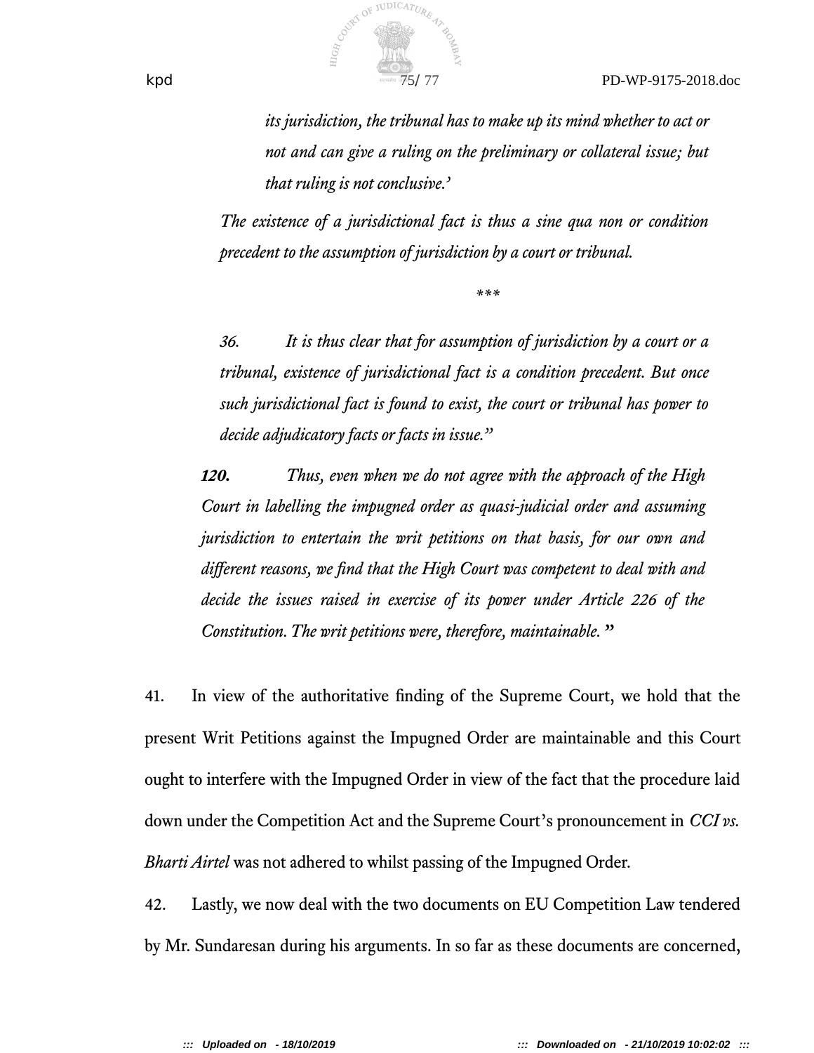*its jurisdiction, the tribunal has to make up its mind whether to act or not and can give a ruling on the preliminary or collateral issue; but that ruling is not conclusive.'*

> *The existence of a jurisdictional fact is thus a sine qua non or condition precedent to the assumption of jurisdiction by a court or tribunal.*
>
> \*\*\*
>
> *36. It is thus clear that for assumption of jurisdiction by a court or a tribunal, existence of jurisdictional fact is a condition precedent. But once such jurisdictional fact is found to exist, the court or tribunal has power to decide adjudicatory facts or facts in issue."*

> ***120.*** *Thus, even when we do not agree with the approach of the High Court in labelling the impugned order as quasi-judicial order and assuming jurisdiction to entertain the writ petitions on that basis, for our own and different reasons, we find that the High Court was competent to deal with and decide the issues raised in exercise of its power under Article 226 of the Constitution. The writ petitions were, therefore, maintainable.* **"**

41. In view of the authoritative finding of the Supreme Court, we hold that the present Writ Petitions against the Impugned Order are maintainable and this Court ought to interfere with the Impugned Order in view of the fact that the procedure laid down under the Competition Act and the Supreme Court's pronouncement in *CCI vs. Bharti Airtel* was not adhered to whilst passing of the Impugned Order.

42. Lastly, we now deal with the two documents on EU Competition Law tendered by Mr. Sundaresan during his arguments. In so far as these documents are concerned,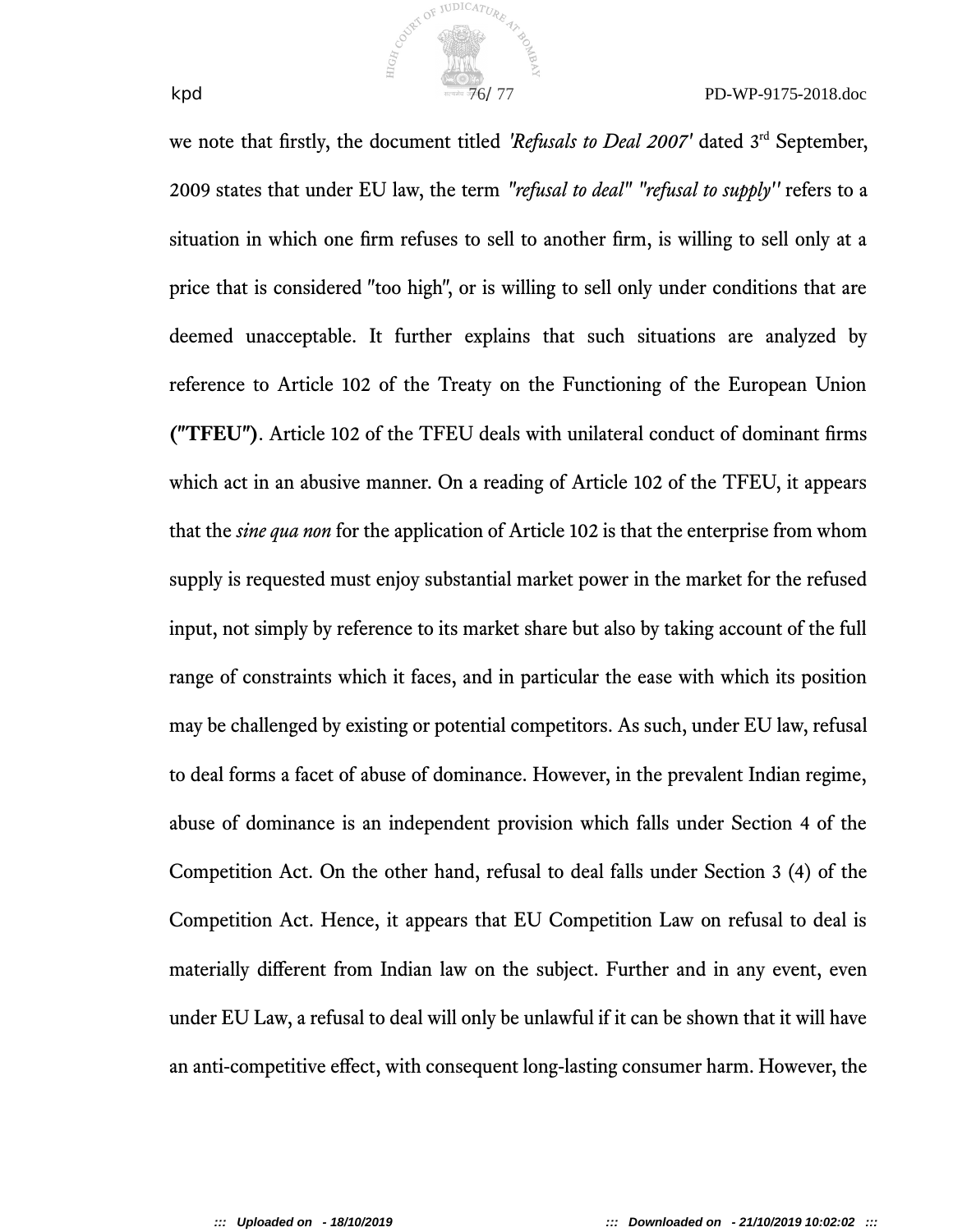we note that firstly, the document titled *'Refusals to Deal 2007'* dated 3rd September, 2009 states that under EU law, the term *"refusal to deal" "refusal to supply"* refers to a situation in which one firm refuses to sell to another firm, is willing to sell only at a price that is considered "too high", or is willing to sell only under conditions that are deemed unacceptable. It further explains that such situations are analyzed by reference to Article 102 of the Treaty on the Functioning of the European Union **("TFEU")**. Article 102 of the TFEU deals with unilateral conduct of dominant firms which act in an abusive manner. On a reading of Article 102 of the TFEU, it appears that the *sine qua non* for the application of Article 102 is that the enterprise from whom supply is requested must enjoy substantial market power in the market for the refused input, not simply by reference to its market share but also by taking account of the full range of constraints which it faces, and in particular the ease with which its position may be challenged by existing or potential competitors. As such, under EU law, refusal to deal forms a facet of abuse of dominance. However, in the prevalent Indian regime, abuse of dominance is an independent provision which falls under Section 4 of the Competition Act. On the other hand, refusal to deal falls under Section 3 (4) of the Competition Act. Hence, it appears that EU Competition Law on refusal to deal is materially different from Indian law on the subject. Further and in any event, even under EU Law, a refusal to deal will only be unlawful if it can be shown that it will have an anti-competitive effect, with consequent long-lasting consumer harm. However, the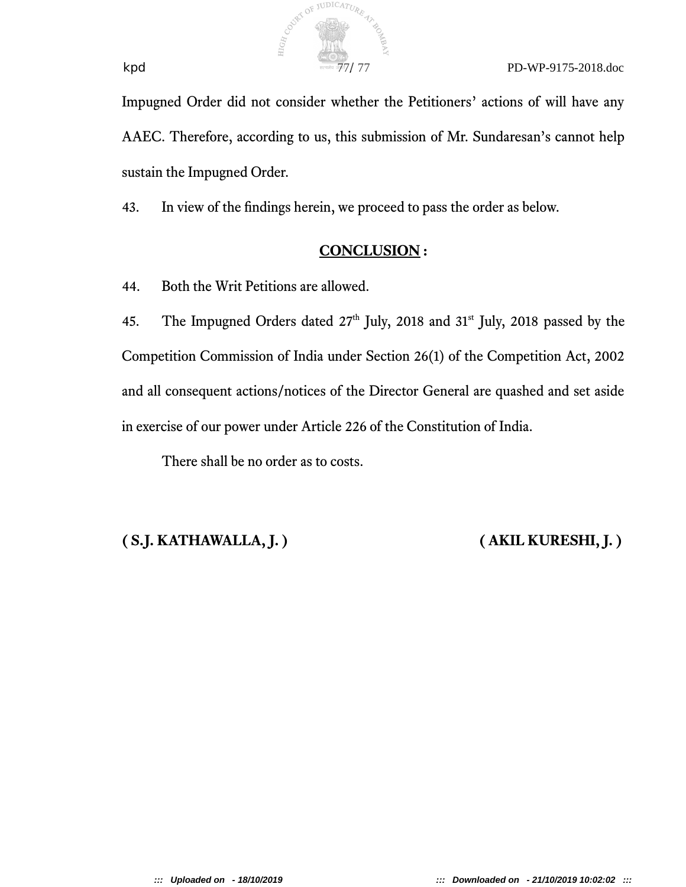Impugned Order did not consider whether the Petitioners' actions of will have any AAEC. Therefore, according to us, this submission of Mr. Sundaresan's cannot help sustain the Impugned Order.

43. In view of the findings herein, we proceed to pass the order as below.

**CONCLUSION :**

44. Both the Writ Petitions are allowed.

45. The Impugned Orders dated 27th July, 2018 and 31st July, 2018 passed by the Competition Commission of India under Section 26(1) of the Competition Act, 2002 and all consequent actions/notices of the Director General are quashed and set aside in exercise of our power under Article 226 of the Constitution of India.

There shall be no order as to costs.

**( S.J. KATHAWALLA, J. )** **( AKIL KURESHI, J. )**